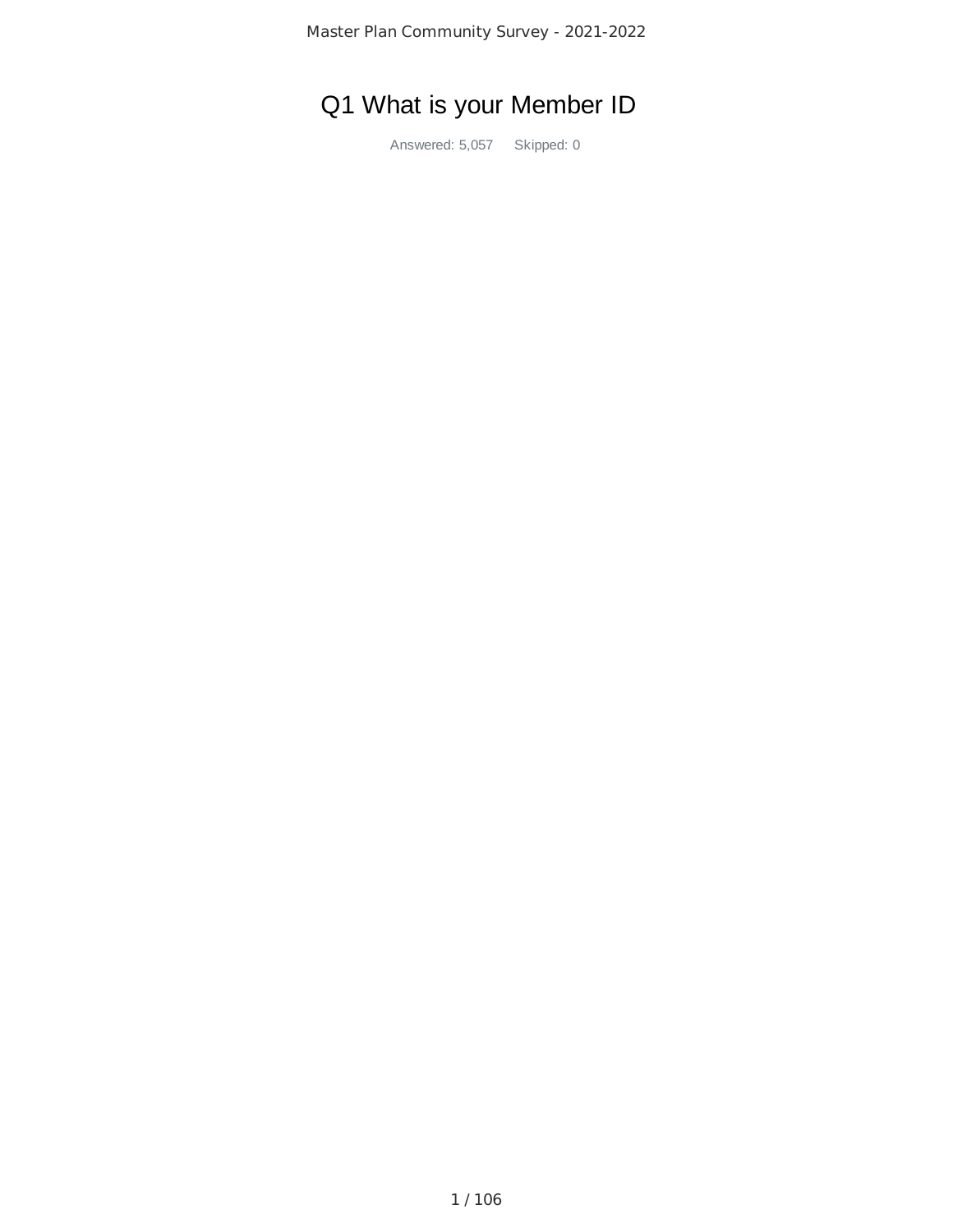# Q1 What is your Member ID

Answered: 5,057 Skipped: 0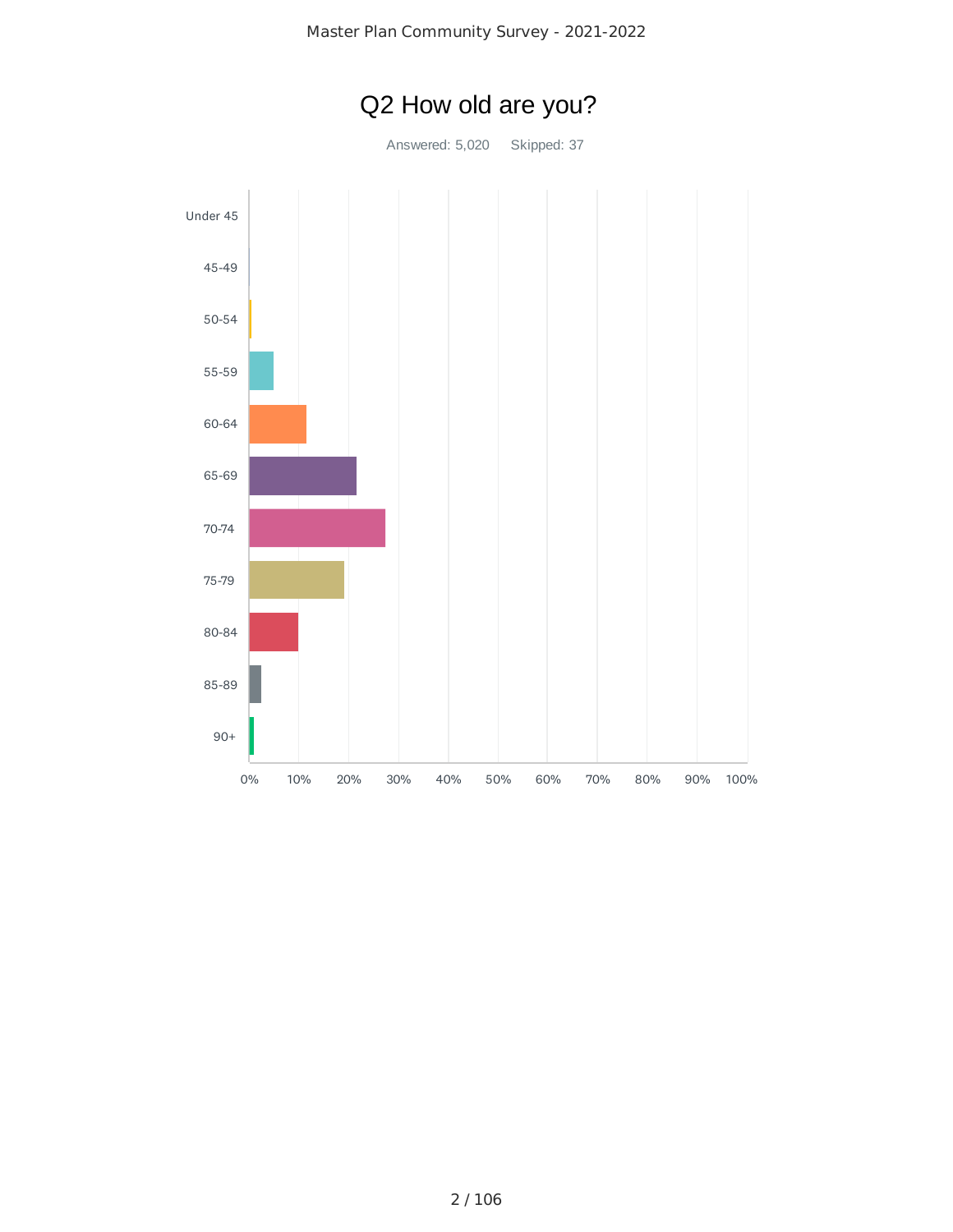# Q2 How old are you?

Answered: 5,020    Skipped: 37

Under 45

45-49

50-54

55-59

60-64

65-69

70-74

75-79

80-84

85-89

90+

0% 10% 20% 30% 40% 50% 60% 70% 80% 90% 100%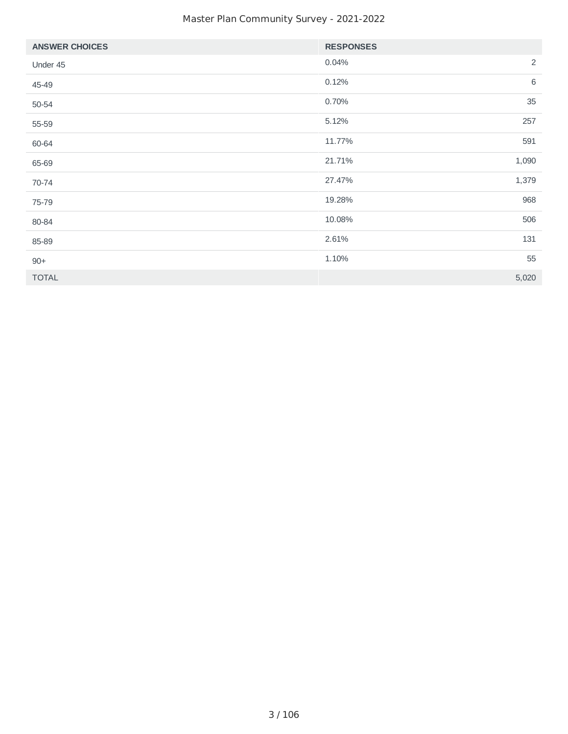| ANSWER CHOICES | RESPONSES | |
| --- | --- | --- |
| Under 45 | 0.04% | 2 |
| 45-49 | 0.12% | 6 |
| 50-54 | 0.70% | 35 |
| 55-59 | 5.12% | 257 |
| 60-64 | 11.77% | 591 |
| 65-69 | 21.71% | 1,090 |
| 70-74 | 27.47% | 1,379 |
| 75-79 | 19.28% | 968 |
| 80-84 | 10.08% | 506 |
| 85-89 | 2.61% | 131 |
| 90+ | 1.10% | 55 |
| TOTAL | | 5,020 |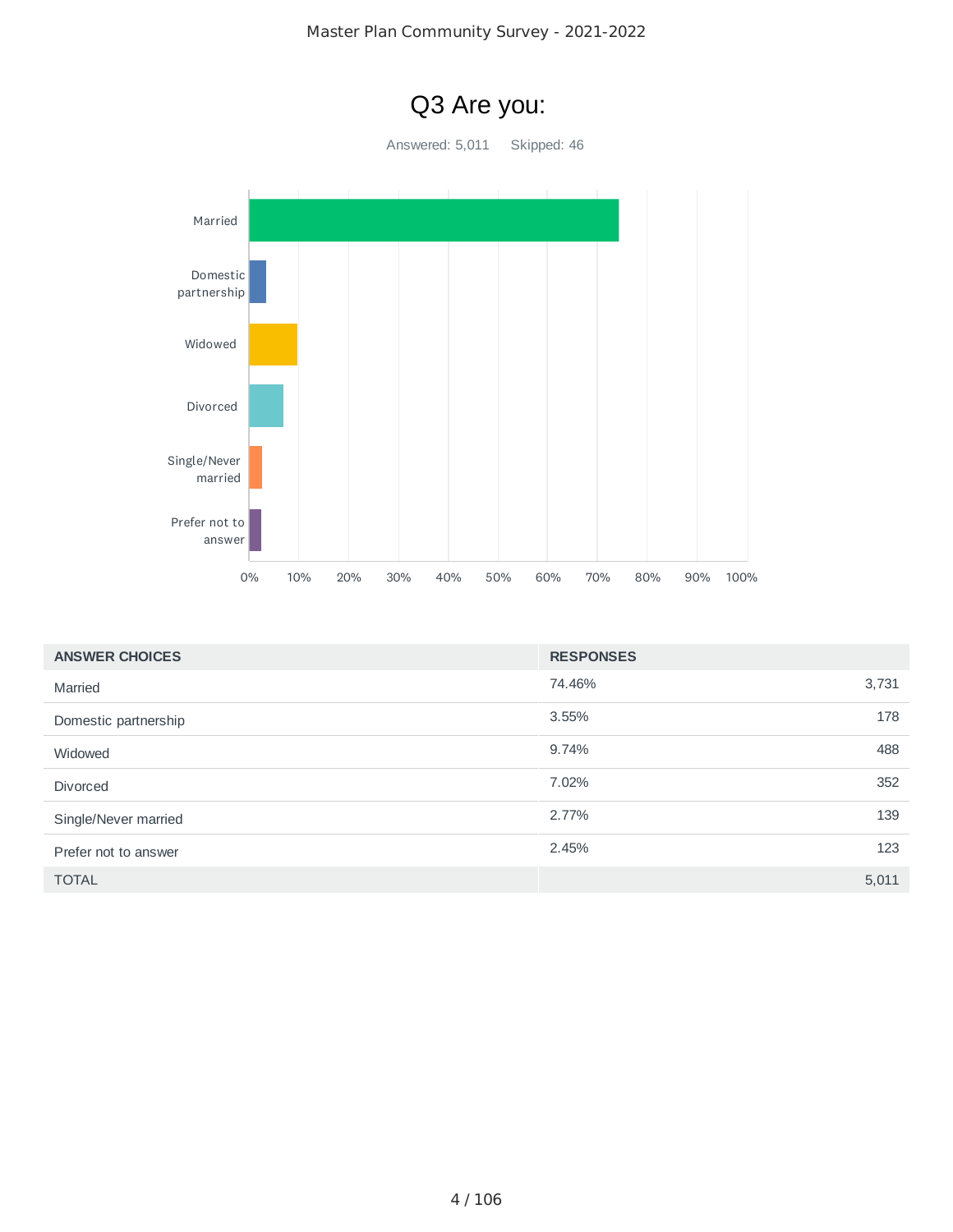# Q3 Are you:

Answered: 5,011    Skipped: 46

Married

Domestic partnership

Widowed

Divorced

Single/Never married

Prefer not to answer

0% 10% 20% 30% 40% 50% 60% 70% 80% 90% 100%

| ANSWER CHOICES | RESPONSES | |
|---|---|---|
| Married | 74.46% | 3,731 |
| Domestic partnership | 3.55% | 178 |
| Widowed | 9.74% | 488 |
| Divorced | 7.02% | 352 |
| Single/Never married | 2.77% | 139 |
| Prefer not to answer | 2.45% | 123 |
| TOTAL | | 5,011 |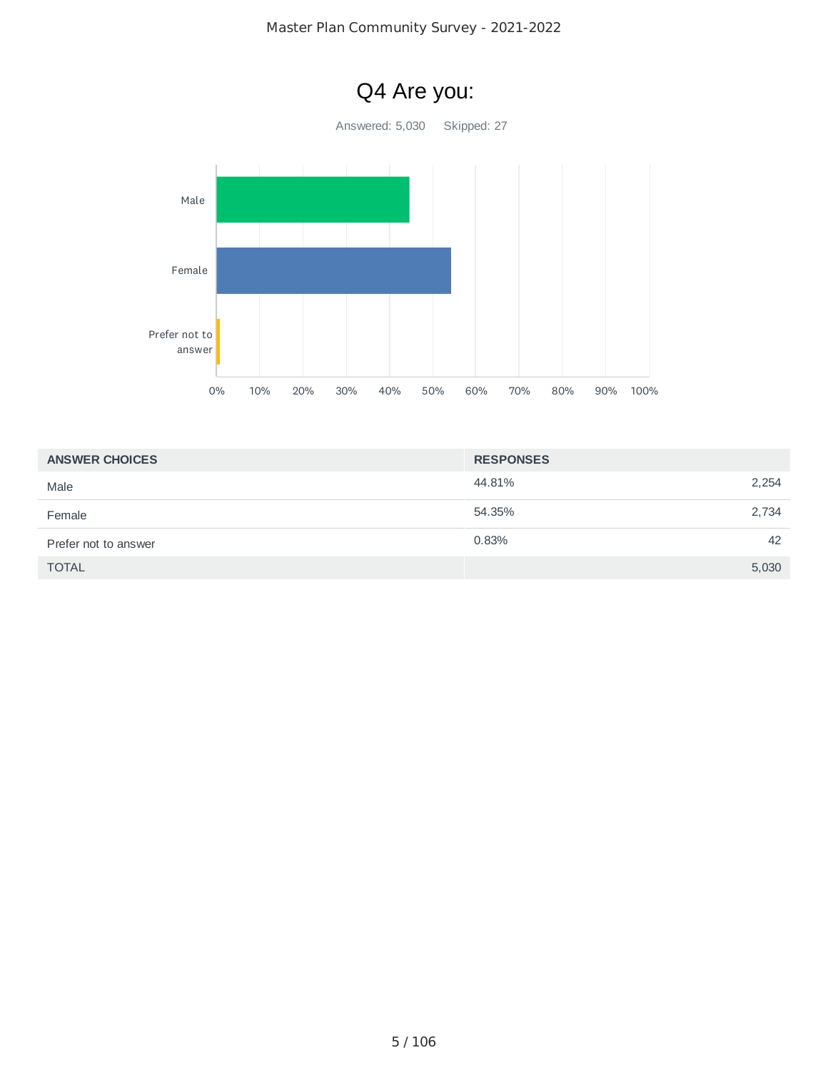# Q4 Are you:

Answered: 5,030 Skipped: 27

Male

Female

Prefer not to answer

0% 10% 20% 30% 40% 50% 60% 70% 80% 90% 100%

| ANSWER CHOICES | RESPONSES | |
|---|---|---|
| Male | 44.81% | 2,254 |
| Female | 54.35% | 2,734 |
| Prefer not to answer | 0.83% | 42 |
| TOTAL | | 5,030 |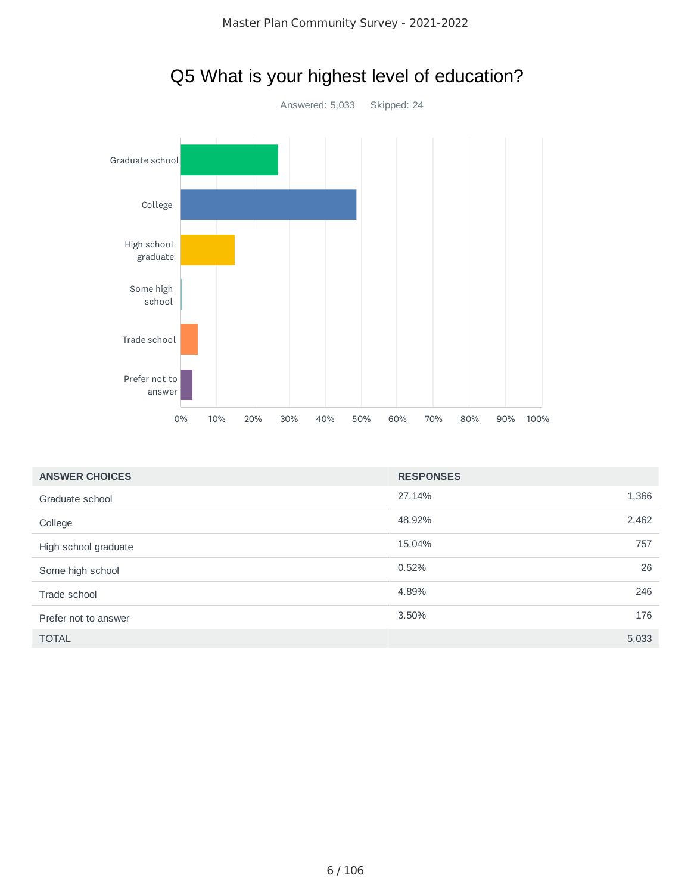# Q5 What is your highest level of education?

Answered: 5,033  Skipped: 24

Graduate school

College

High school graduate

Some high school

Trade school

Prefer not to answer

0% 10% 20% 30% 40% 50% 60% 70% 80% 90% 100%

| ANSWER CHOICES | RESPONSES | |
|---|---|---|
| Graduate school | 27.14% | 1,366 |
| College | 48.92% | 2,462 |
| High school graduate | 15.04% | 757 |
| Some high school | 0.52% | 26 |
| Trade school | 4.89% | 246 |
| Prefer not to answer | 3.50% | 176 |
| TOTAL | | 5,033 |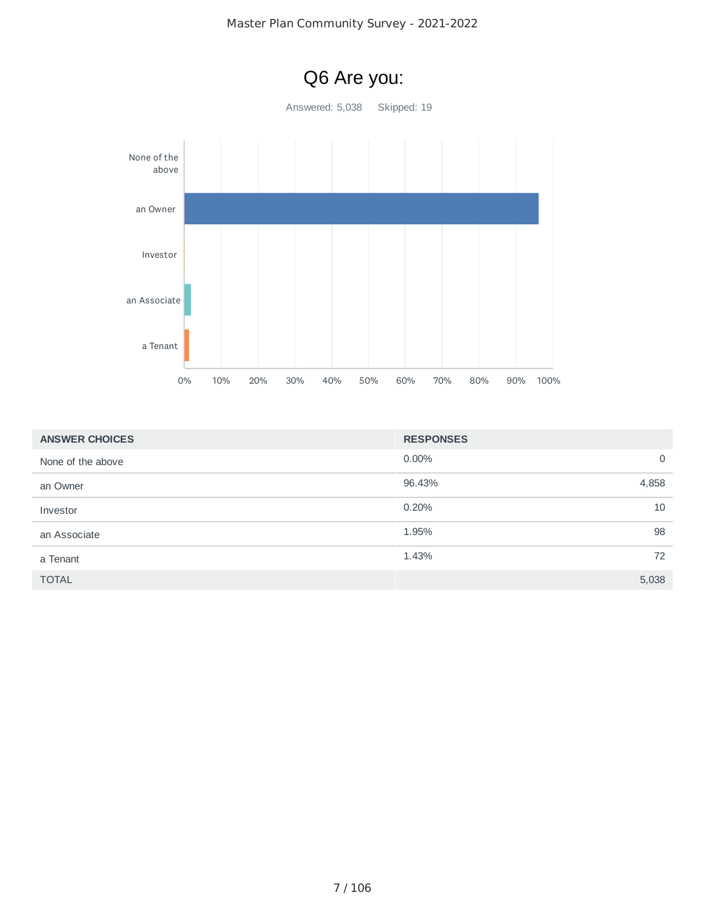# Q6 Are you:

Answered: 5,038 Skipped: 19

| ANSWER CHOICES | RESPONSES | |
|---|---|---|
| None of the above | 0.00% | 0 |
| an Owner | 96.43% | 4,858 |
| Investor | 0.20% | 10 |
| an Associate | 1.95% | 98 |
| a Tenant | 1.43% | 72 |
| TOTAL | | 5,038 |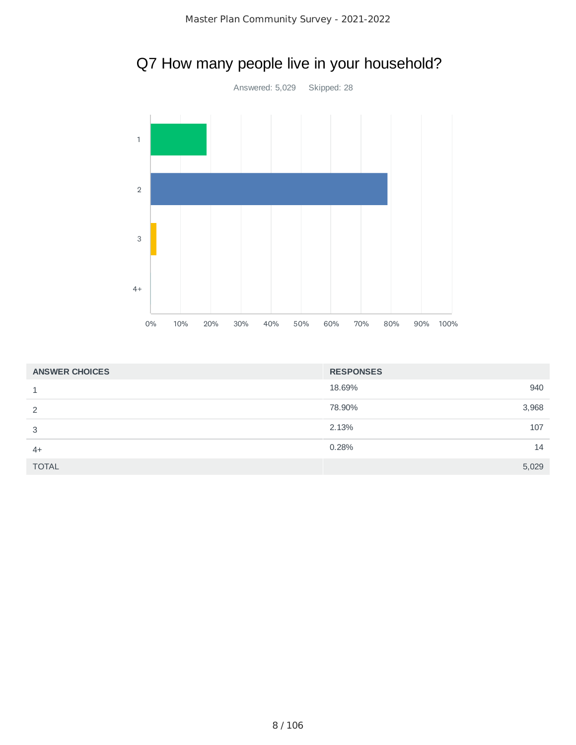# Q7 How many people live in your household?

Answered: 5,029 Skipped: 28

1

2

3

4+

0% 10% 20% 30% 40% 50% 60% 70% 80% 90% 100%

| ANSWER CHOICES | RESPONSES | |
|---|---|---|
| 1 | 18.69% | 940 |
| 2 | 78.90% | 3,968 |
| 3 | 2.13% | 107 |
| 4+ | 0.28% | 14 |
| TOTAL | | 5,029 |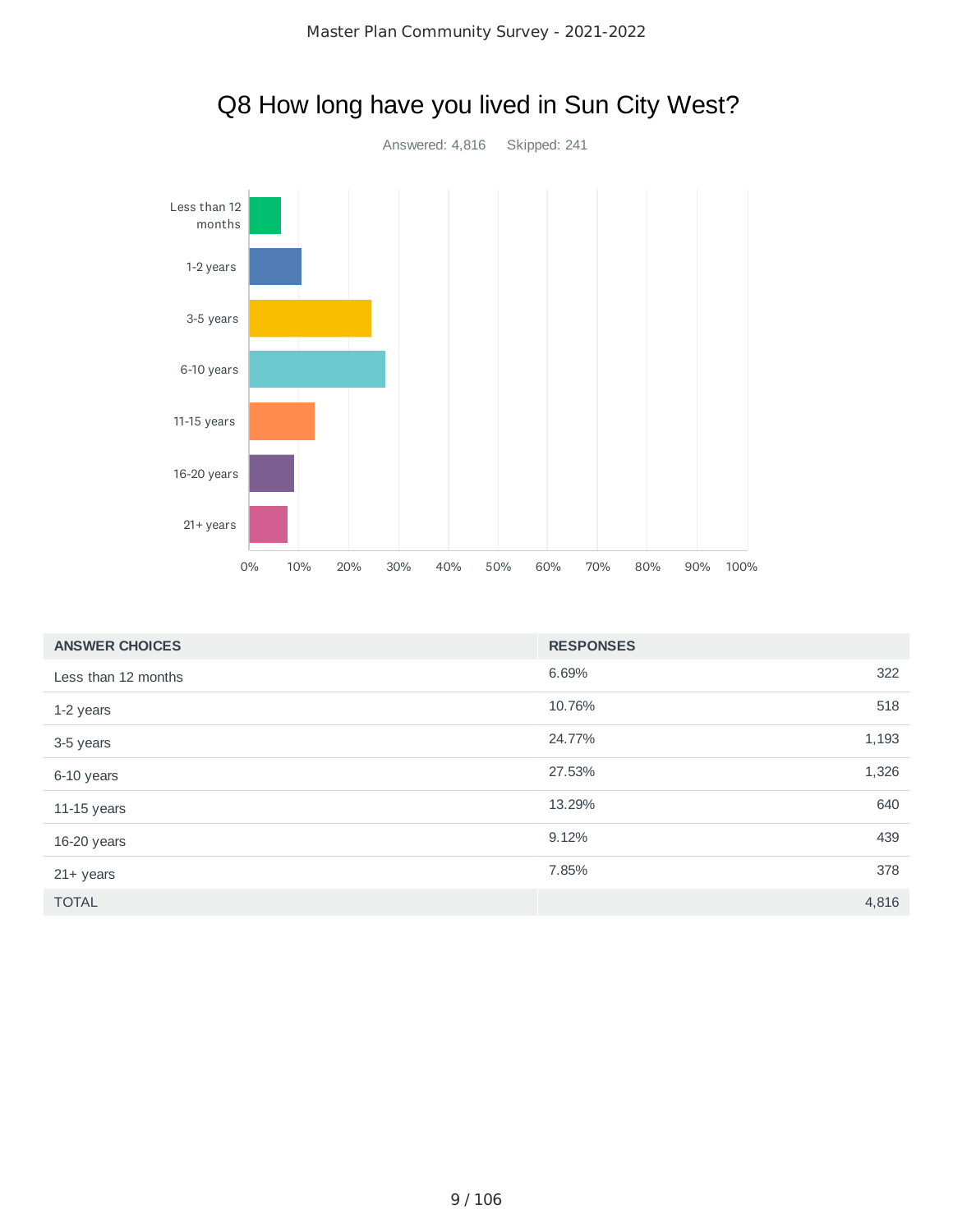# Q8 How long have you lived in Sun City West?

Answered: 4,816 Skipped: 241

Less than 12 months

1-2 years

3-5 years

6-10 years

11-15 years

16-20 years

21+ years

0% 10% 20% 30% 40% 50% 60% 70% 80% 90% 100%

| ANSWER CHOICES | RESPONSES | |
|---|---|---|
| Less than 12 months | 6.69% | 322 |
| 1-2 years | 10.76% | 518 |
| 3-5 years | 24.77% | 1,193 |
| 6-10 years | 27.53% | 1,326 |
| 11-15 years | 13.29% | 640 |
| 16-20 years | 9.12% | 439 |
| 21+ years | 7.85% | 378 |
| TOTAL | | 4,816 |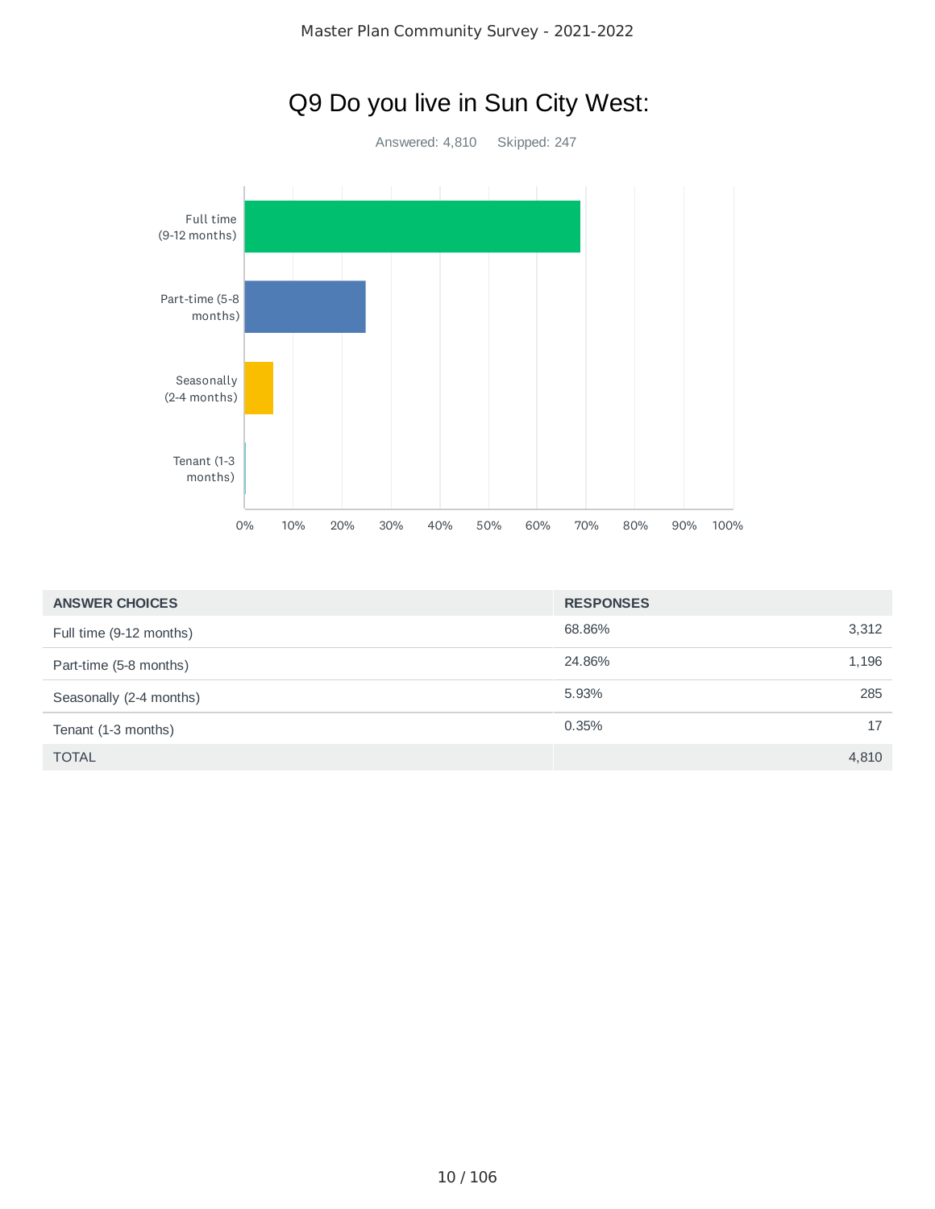# Q9 Do you live in Sun City West:

Answered: 4,810 Skipped: 247

| ANSWER CHOICES | RESPONSES | |
|---|---|---|
| Full time (9-12 months) | 68.86% | 3,312 |
| Part-time (5-8 months) | 24.86% | 1,196 |
| Seasonally (2-4 months) | 5.93% | 285 |
| Tenant (1-3 months) | 0.35% | 17 |
| TOTAL | | 4,810 |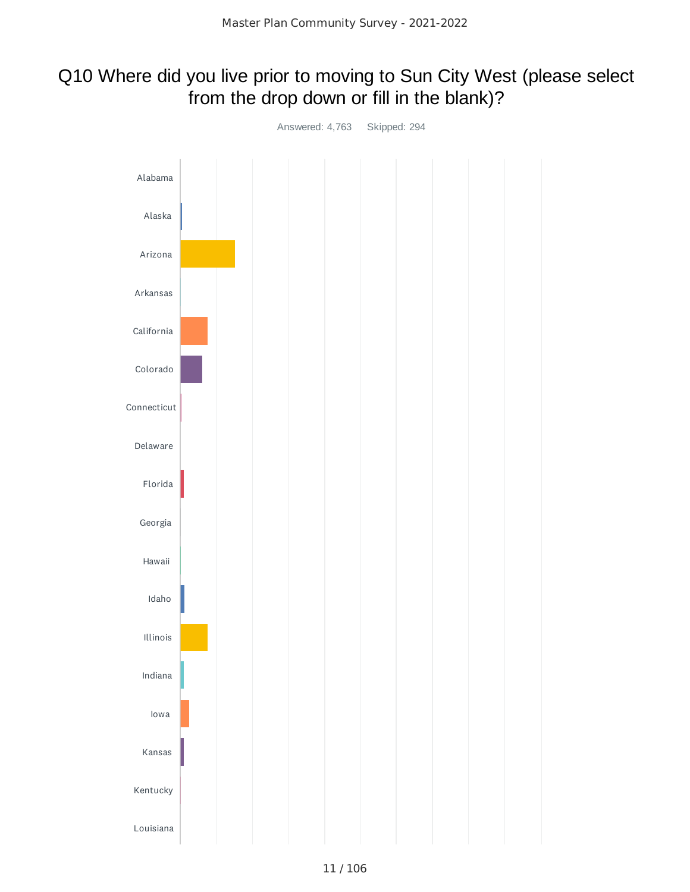# Q10 Where did you live prior to moving to Sun City West (please select from the drop down or fill in the blank)?

Answered: 4,763    Skipped: 294

- Alabama
- Alaska
- Arizona
- Arkansas
- California
- Colorado
- Connecticut
- Delaware
- Florida
- Georgia
- Hawaii
- Idaho
- Illinois
- Indiana
- Iowa
- Kansas
- Kentucky
- Louisiana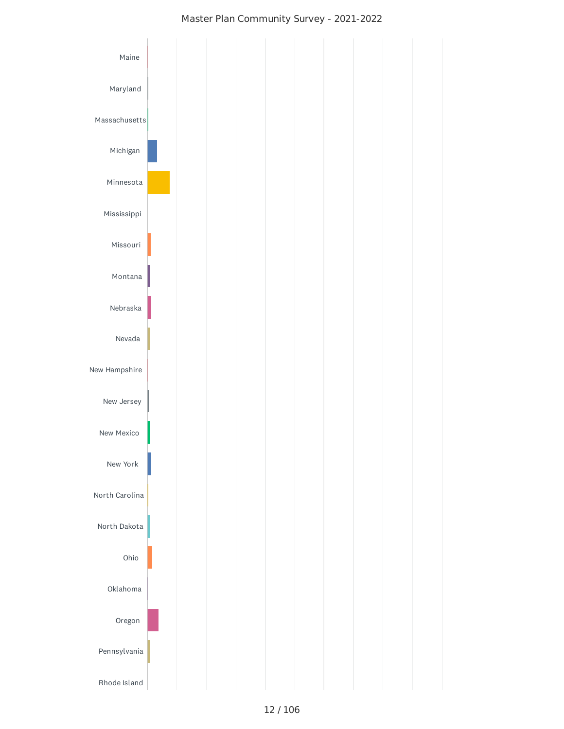Master Plan Community Survey - 2021-2022

Maine

Maryland

Massachusetts

Michigan

Minnesota

Mississippi

Missouri

Montana

Nebraska

Nevada

New Hampshire

New Jersey

New Mexico

New York

North Carolina

North Dakota

Ohio

Oklahoma

Oregon

Pennsylvania

Rhode Island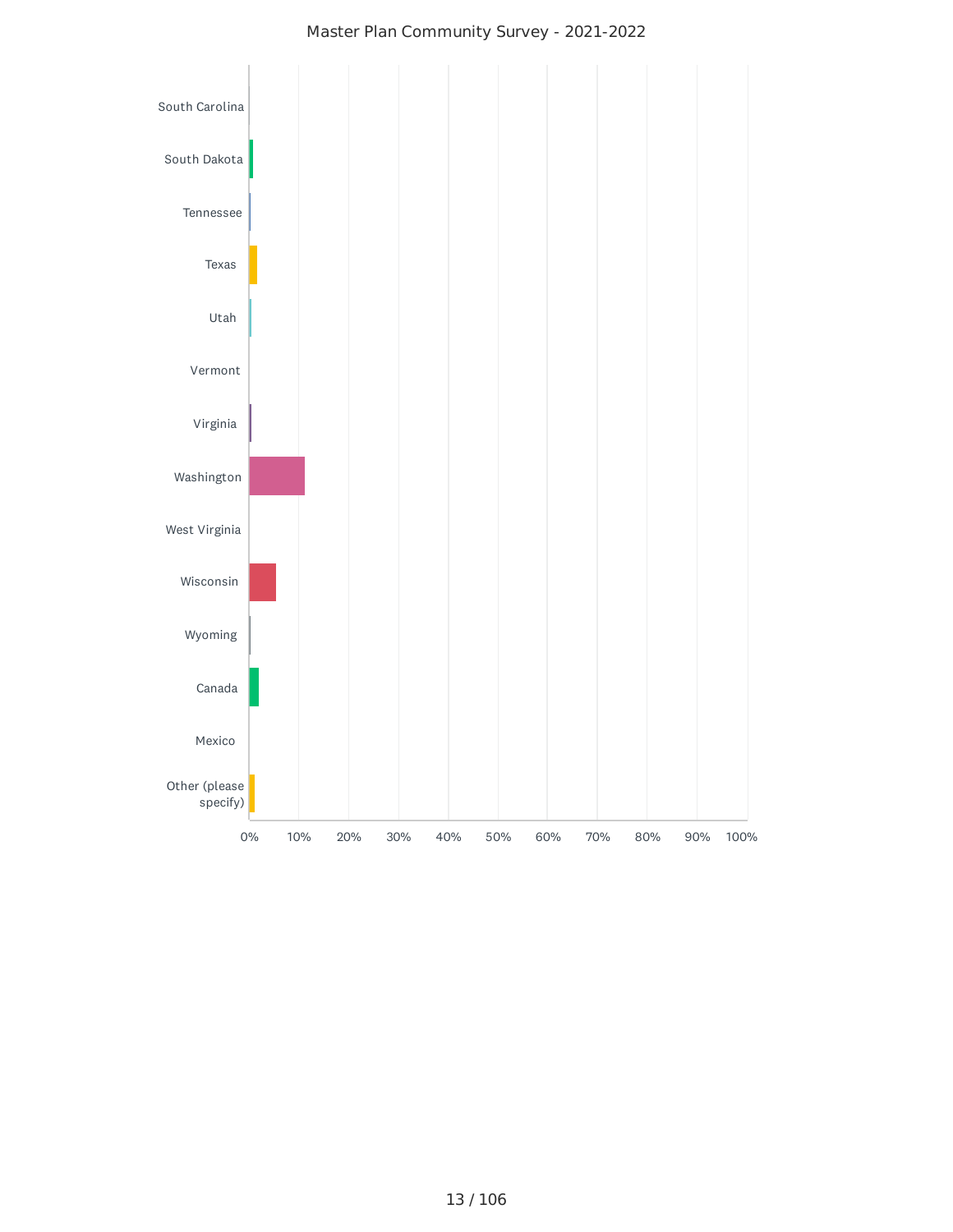Master Plan Community Survey - 2021-2022

South Carolina

South Dakota

Tennessee

Texas

Utah

Vermont

Virginia

Washington

West Virginia

Wisconsin

Wyoming

Canada

Mexico

Other (please specify)

0% 10% 20% 30% 40% 50% 60% 70% 80% 90% 100%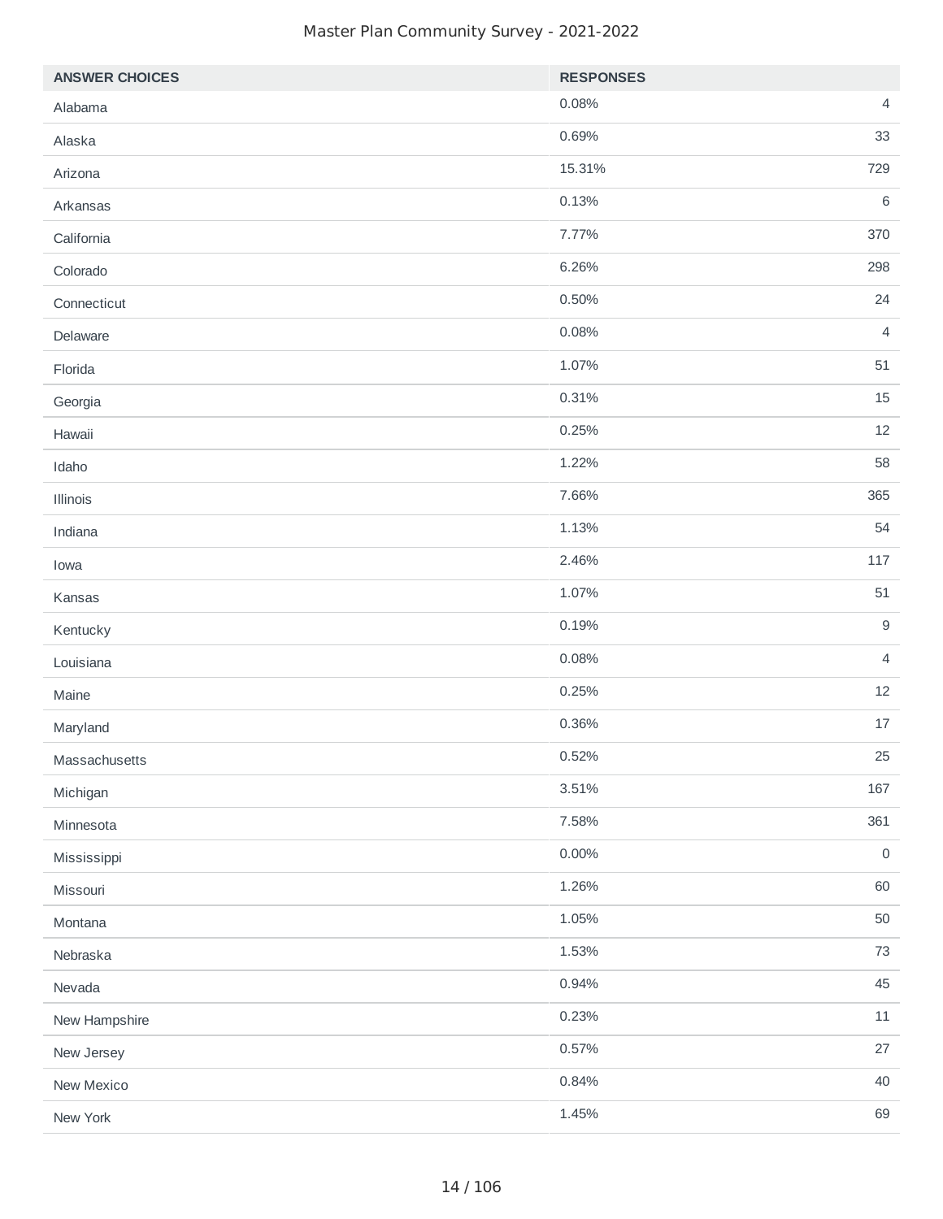| ANSWER CHOICES | RESPONSES | |
|---|---|---|
| Alabama | 0.08% | 4 |
| Alaska | 0.69% | 33 |
| Arizona | 15.31% | 729 |
| Arkansas | 0.13% | 6 |
| California | 7.77% | 370 |
| Colorado | 6.26% | 298 |
| Connecticut | 0.50% | 24 |
| Delaware | 0.08% | 4 |
| Florida | 1.07% | 51 |
| Georgia | 0.31% | 15 |
| Hawaii | 0.25% | 12 |
| Idaho | 1.22% | 58 |
| Illinois | 7.66% | 365 |
| Indiana | 1.13% | 54 |
| Iowa | 2.46% | 117 |
| Kansas | 1.07% | 51 |
| Kentucky | 0.19% | 9 |
| Louisiana | 0.08% | 4 |
| Maine | 0.25% | 12 |
| Maryland | 0.36% | 17 |
| Massachusetts | 0.52% | 25 |
| Michigan | 3.51% | 167 |
| Minnesota | 7.58% | 361 |
| Mississippi | 0.00% | 0 |
| Missouri | 1.26% | 60 |
| Montana | 1.05% | 50 |
| Nebraska | 1.53% | 73 |
| Nevada | 0.94% | 45 |
| New Hampshire | 0.23% | 11 |
| New Jersey | 0.57% | 27 |
| New Mexico | 0.84% | 40 |
| New York | 1.45% | 69 |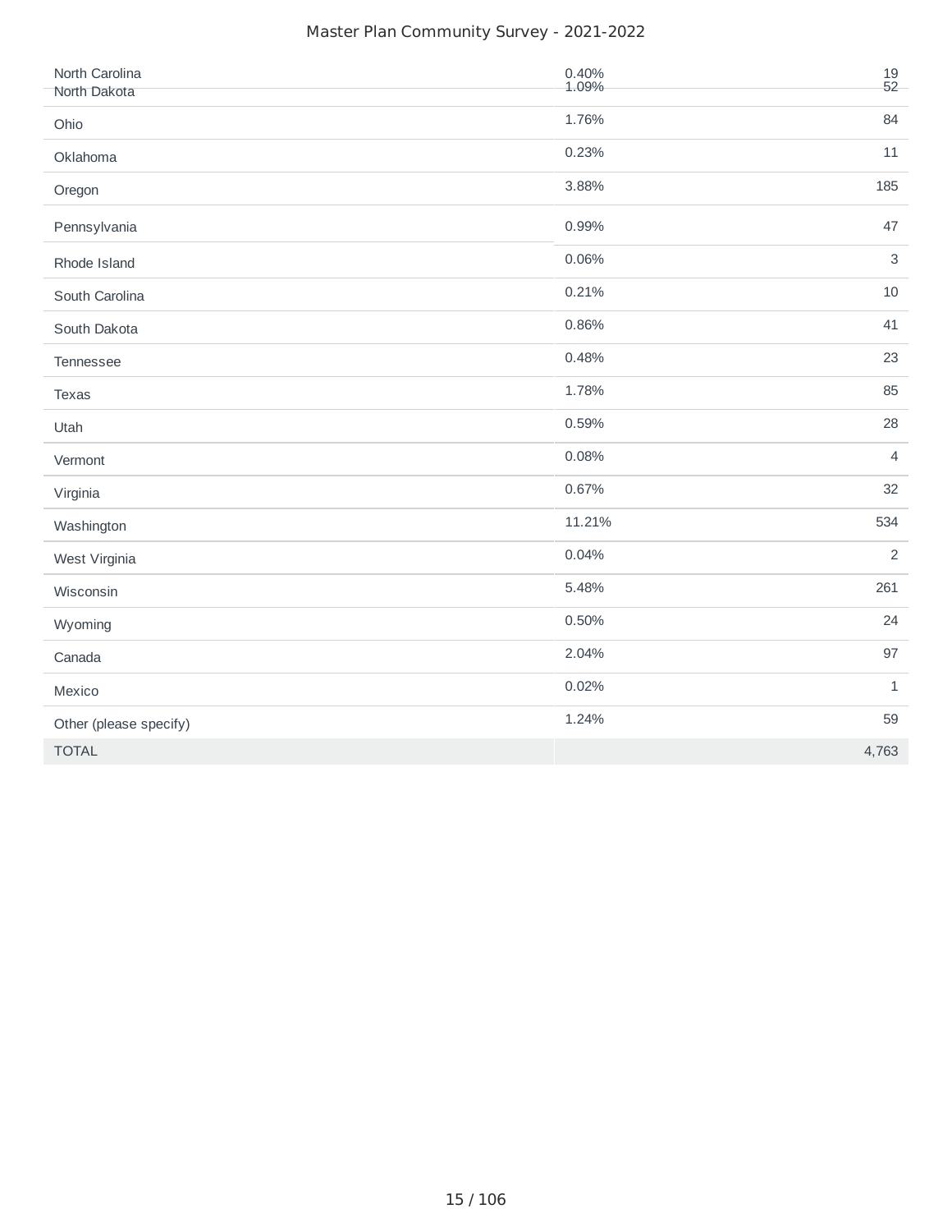| | | |
|---|---|---|
| North Carolina | 0.40% | 19 |
| North Dakota | 1.09% | 52 |
| Ohio | 1.76% | 84 |
| Oklahoma | 0.23% | 11 |
| Oregon | 3.88% | 185 |
| Pennsylvania | 0.99% | 47 |
| Rhode Island | 0.06% | 3 |
| South Carolina | 0.21% | 10 |
| South Dakota | 0.86% | 41 |
| Tennessee | 0.48% | 23 |
| Texas | 1.78% | 85 |
| Utah | 0.59% | 28 |
| Vermont | 0.08% | 4 |
| Virginia | 0.67% | 32 |
| Washington | 11.21% | 534 |
| West Virginia | 0.04% | 2 |
| Wisconsin | 5.48% | 261 |
| Wyoming | 0.50% | 24 |
| Canada | 2.04% | 97 |
| Mexico | 0.02% | 1 |
| Other (please specify) | 1.24% | 59 |
| TOTAL | | 4,763 |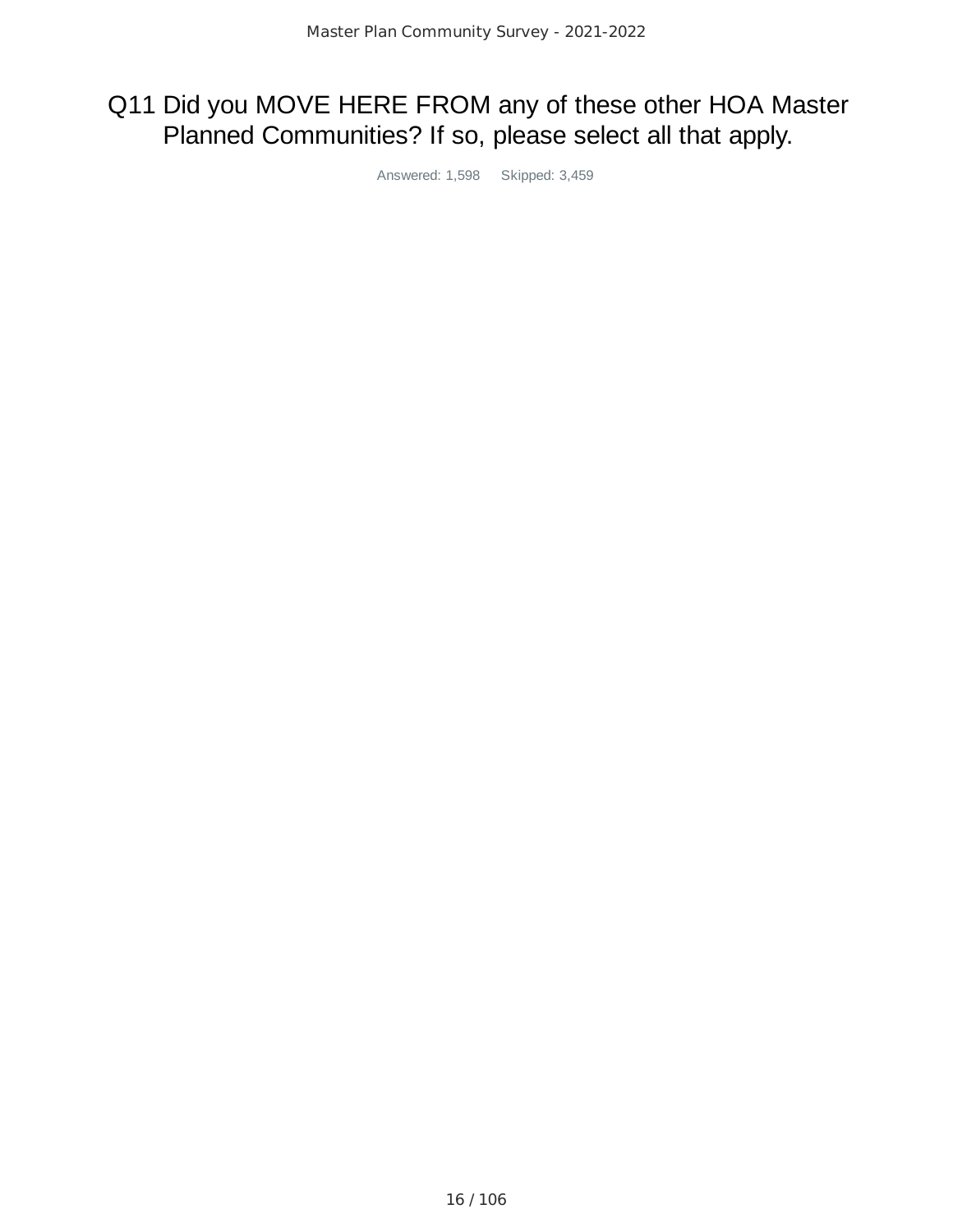# Q11 Did you MOVE HERE FROM any of these other HOA Master Planned Communities? If so, please select all that apply.

Answered: 1,598 Skipped: 3,459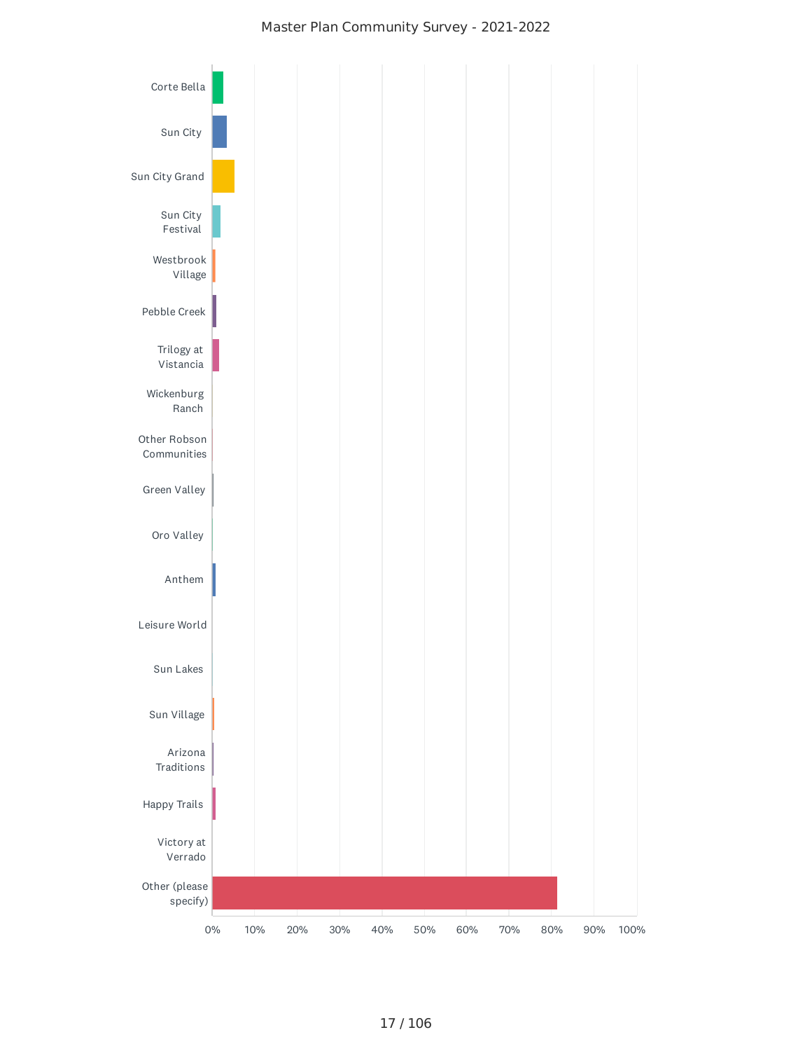Master Plan Community Survey - 2021-2022

Corte Bella

Sun City

Sun City Grand

Sun City Festival

Westbrook Village

Pebble Creek

Trilogy at Vistancia

Wickenburg Ranch

Other Robson Communities

Green Valley

Oro Valley

Anthem

Leisure World

Sun Lakes

Sun Village

Arizona Traditions

Happy Trails

Victory at Verrado

Other (please specify)

0% 10% 20% 30% 40% 50% 60% 70% 80% 90% 100%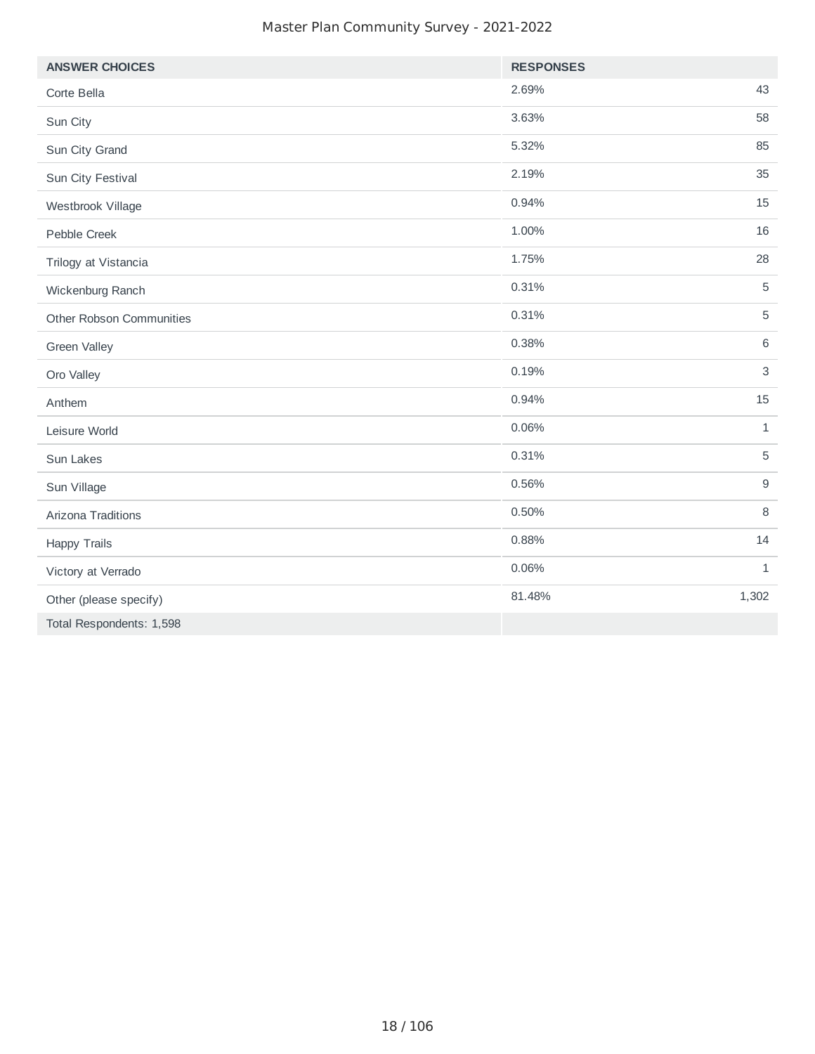| ANSWER CHOICES | RESPONSES | |
|---|---|---|
| Corte Bella | 2.69% | 43 |
| Sun City | 3.63% | 58 |
| Sun City Grand | 5.32% | 85 |
| Sun City Festival | 2.19% | 35 |
| Westbrook Village | 0.94% | 15 |
| Pebble Creek | 1.00% | 16 |
| Trilogy at Vistancia | 1.75% | 28 |
| Wickenburg Ranch | 0.31% | 5 |
| Other Robson Communities | 0.31% | 5 |
| Green Valley | 0.38% | 6 |
| Oro Valley | 0.19% | 3 |
| Anthem | 0.94% | 15 |
| Leisure World | 0.06% | 1 |
| Sun Lakes | 0.31% | 5 |
| Sun Village | 0.56% | 9 |
| Arizona Traditions | 0.50% | 8 |
| Happy Trails | 0.88% | 14 |
| Victory at Verrado | 0.06% | 1 |
| Other (please specify) | 81.48% | 1,302 |
| Total Respondents: 1,598 | | |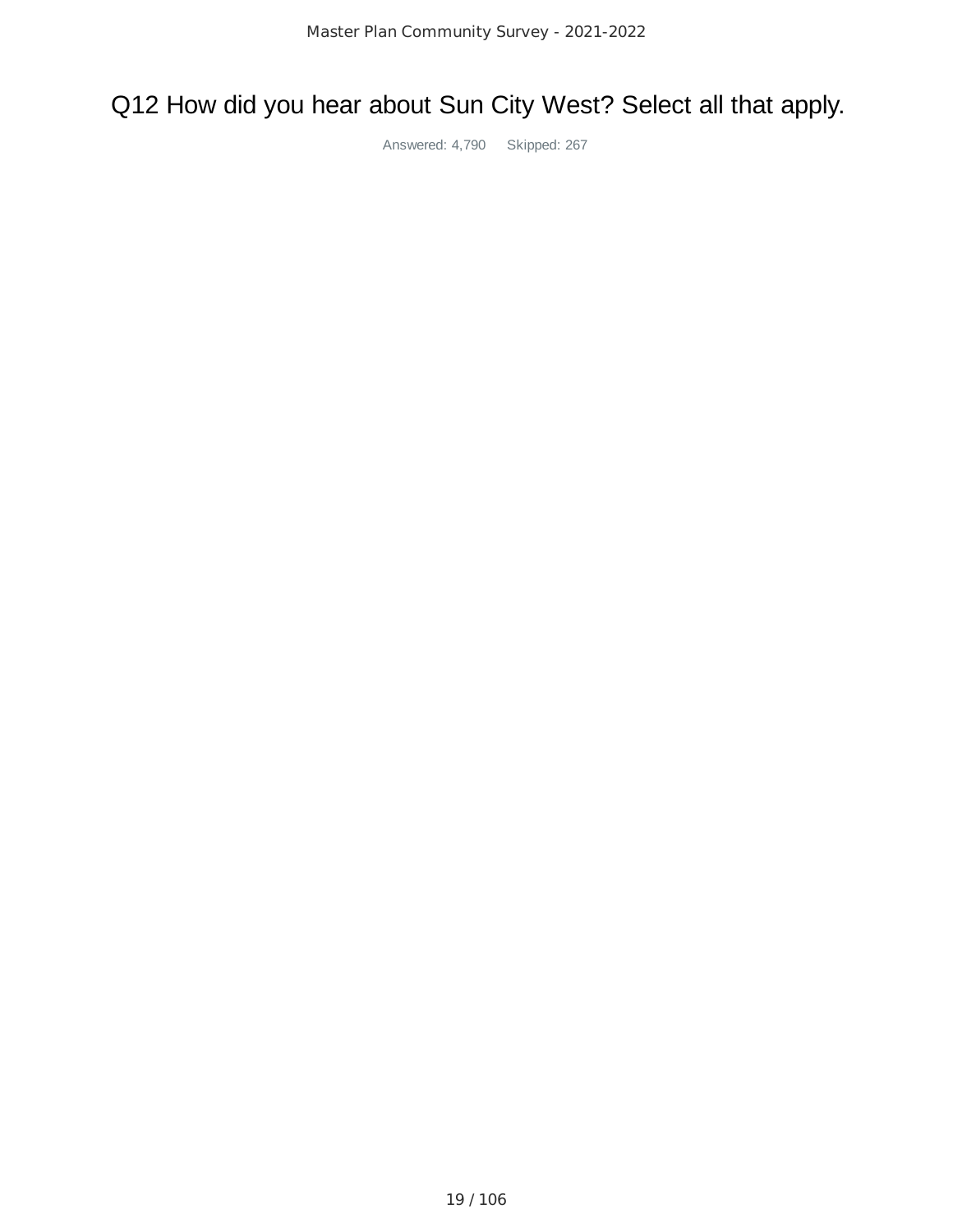# Q12 How did you hear about Sun City West? Select all that apply.

Answered: 4,790 Skipped: 267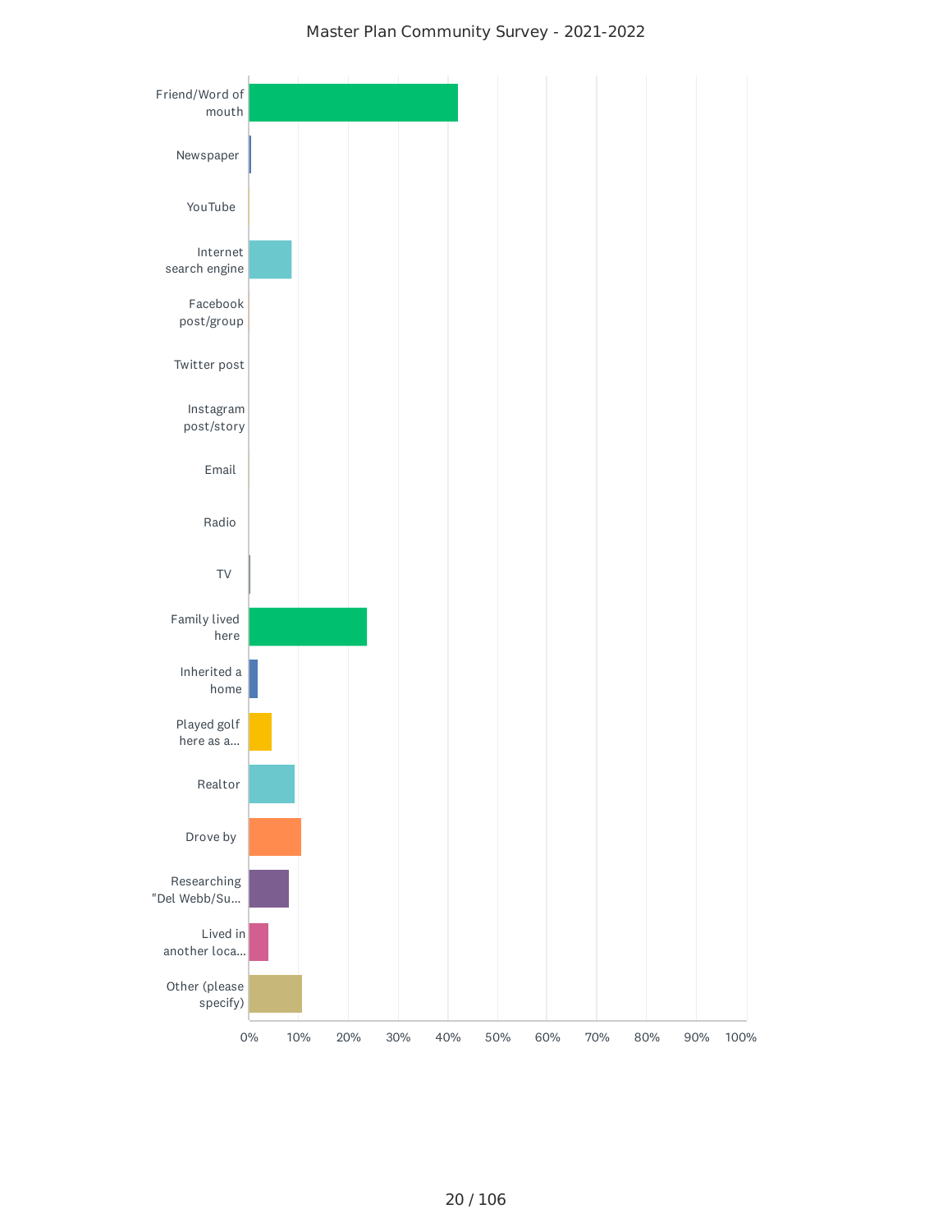Master Plan Community Survey - 2021-2022

Friend/Word of mouth

Newspaper

YouTube

Internet search engine

Facebook post/group

Twitter post

Instagram post/story

Email

Radio

TV

Family lived here

Inherited a home

Played golf here as a...

Realtor

Drove by

Researching "Del Webb/Su...

Lived in another loca...

Other (please specify)

0% 10% 20% 30% 40% 50% 60% 70% 80% 90% 100%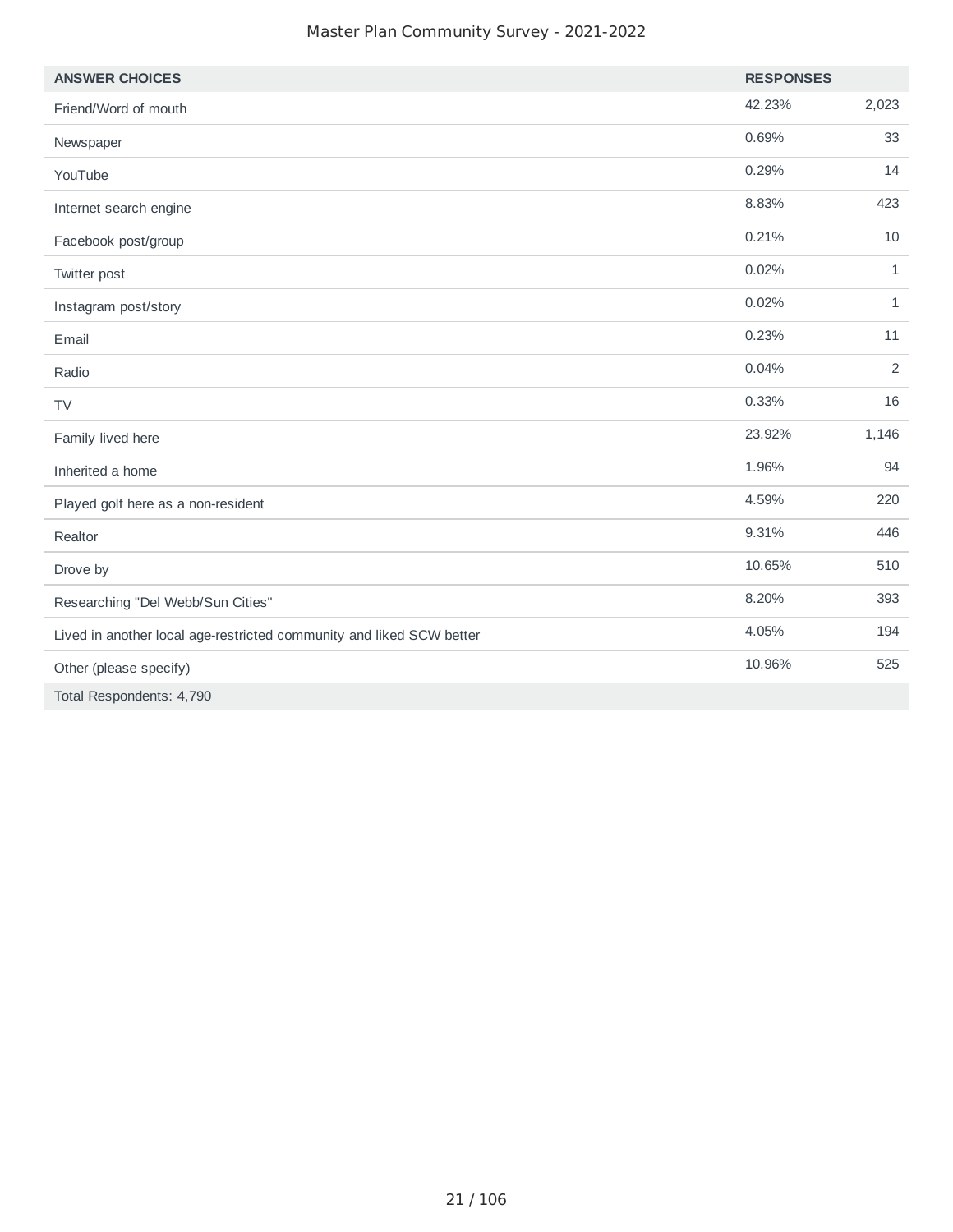| ANSWER CHOICES | RESPONSES | |
|---|---|---|
| Friend/Word of mouth | 42.23% | 2,023 |
| Newspaper | 0.69% | 33 |
| YouTube | 0.29% | 14 |
| Internet search engine | 8.83% | 423 |
| Facebook post/group | 0.21% | 10 |
| Twitter post | 0.02% | 1 |
| Instagram post/story | 0.02% | 1 |
| Email | 0.23% | 11 |
| Radio | 0.04% | 2 |
| TV | 0.33% | 16 |
| Family lived here | 23.92% | 1,146 |
| Inherited a home | 1.96% | 94 |
| Played golf here as a non-resident | 4.59% | 220 |
| Realtor | 9.31% | 446 |
| Drove by | 10.65% | 510 |
| Researching "Del Webb/Sun Cities" | 8.20% | 393 |
| Lived in another local age-restricted community and liked SCW better | 4.05% | 194 |
| Other (please specify) | 10.96% | 525 |
| Total Respondents: 4,790 | | |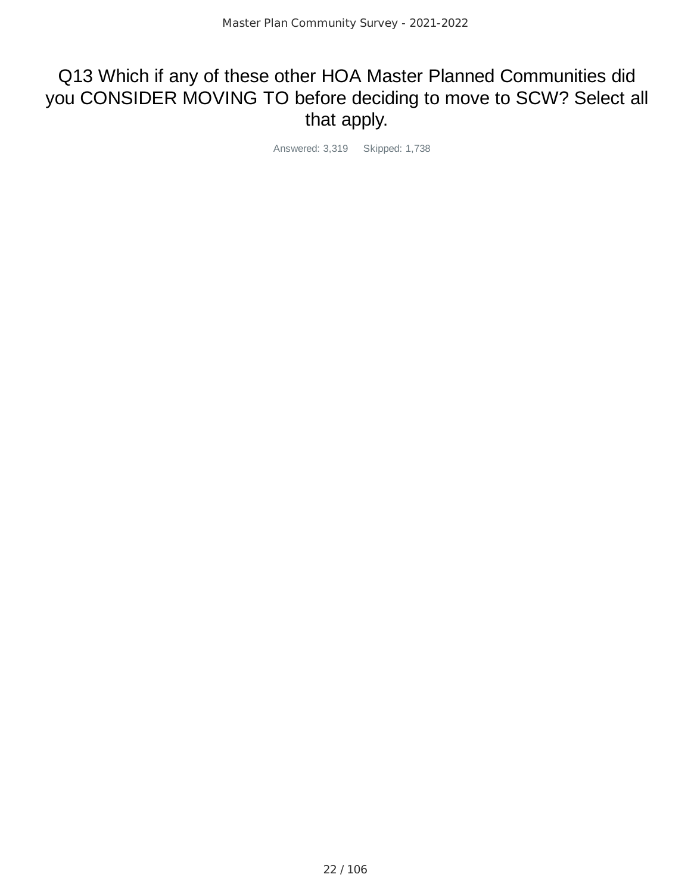# Q13 Which if any of these other HOA Master Planned Communities did you CONSIDER MOVING TO before deciding to move to SCW? Select all that apply.

Answered: 3,319 Skipped: 1,738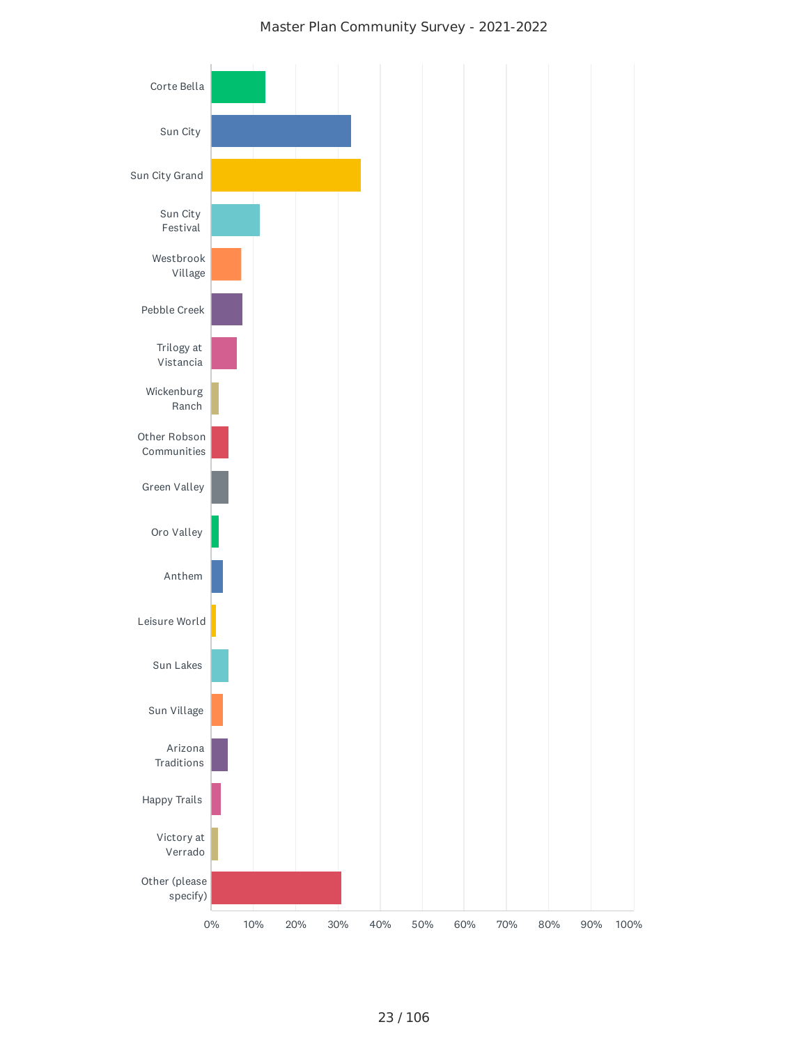Master Plan Community Survey - 2021-2022

Corte Bella

Sun City

Sun City Grand

Sun City Festival

Westbrook Village

Pebble Creek

Trilogy at Vistancia

Wickenburg Ranch

Other Robson Communities

Green Valley

Oro Valley

Anthem

Leisure World

Sun Lakes

Sun Village

Arizona Traditions

Happy Trails

Victory at Verrado

Other (please specify)

0% 10% 20% 30% 40% 50% 60% 70% 80% 90% 100%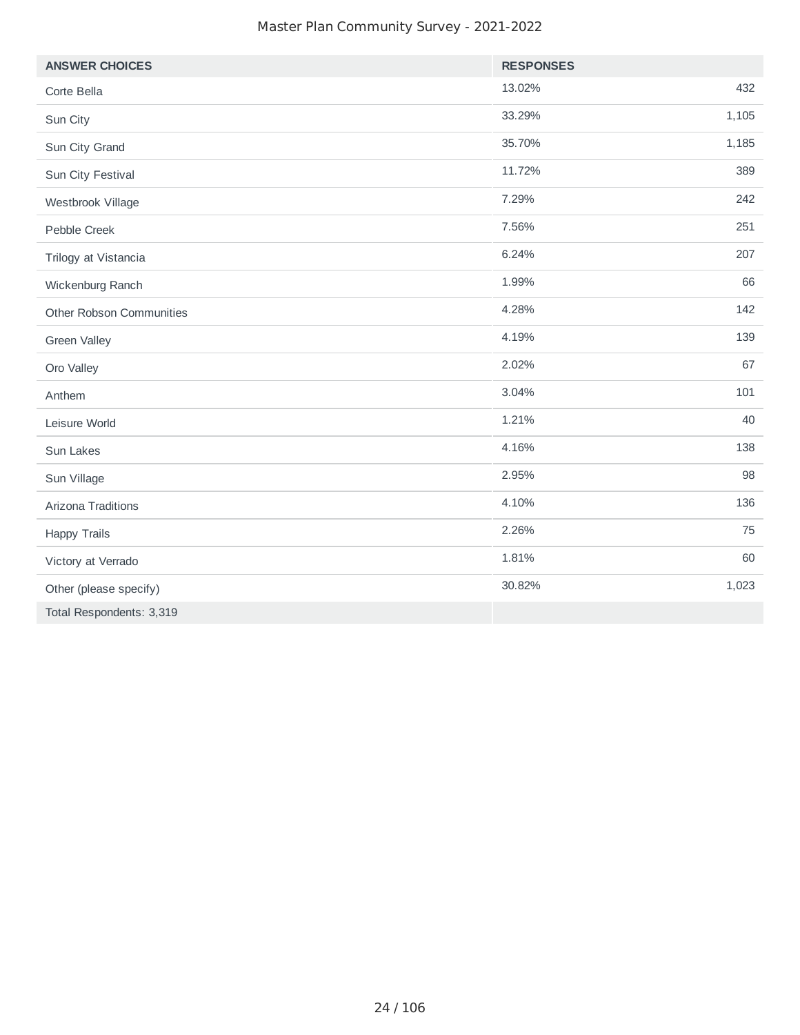| ANSWER CHOICES | RESPONSES | |
|---|---|---|
| Corte Bella | 13.02% | 432 |
| Sun City | 33.29% | 1,105 |
| Sun City Grand | 35.70% | 1,185 |
| Sun City Festival | 11.72% | 389 |
| Westbrook Village | 7.29% | 242 |
| Pebble Creek | 7.56% | 251 |
| Trilogy at Vistancia | 6.24% | 207 |
| Wickenburg Ranch | 1.99% | 66 |
| Other Robson Communities | 4.28% | 142 |
| Green Valley | 4.19% | 139 |
| Oro Valley | 2.02% | 67 |
| Anthem | 3.04% | 101 |
| Leisure World | 1.21% | 40 |
| Sun Lakes | 4.16% | 138 |
| Sun Village | 2.95% | 98 |
| Arizona Traditions | 4.10% | 136 |
| Happy Trails | 2.26% | 75 |
| Victory at Verrado | 1.81% | 60 |
| Other (please specify) | 30.82% | 1,023 |
| Total Respondents: 3,319 | | |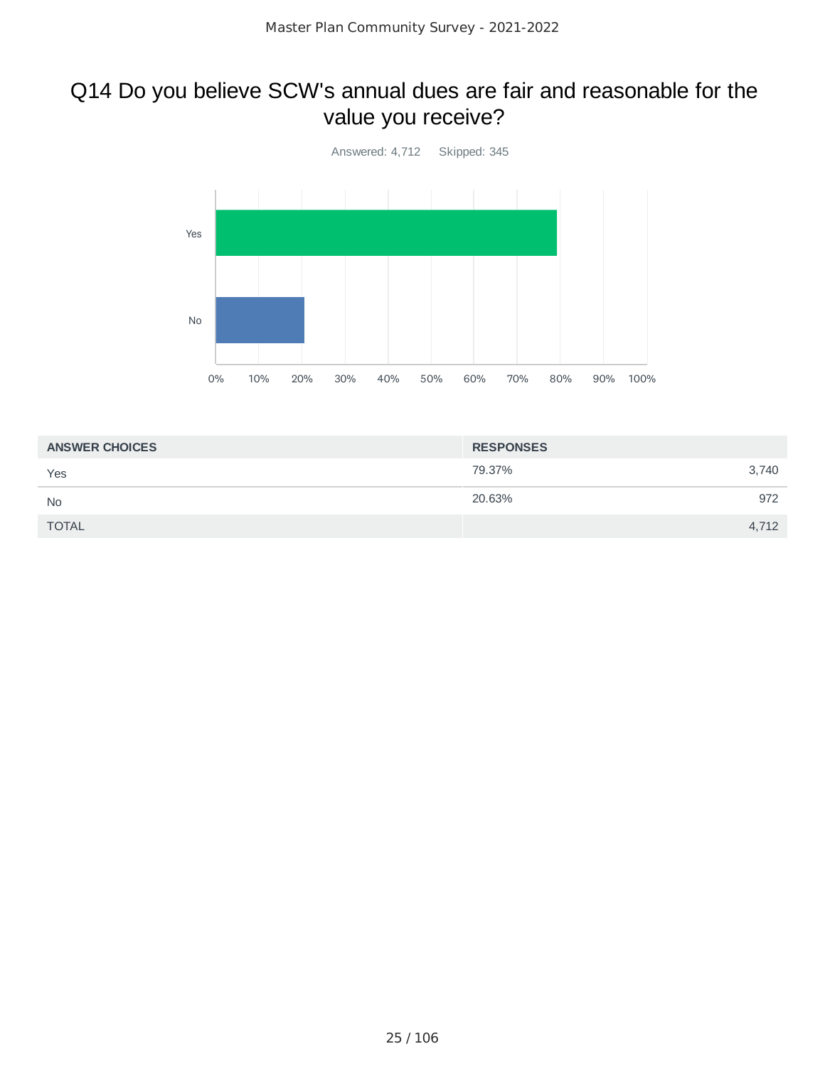# Q14 Do you believe SCW's annual dues are fair and reasonable for the value you receive?

Answered: 4,712 Skipped: 345

Yes

No

0% 10% 20% 30% 40% 50% 60% 70% 80% 90% 100%

| ANSWER CHOICES | RESPONSES | |
|---|---|---|
| Yes | 79.37% | 3,740 |
| No | 20.63% | 972 |
| TOTAL | | 4,712 |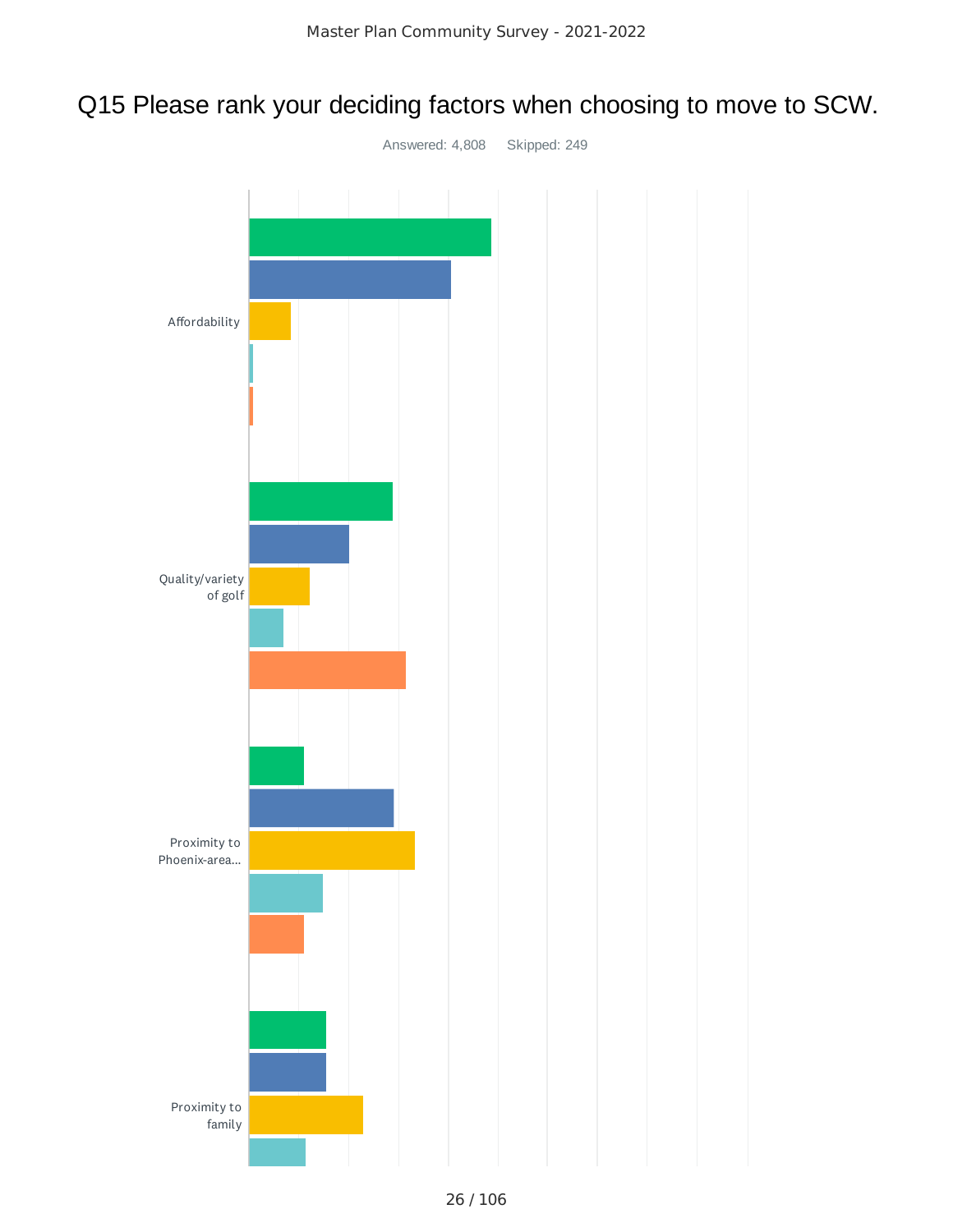# Q15 Please rank your deciding factors when choosing to move to SCW.

Answered: 4,808 Skipped: 249

Affordability

Quality/variety of golf

Proximity to Phoenix-area...

Proximity to family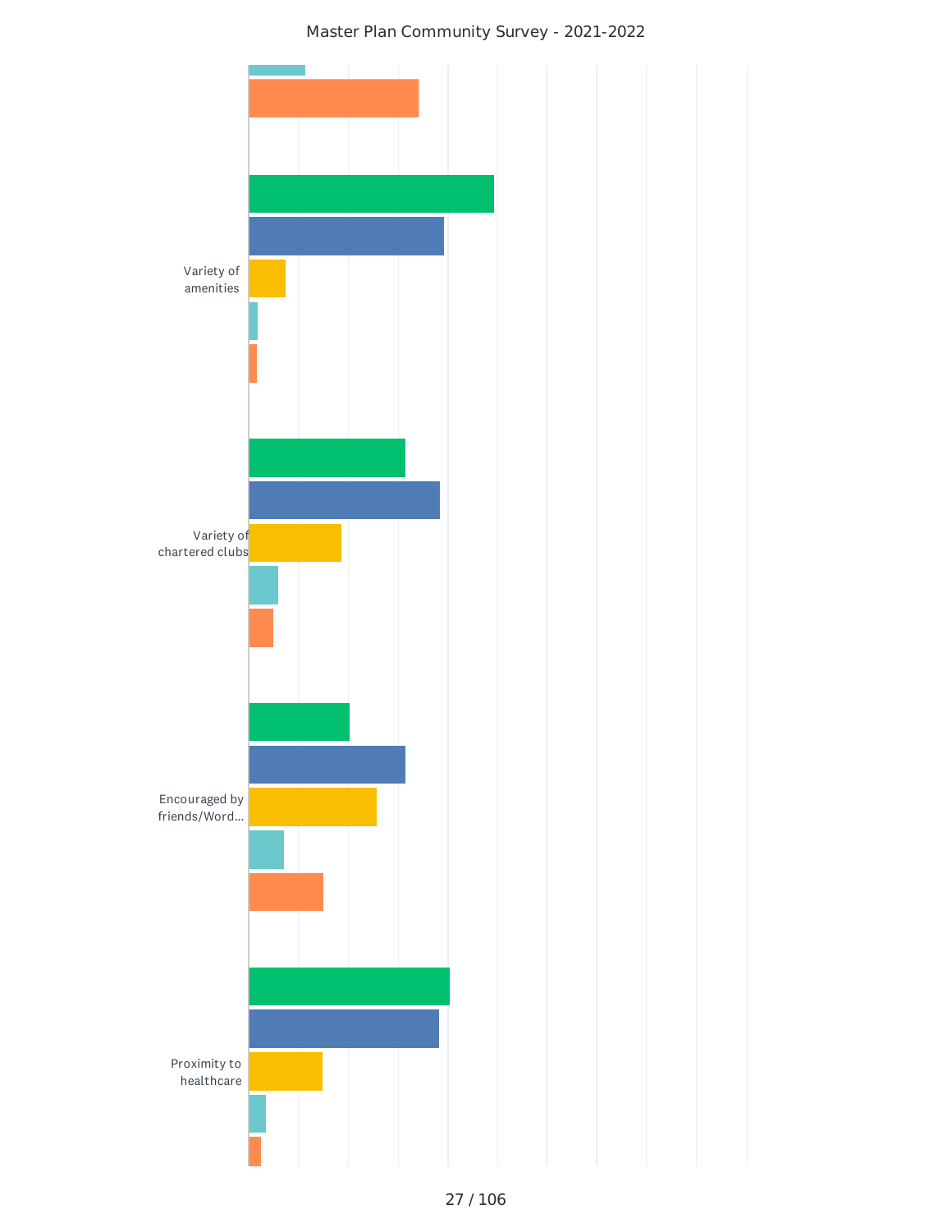Master Plan Community Survey - 2021-2022

Variety of amenities

Variety of chartered clubs

Encouraged by friends/Word...

Proximity to healthcare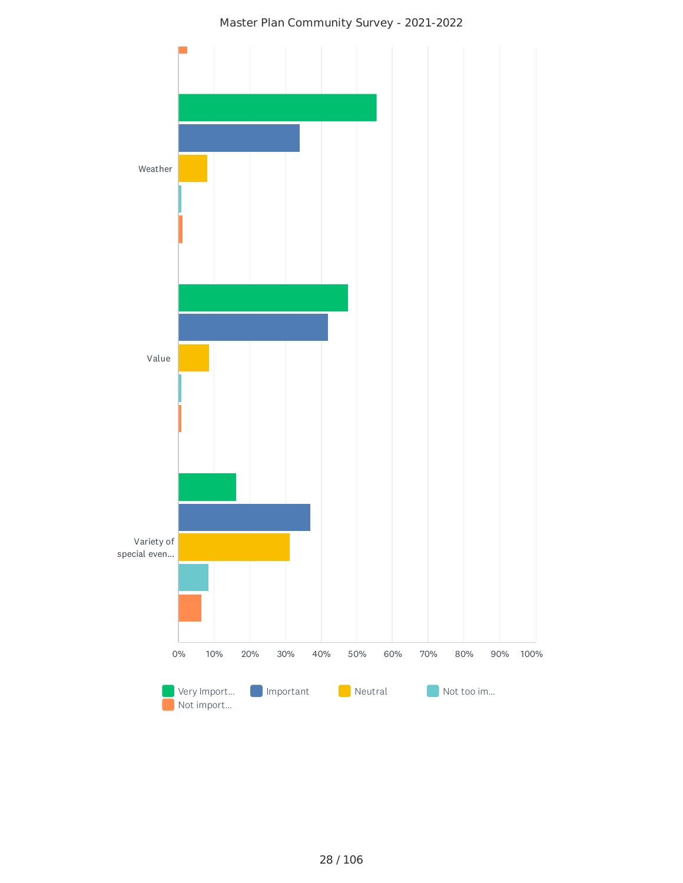Master Plan Community Survey - 2021-2022

Weather

Value

Variety of special even...

0% 10% 20% 30% 40% 50% 60% 70% 80% 90% 100%

Very Import... Important Neutral Not too im... Not import...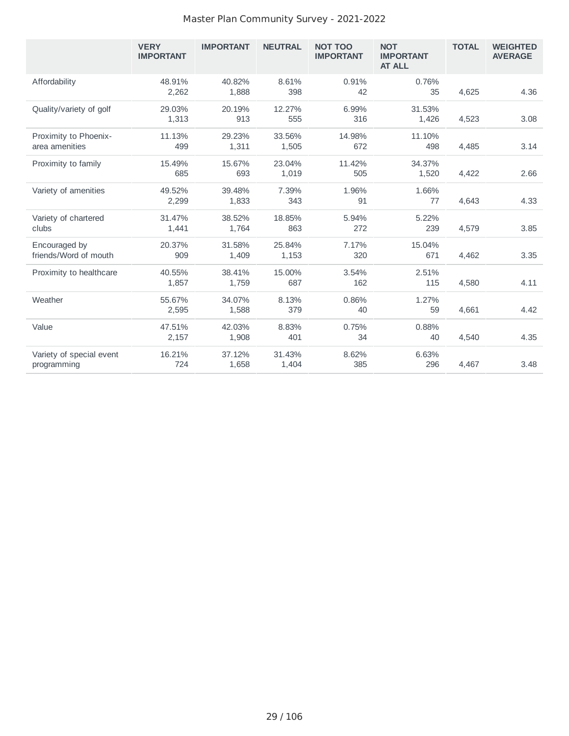| | VERY IMPORTANT | IMPORTANT | NEUTRAL | NOT TOO IMPORTANT | NOT IMPORTANT AT ALL | TOTAL | WEIGHTED AVERAGE |
|---|---|---|---|---|---|---|---|
| Affordability | 48.91% 2,262 | 40.82% 1,888 | 8.61% 398 | 0.91% 42 | 0.76% 35 | 4,625 | 4.36 |
| Quality/variety of golf | 29.03% 1,313 | 20.19% 913 | 12.27% 555 | 6.99% 316 | 31.53% 1,426 | 4,523 | 3.08 |
| Proximity to Phoenix-area amenities | 11.13% 499 | 29.23% 1,311 | 33.56% 1,505 | 14.98% 672 | 11.10% 498 | 4,485 | 3.14 |
| Proximity to family | 15.49% 685 | 15.67% 693 | 23.04% 1,019 | 11.42% 505 | 34.37% 1,520 | 4,422 | 2.66 |
| Variety of amenities | 49.52% 2,299 | 39.48% 1,833 | 7.39% 343 | 1.96% 91 | 1.66% 77 | 4,643 | 4.33 |
| Variety of chartered clubs | 31.47% 1,441 | 38.52% 1,764 | 18.85% 863 | 5.94% 272 | 5.22% 239 | 4,579 | 3.85 |
| Encouraged by friends/Word of mouth | 20.37% 909 | 31.58% 1,409 | 25.84% 1,153 | 7.17% 320 | 15.04% 671 | 4,462 | 3.35 |
| Proximity to healthcare | 40.55% 1,857 | 38.41% 1,759 | 15.00% 687 | 3.54% 162 | 2.51% 115 | 4,580 | 4.11 |
| Weather | 55.67% 2,595 | 34.07% 1,588 | 8.13% 379 | 0.86% 40 | 1.27% 59 | 4,661 | 4.42 |
| Value | 47.51% 2,157 | 42.03% 1,908 | 8.83% 401 | 0.75% 34 | 0.88% 40 | 4,540 | 4.35 |
| Variety of special event programming | 16.21% 724 | 37.12% 1,658 | 31.43% 1,404 | 8.62% 385 | 6.63% 296 | 4,467 | 3.48 |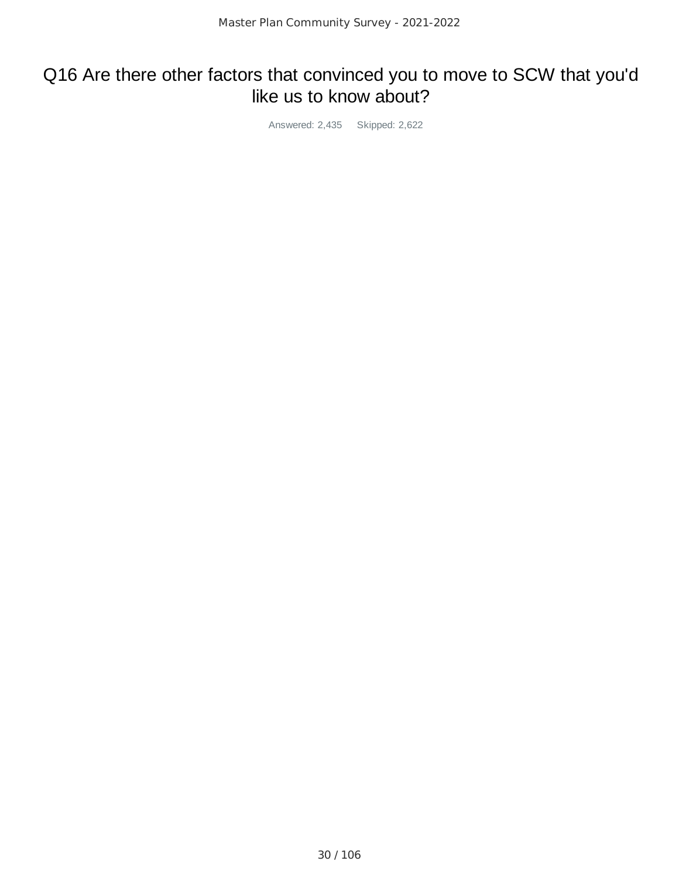# Q16 Are there other factors that convinced you to move to SCW that you'd like us to know about?

Answered: 2,435 Skipped: 2,622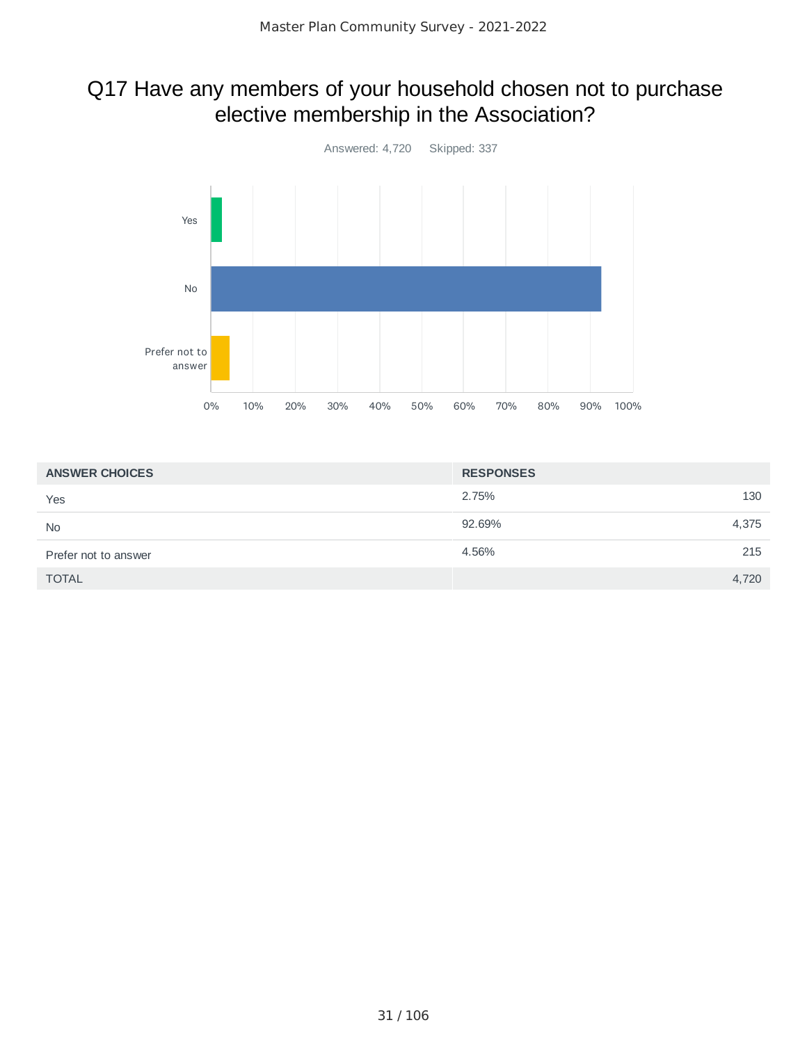# Q17 Have any members of your household chosen not to purchase elective membership in the Association?

Answered: 4,720 Skipped: 337

| ANSWER CHOICES | RESPONSES | |
|---|---|---|
| Yes | 2.75% | 130 |
| No | 92.69% | 4,375 |
| Prefer not to answer | 4.56% | 215 |
| TOTAL | | 4,720 |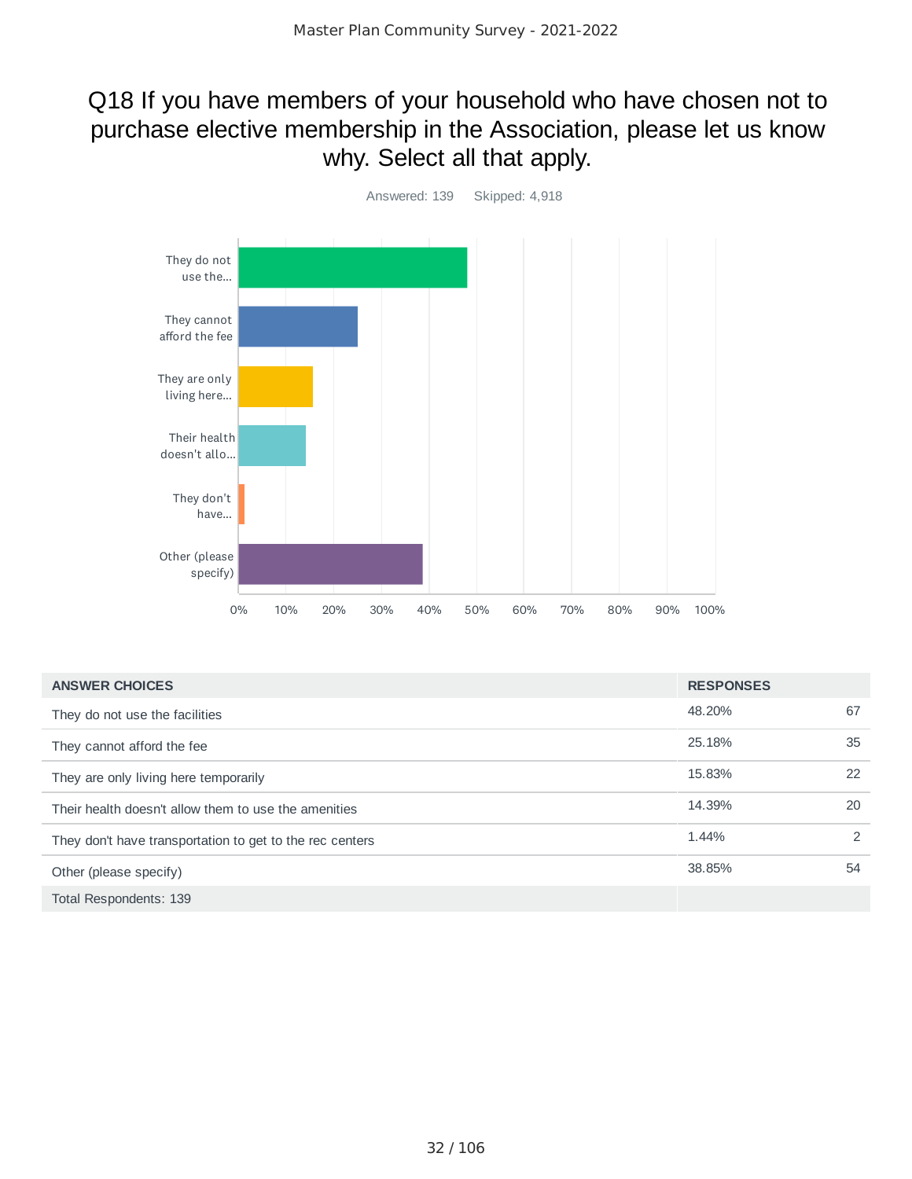# Q18 If you have members of your household who have chosen not to purchase elective membership in the Association, please let us know why. Select all that apply.

Answered: 139 Skipped: 4,918

They do not use the...
They cannot afford the fee
They are only living here...
Their health doesn't allo...
They don't have...
Other (please specify)

0% 10% 20% 30% 40% 50% 60% 70% 80% 90% 100%

| ANSWER CHOICES | RESPONSES | |
|---|---|---|
| They do not use the facilities | 48.20% | 67 |
| They cannot afford the fee | 25.18% | 35 |
| They are only living here temporarily | 15.83% | 22 |
| Their health doesn't allow them to use the amenities | 14.39% | 20 |
| They don't have transportation to get to the rec centers | 1.44% | 2 |
| Other (please specify) | 38.85% | 54 |
| Total Respondents: 139 | | |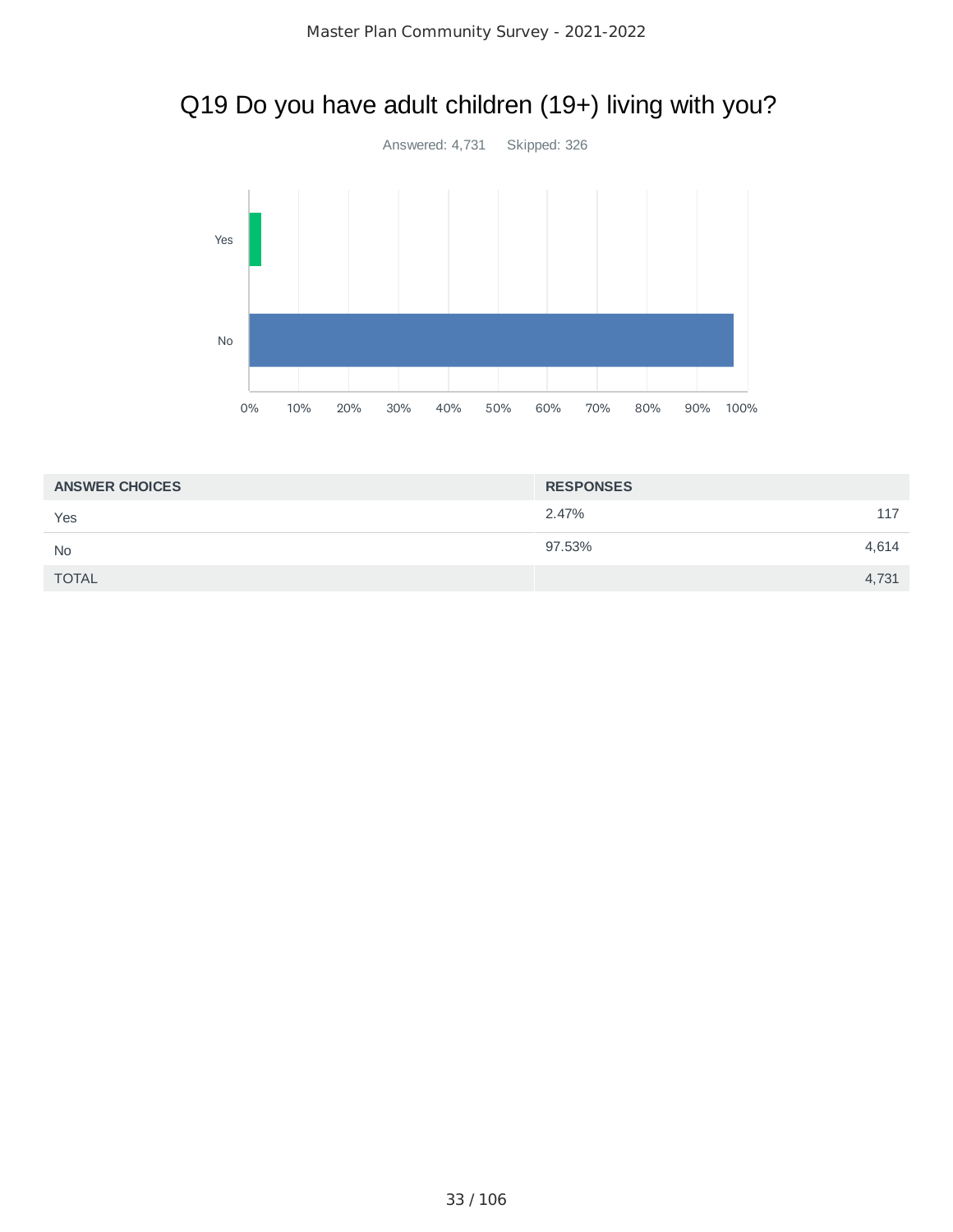## Q19 Do you have adult children (19+) living with you?

Answered: 4,731    Skipped: 326

Yes

No

0% 10% 20% 30% 40% 50% 60% 70% 80% 90% 100%

| ANSWER CHOICES | RESPONSES | |
|---|---|---|
| Yes | 2.47% | 117 |
| No | 97.53% | 4,614 |
| TOTAL | | 4,731 |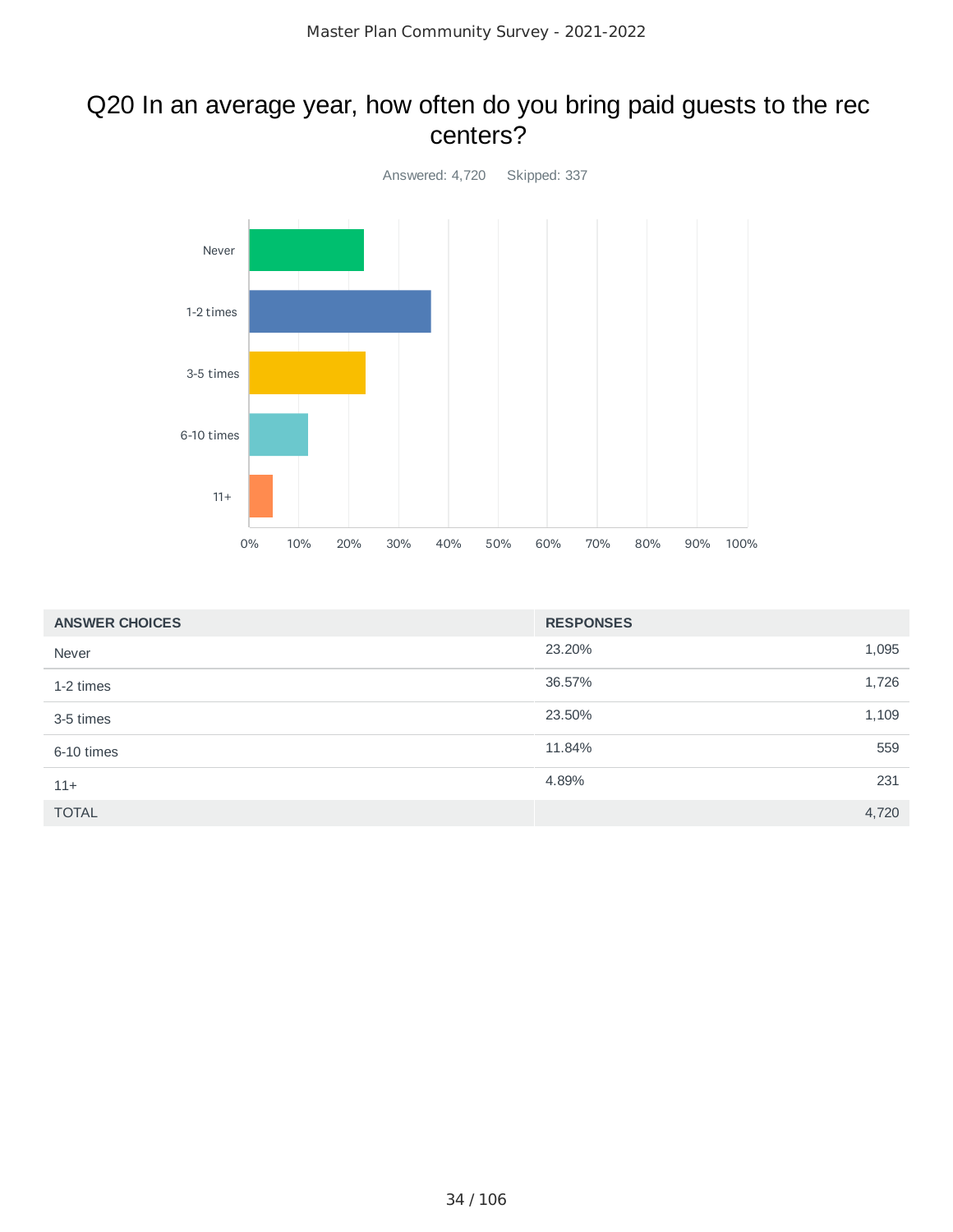## Q20 In an average year, how often do you bring paid guests to the rec centers?

Answered: 4,720 Skipped: 337

Never
1-2 times
3-5 times
6-10 times
11+

0% 10% 20% 30% 40% 50% 60% 70% 80% 90% 100%

| ANSWER CHOICES | RESPONSES | |
|---|---|---|
| Never | 23.20% | 1,095 |
| 1-2 times | 36.57% | 1,726 |
| 3-5 times | 23.50% | 1,109 |
| 6-10 times | 11.84% | 559 |
| 11+ | 4.89% | 231 |
| TOTAL | | 4,720 |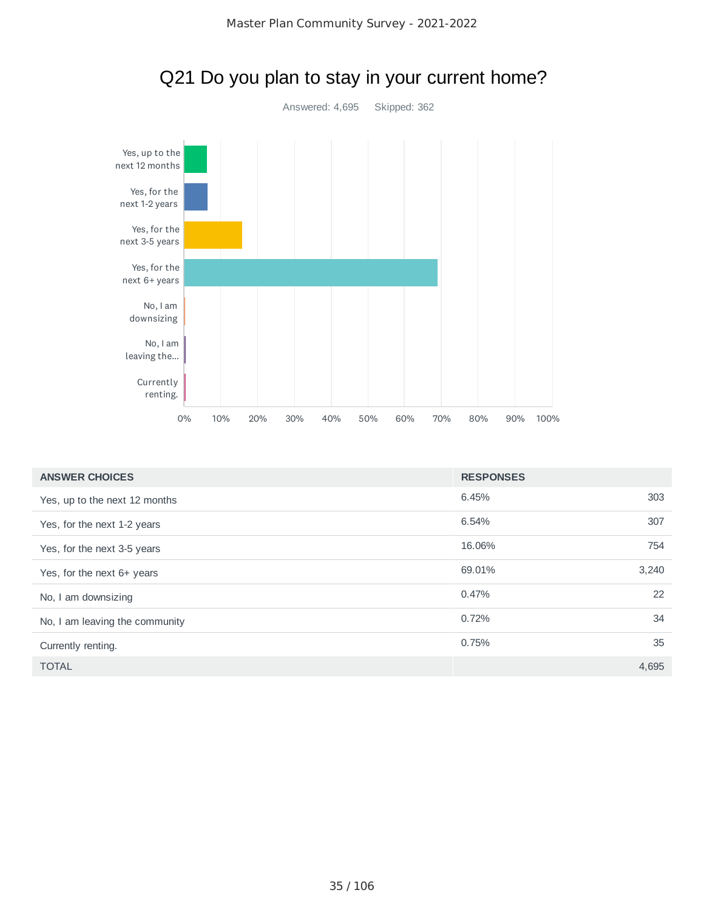# Q21 Do you plan to stay in your current home?

Answered: 4,695 Skipped: 362

| ANSWER CHOICES | RESPONSES | |
|---|---|---|
| Yes, up to the next 12 months | 6.45% | 303 |
| Yes, for the next 1-2 years | 6.54% | 307 |
| Yes, for the next 3-5 years | 16.06% | 754 |
| Yes, for the next 6+ years | 69.01% | 3,240 |
| No, I am downsizing | 0.47% | 22 |
| No, I am leaving the community | 0.72% | 34 |
| Currently renting. | 0.75% | 35 |
| TOTAL | | 4,695 |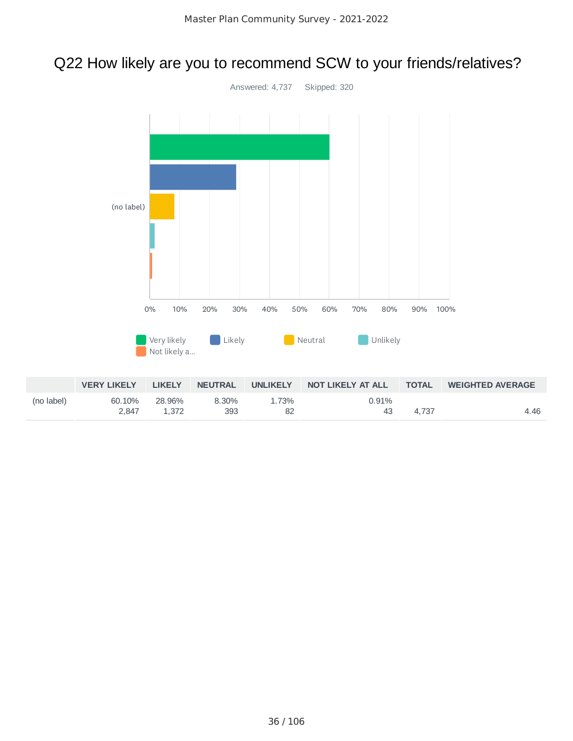# Q22 How likely are you to recommend SCW to your friends/relatives?

Answered: 4,737 Skipped: 320

(no label)

0% 10% 20% 30% 40% 50% 60% 70% 80% 90% 100%

Very likely
Likely
Neutral
Unlikely
Not likely a...

| | VERY LIKELY | LIKELY | NEUTRAL | UNLIKELY | NOT LIKELY AT ALL | TOTAL | WEIGHTED AVERAGE |
|---|---|---|---|---|---|---|---|
| (no label) | 60.10% 2,847 | 28.96% 1,372 | 8.30% 393 | 1.73% 82 | 0.91% 43 | 4,737 | 4.46 |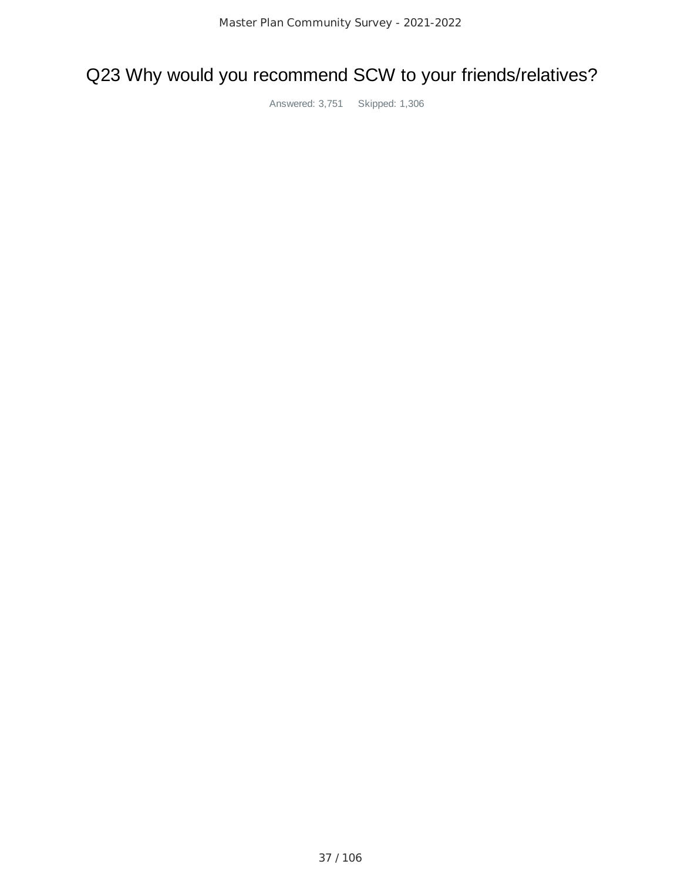# Q23 Why would you recommend SCW to your friends/relatives?

Answered: 3,751 Skipped: 1,306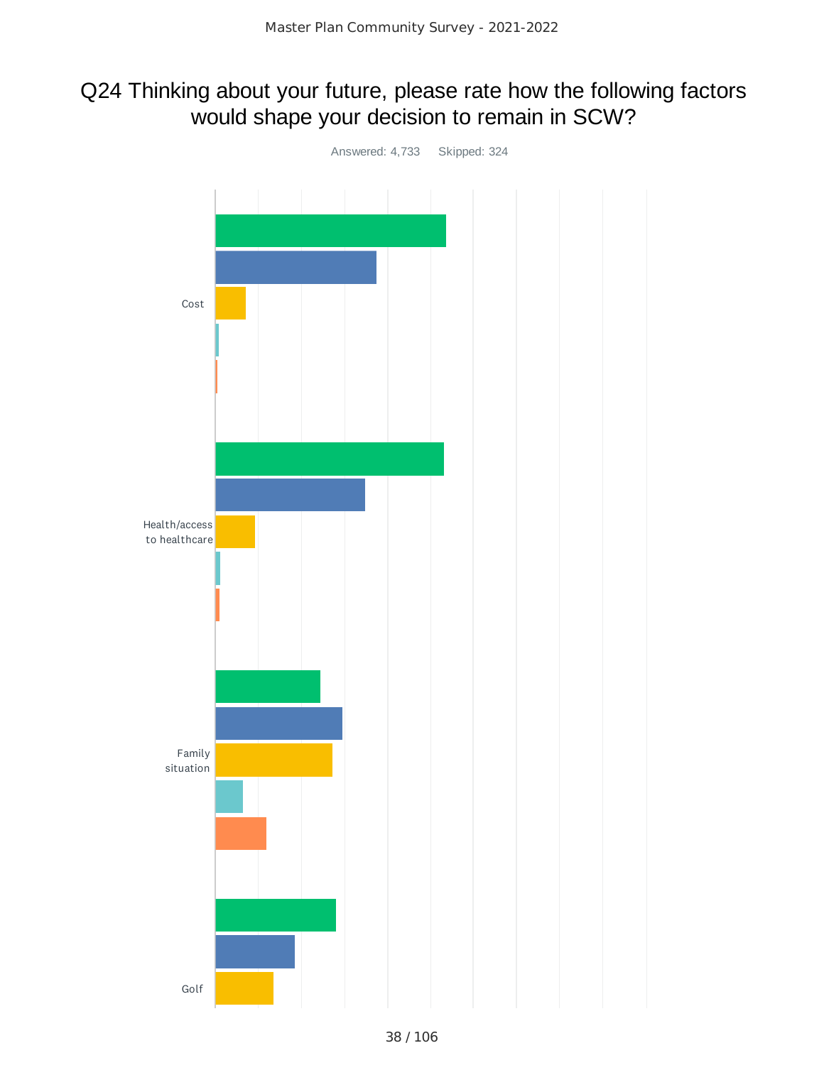# Q24 Thinking about your future, please rate how the following factors would shape your decision to remain in SCW?

Answered: 4,733 Skipped: 324

Cost

Health/access to healthcare

Family situation

Golf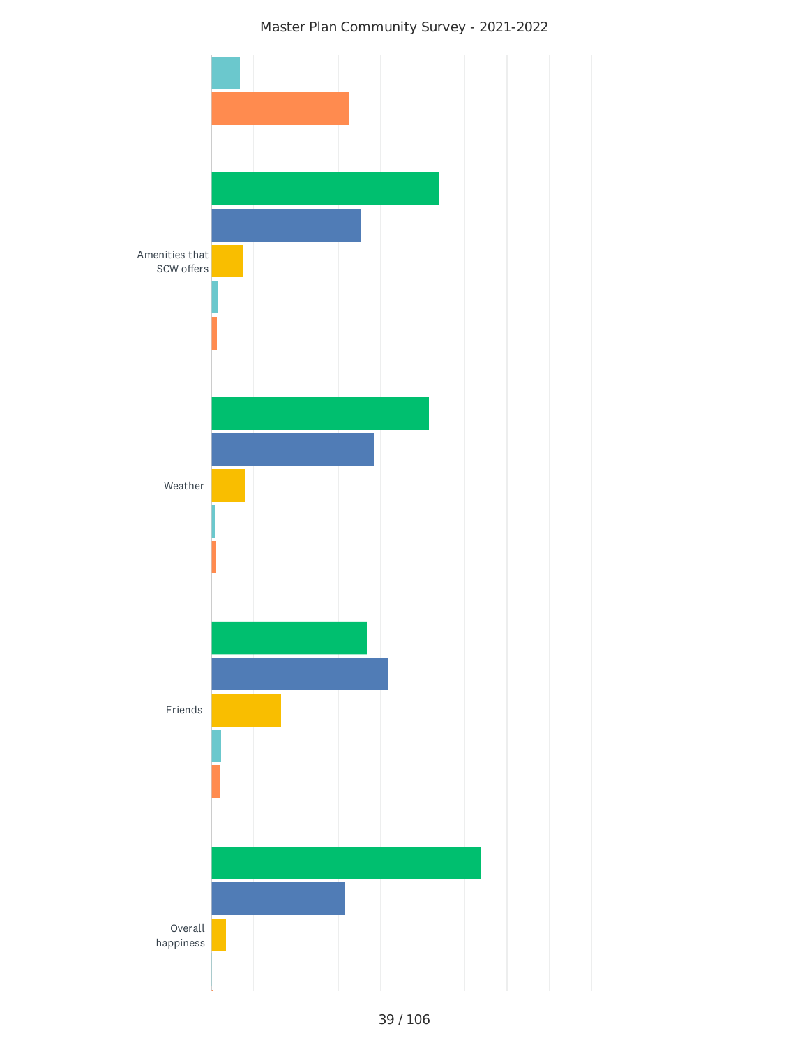Master Plan Community Survey - 2021-2022

Amenities that SCW offers

Weather

Friends

Overall happiness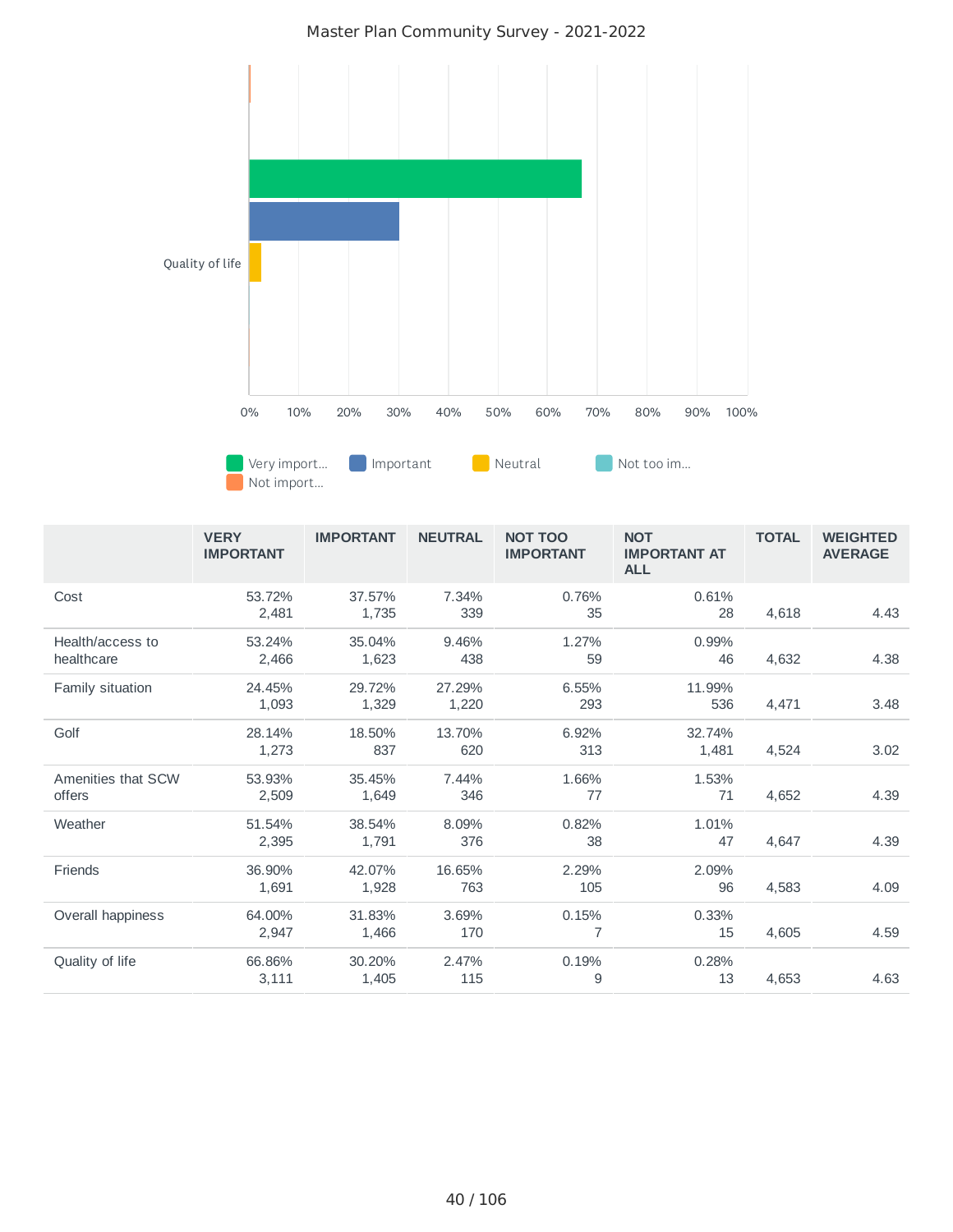Master Plan Community Survey - 2021-2022

Quality of life

0% 10% 20% 30% 40% 50% 60% 70% 80% 90% 100%

Very import... Important Neutral Not too im... Not import...

| | VERY IMPORTANT | IMPORTANT | NEUTRAL | NOT TOO IMPORTANT | NOT IMPORTANT AT ALL | TOTAL | WEIGHTED AVERAGE |
|---|---|---|---|---|---|---|---|
| Cost | 53.72% 2,481 | 37.57% 1,735 | 7.34% 339 | 0.76% 35 | 0.61% 28 | 4,618 | 4.43 |
| Health/access to healthcare | 53.24% 2,466 | 35.04% 1,623 | 9.46% 438 | 1.27% 59 | 0.99% 46 | 4,632 | 4.38 |
| Family situation | 24.45% 1,093 | 29.72% 1,329 | 27.29% 1,220 | 6.55% 293 | 11.99% 536 | 4,471 | 3.48 |
| Golf | 28.14% 1,273 | 18.50% 837 | 13.70% 620 | 6.92% 313 | 32.74% 1,481 | 4,524 | 3.02 |
| Amenities that SCW offers | 53.93% 2,509 | 35.45% 1,649 | 7.44% 346 | 1.66% 77 | 1.53% 71 | 4,652 | 4.39 |
| Weather | 51.54% 2,395 | 38.54% 1,791 | 8.09% 376 | 0.82% 38 | 1.01% 47 | 4,647 | 4.39 |
| Friends | 36.90% 1,691 | 42.07% 1,928 | 16.65% 763 | 2.29% 105 | 2.09% 96 | 4,583 | 4.09 |
| Overall happiness | 64.00% 2,947 | 31.83% 1,466 | 3.69% 170 | 0.15% 7 | 0.33% 15 | 4,605 | 4.59 |
| Quality of life | 66.86% 3,111 | 30.20% 1,405 | 2.47% 115 | 0.19% 9 | 0.28% 13 | 4,653 | 4.63 |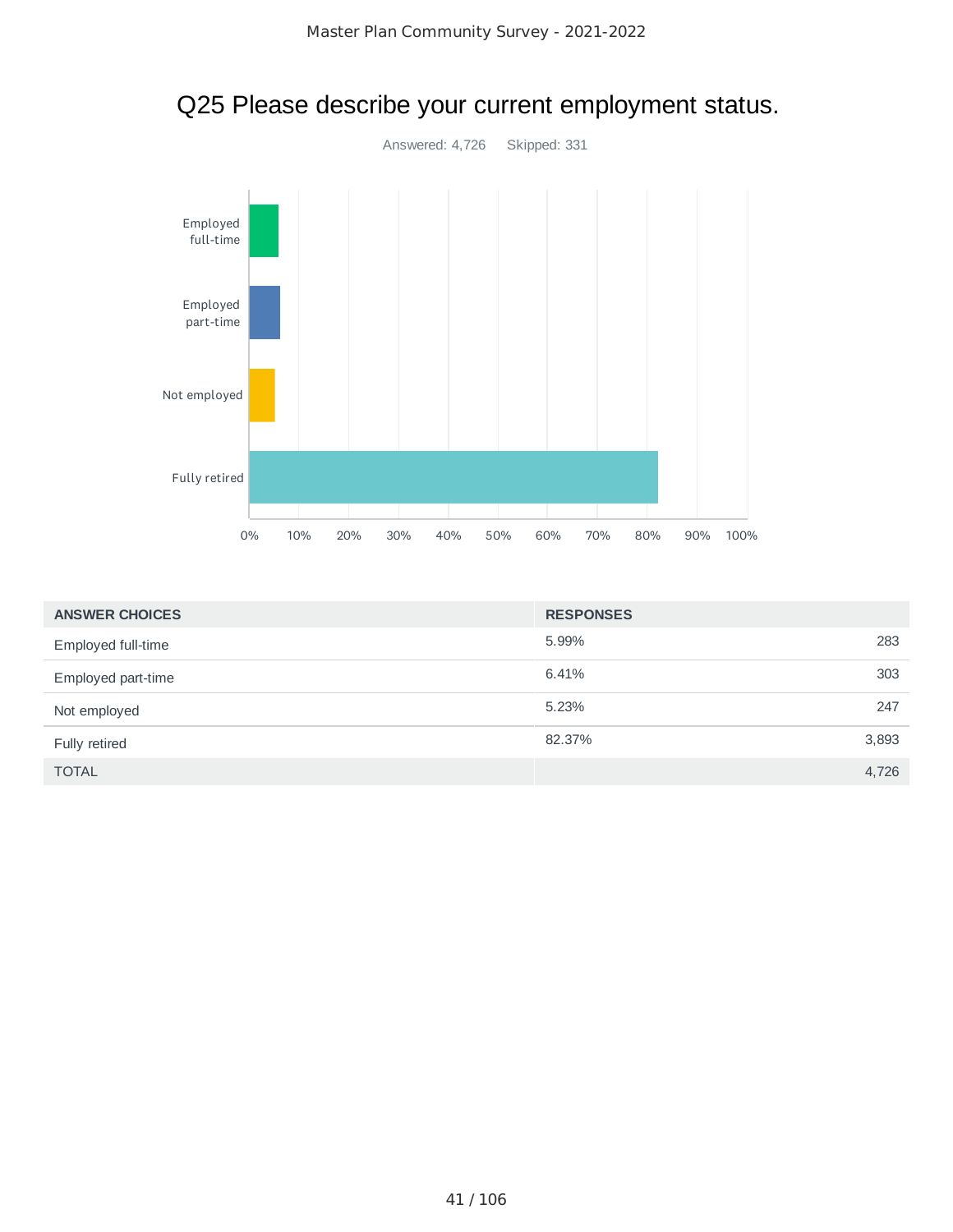## Q25 Please describe your current employment status.

Answered: 4,726    Skipped: 331

Employed full-time
Employed part-time
Not employed
Fully retired

0% 10% 20% 30% 40% 50% 60% 70% 80% 90% 100%

| ANSWER CHOICES | RESPONSES | |
|---|---|---|
| Employed full-time | 5.99% | 283 |
| Employed part-time | 6.41% | 303 |
| Not employed | 5.23% | 247 |
| Fully retired | 82.37% | 3,893 |
| TOTAL | | 4,726 |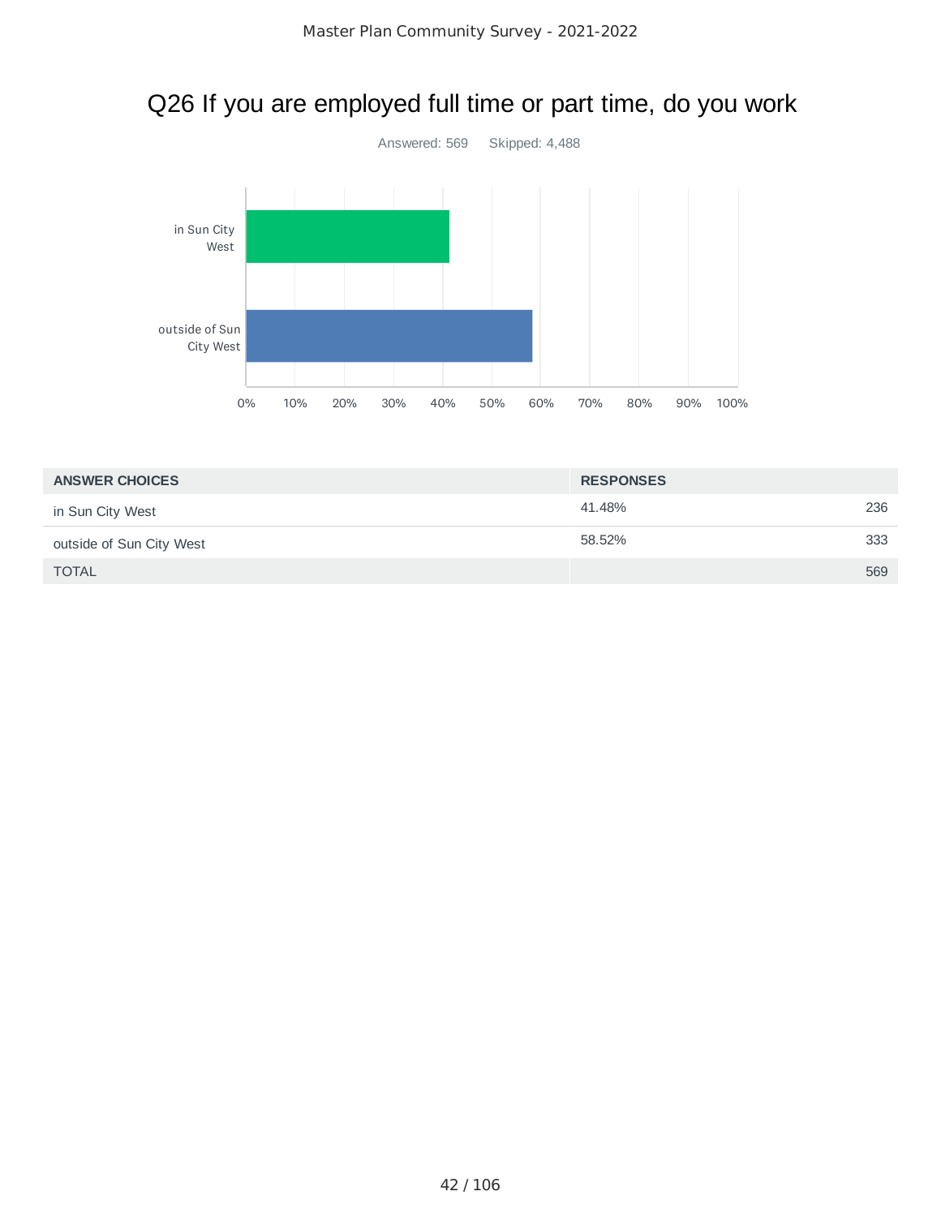## Q26 If you are employed full time or part time, do you work

Answered: 569 Skipped: 4,488

in Sun City West

outside of Sun City West

0% 10% 20% 30% 40% 50% 60% 70% 80% 90% 100%

| ANSWER CHOICES | RESPONSES | |
|---|---|---|
| in Sun City West | 41.48% | 236 |
| outside of Sun City West | 58.52% | 333 |
| TOTAL | | 569 |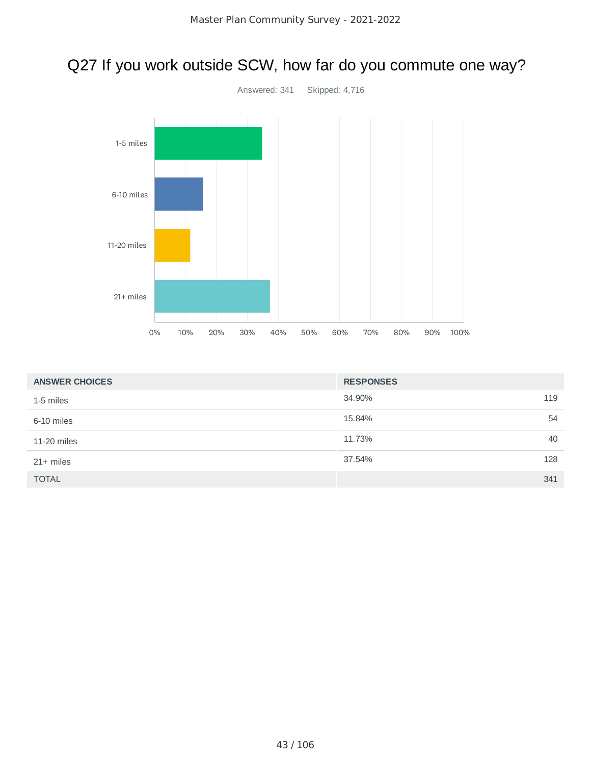## Q27 If you work outside SCW, how far do you commute one way?

Answered: 341    Skipped: 4,716

| ANSWER CHOICES | RESPONSES | |
|---|---|---|
| 1-5 miles | 34.90% | 119 |
| 6-10 miles | 15.84% | 54 |
| 11-20 miles | 11.73% | 40 |
| 21+ miles | 37.54% | 128 |
| TOTAL | | 341 |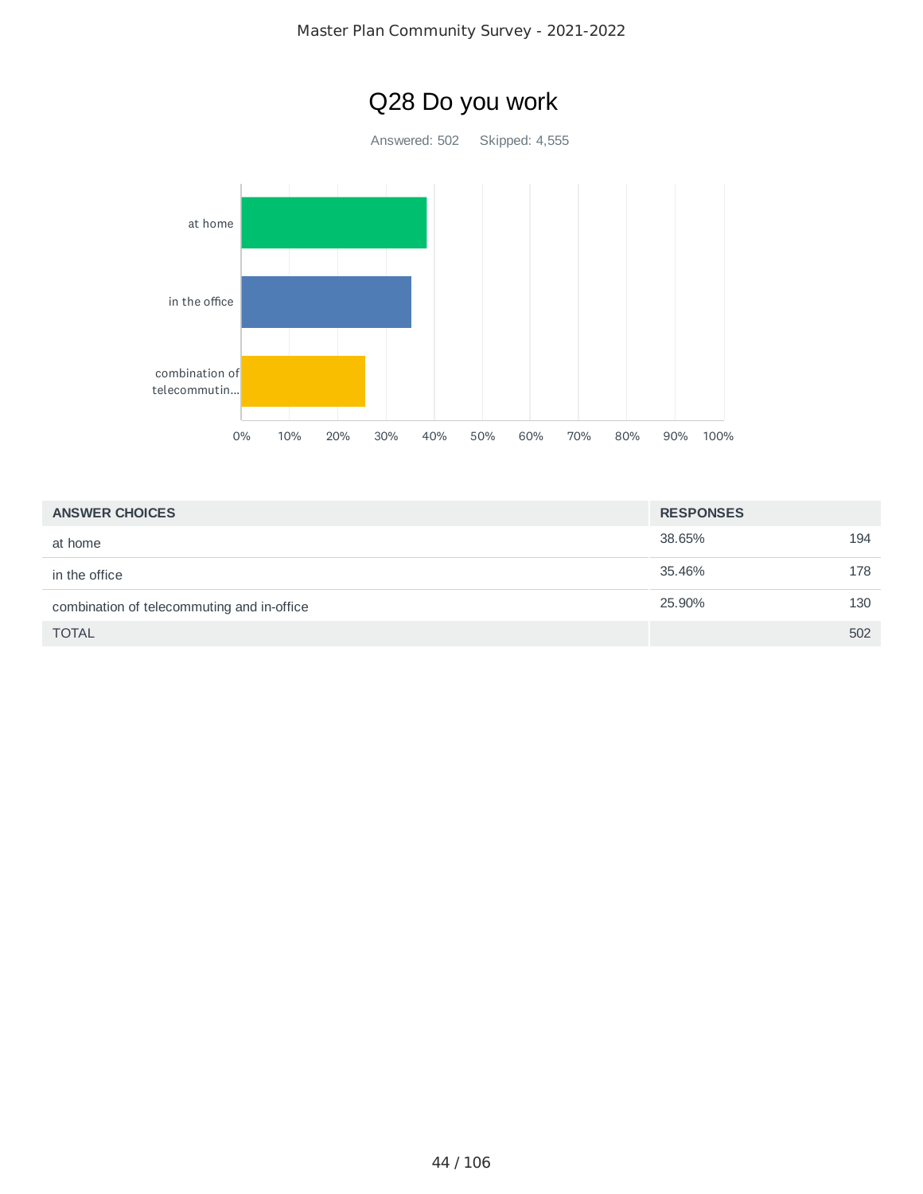# Q28 Do you work

Answered: 502 Skipped: 4,555

at home

in the office

combination of telecommutin...

0% 10% 20% 30% 40% 50% 60% 70% 80% 90% 100%

| ANSWER CHOICES | RESPONSES | |
|---|---|---|
| at home | 38.65% | 194 |
| in the office | 35.46% | 178 |
| combination of telecommuting and in-office | 25.90% | 130 |
| TOTAL | | 502 |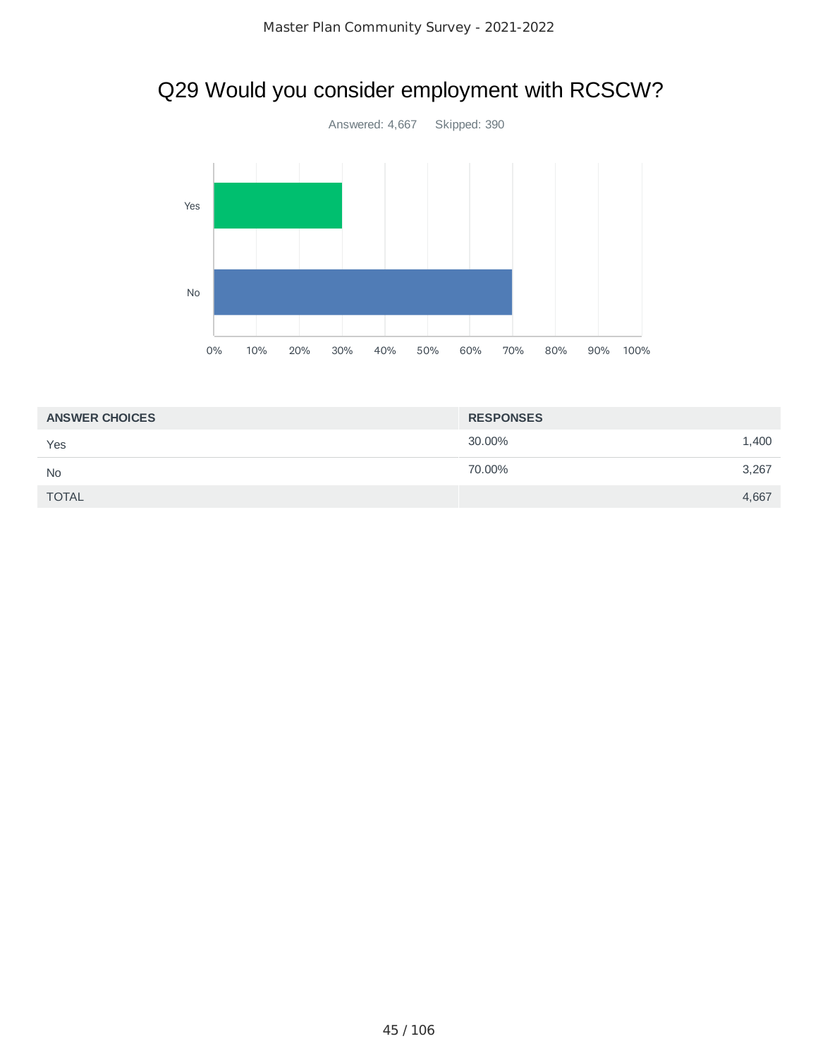# Q29 Would you consider employment with RCSCW?

Answered: 4,667 Skipped: 390

Yes

No

0% 10% 20% 30% 40% 50% 60% 70% 80% 90% 100%

| ANSWER CHOICES | RESPONSES | |
|---|---|---|
| Yes | 30.00% | 1,400 |
| No | 70.00% | 3,267 |
| TOTAL | | 4,667 |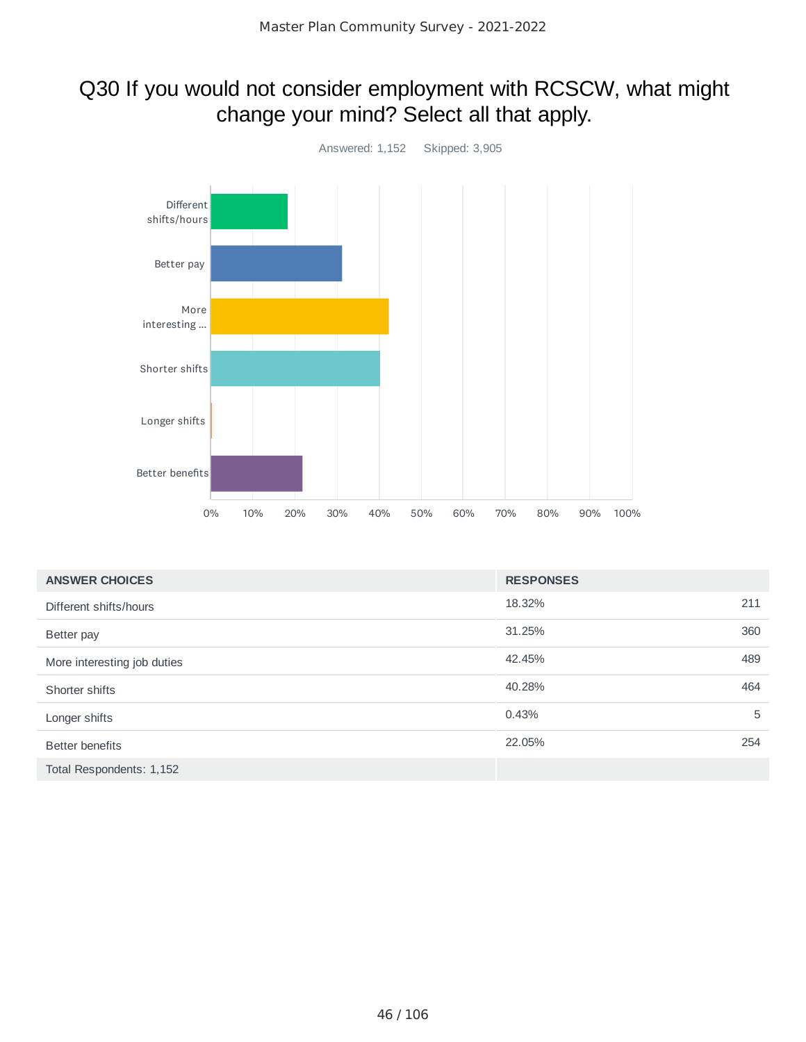## Q30 If you would not consider employment with RCSCW, what might change your mind? Select all that apply.

Answered: 1,152 Skipped: 3,905

Different shifts/hours

Better pay

More interesting ...

Shorter shifts

Longer shifts

Better benefits

0% 10% 20% 30% 40% 50% 60% 70% 80% 90% 100%

| ANSWER CHOICES | RESPONSES | |
|---|---|---|
| Different shifts/hours | 18.32% | 211 |
| Better pay | 31.25% | 360 |
| More interesting job duties | 42.45% | 489 |
| Shorter shifts | 40.28% | 464 |
| Longer shifts | 0.43% | 5 |
| Better benefits | 22.05% | 254 |
| Total Respondents: 1,152 | | |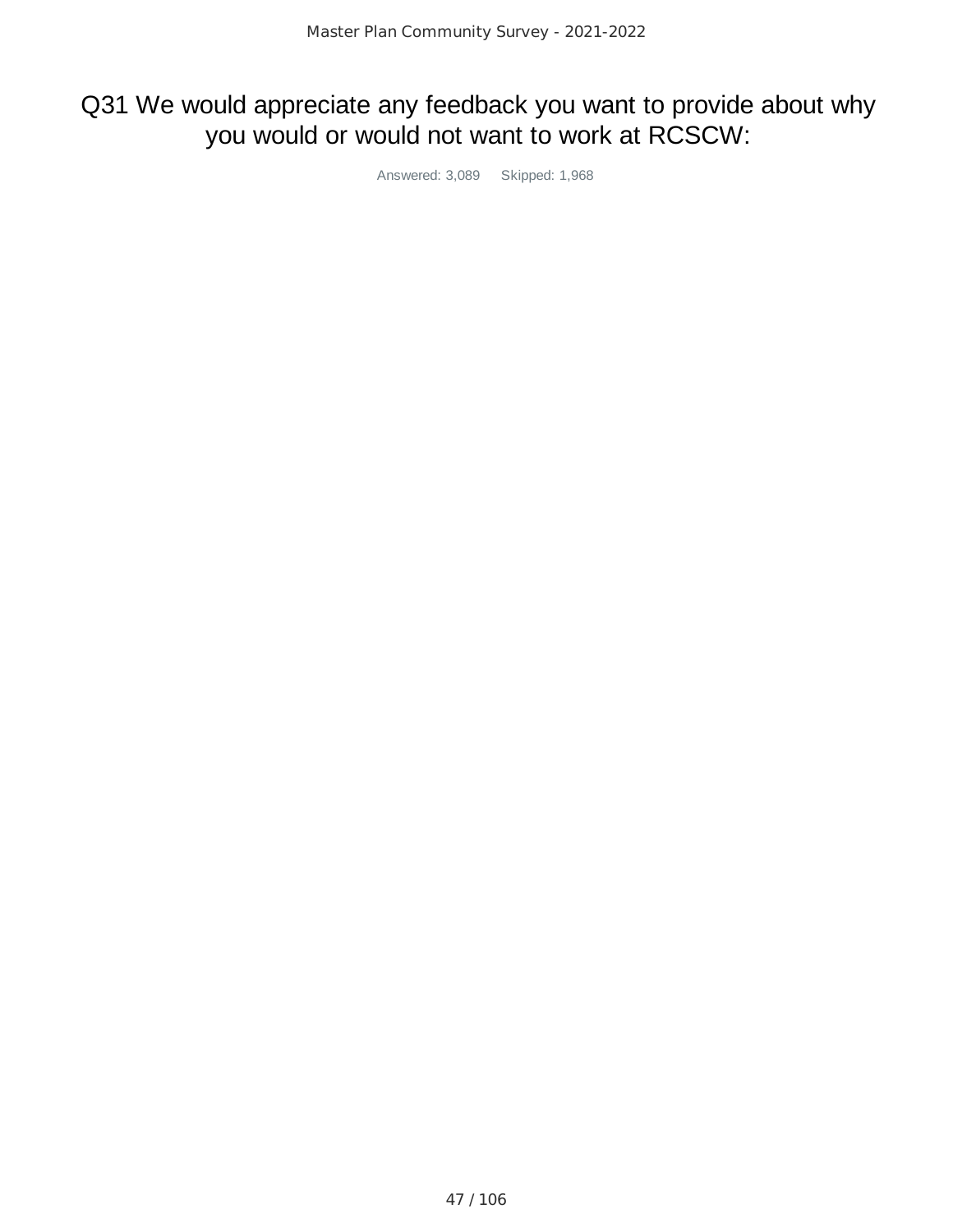# Q31 We would appreciate any feedback you want to provide about why you would or would not want to work at RCSCW:

Answered: 3,089 Skipped: 1,968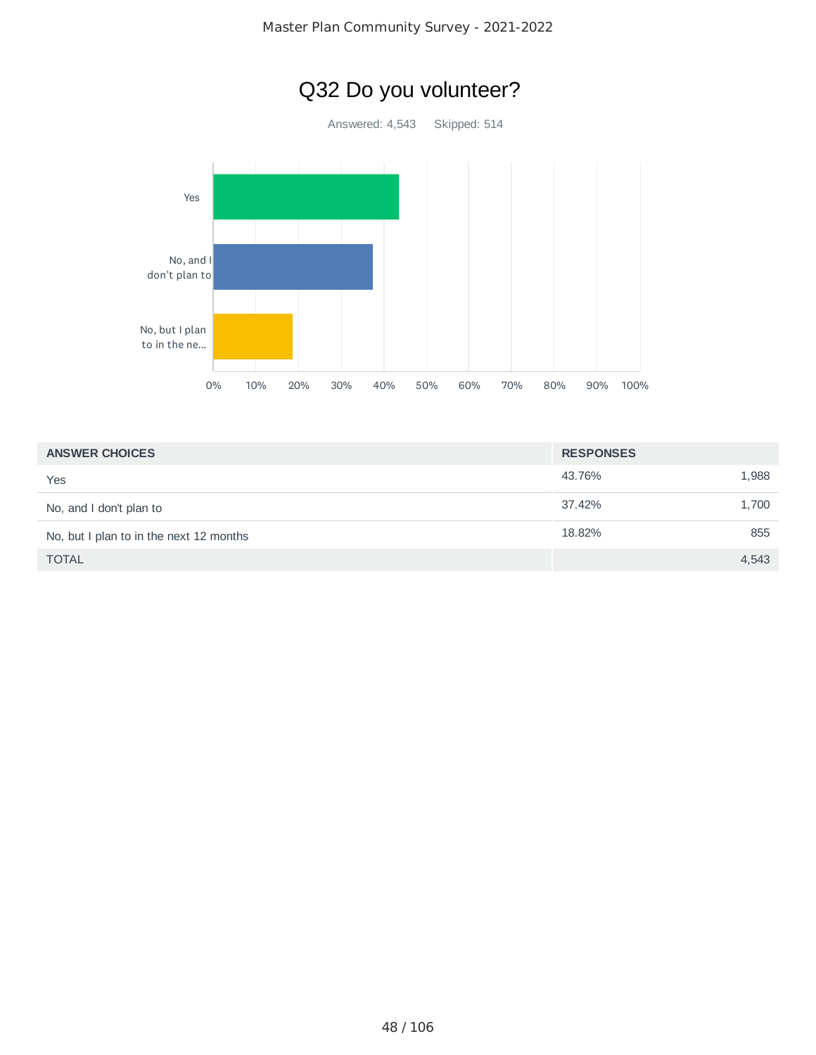# Q32 Do you volunteer?

Answered: 4,543 Skipped: 514

Yes

No, and I don't plan to

No, but I plan to in the ne...

0% 10% 20% 30% 40% 50% 60% 70% 80% 90% 100%

| ANSWER CHOICES | RESPONSES | |
|---|---|---|
| Yes | 43.76% | 1,988 |
| No, and I don't plan to | 37.42% | 1,700 |
| No, but I plan to in the next 12 months | 18.82% | 855 |
| TOTAL | | 4,543 |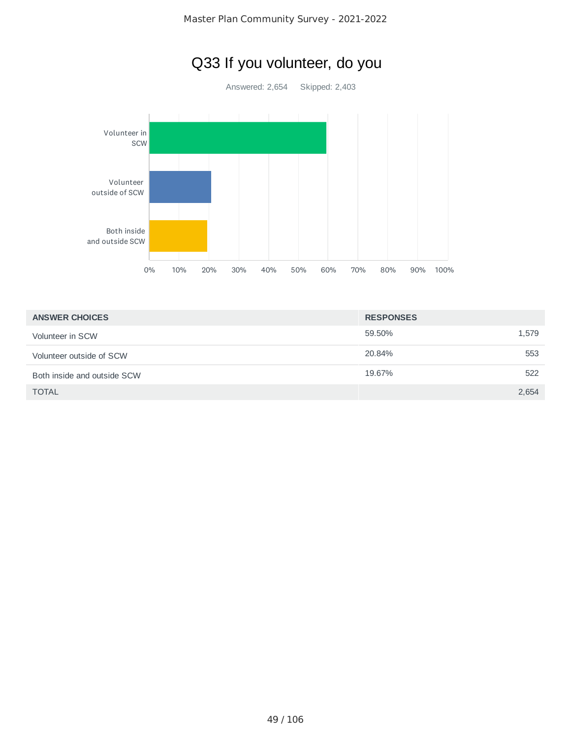# Q33 If you volunteer, do you

Answered: 2,654 Skipped: 2,403

Volunteer in SCW

Volunteer outside of SCW

Both inside and outside SCW

0% 10% 20% 30% 40% 50% 60% 70% 80% 90% 100%

| ANSWER CHOICES | RESPONSES | |
|---|---|---|
| Volunteer in SCW | 59.50% | 1,579 |
| Volunteer outside of SCW | 20.84% | 553 |
| Both inside and outside SCW | 19.67% | 522 |
| TOTAL | | 2,654 |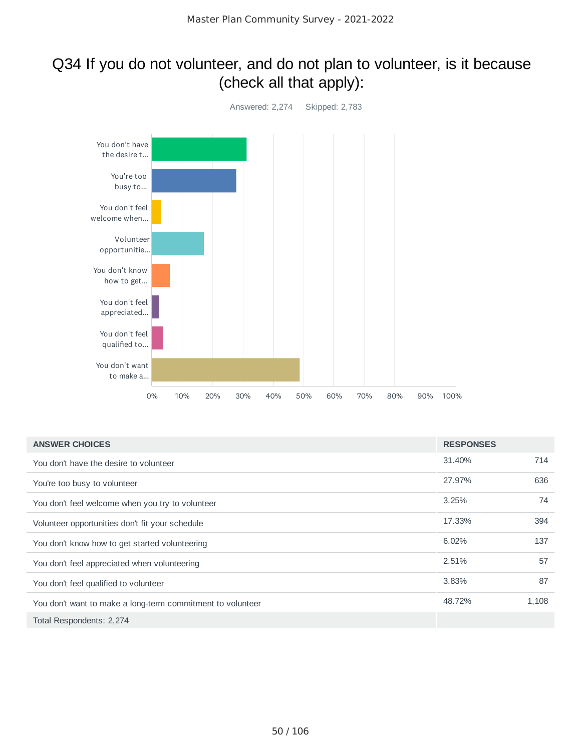## Q34 If you do not volunteer, and do not plan to volunteer, is it because (check all that apply):

Answered: 2,274 Skipped: 2,783

You don't have the desire t...
You're too busy to...
You don't feel welcome when...
Volunteer opportunitie...
You don't know how to get...
You don't feel appreciated...
You don't feel qualified to...
You don't want to make a...

0% 10% 20% 30% 40% 50% 60% 70% 80% 90% 100%

| ANSWER CHOICES | RESPONSES | |
|---|---|---|
| You don't have the desire to volunteer | 31.40% | 714 |
| You're too busy to volunteer | 27.97% | 636 |
| You don't feel welcome when you try to volunteer | 3.25% | 74 |
| Volunteer opportunities don't fit your schedule | 17.33% | 394 |
| You don't know how to get started volunteering | 6.02% | 137 |
| You don't feel appreciated when volunteering | 2.51% | 57 |
| You don't feel qualified to volunteer | 3.83% | 87 |
| You don't want to make a long-term commitment to volunteer | 48.72% | 1,108 |
| Total Respondents: 2,274 | | |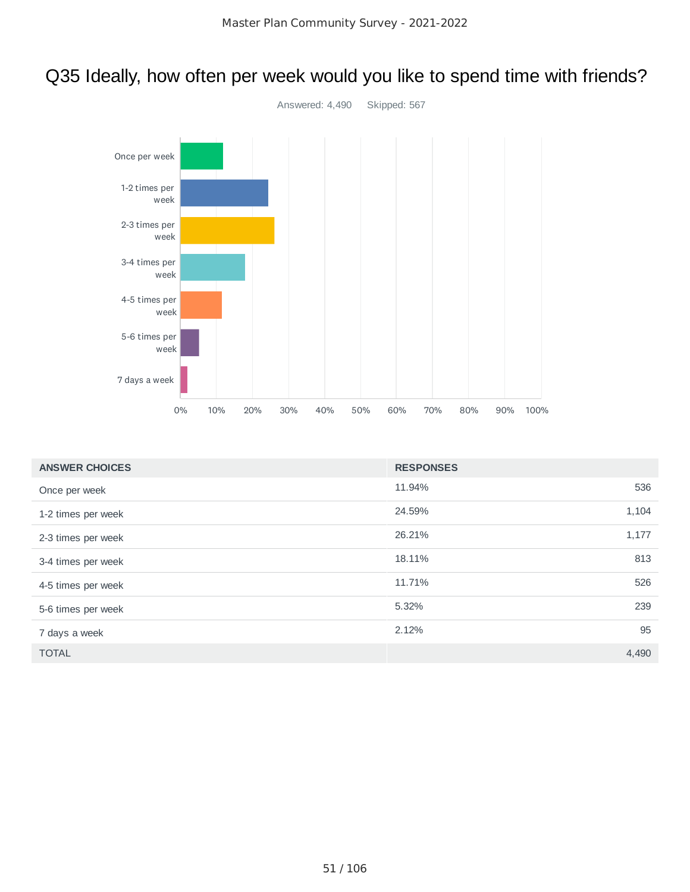# Q35 Ideally, how often per week would you like to spend time with friends?

Answered: 4,490    Skipped: 567

Once per week
1-2 times per week
2-3 times per week
3-4 times per week
4-5 times per week
5-6 times per week
7 days a week

0% 10% 20% 30% 40% 50% 60% 70% 80% 90% 100%

| ANSWER CHOICES | RESPONSES | |
|---|---|---|
| Once per week | 11.94% | 536 |
| 1-2 times per week | 24.59% | 1,104 |
| 2-3 times per week | 26.21% | 1,177 |
| 3-4 times per week | 18.11% | 813 |
| 4-5 times per week | 11.71% | 526 |
| 5-6 times per week | 5.32% | 239 |
| 7 days a week | 2.12% | 95 |
| TOTAL | | 4,490 |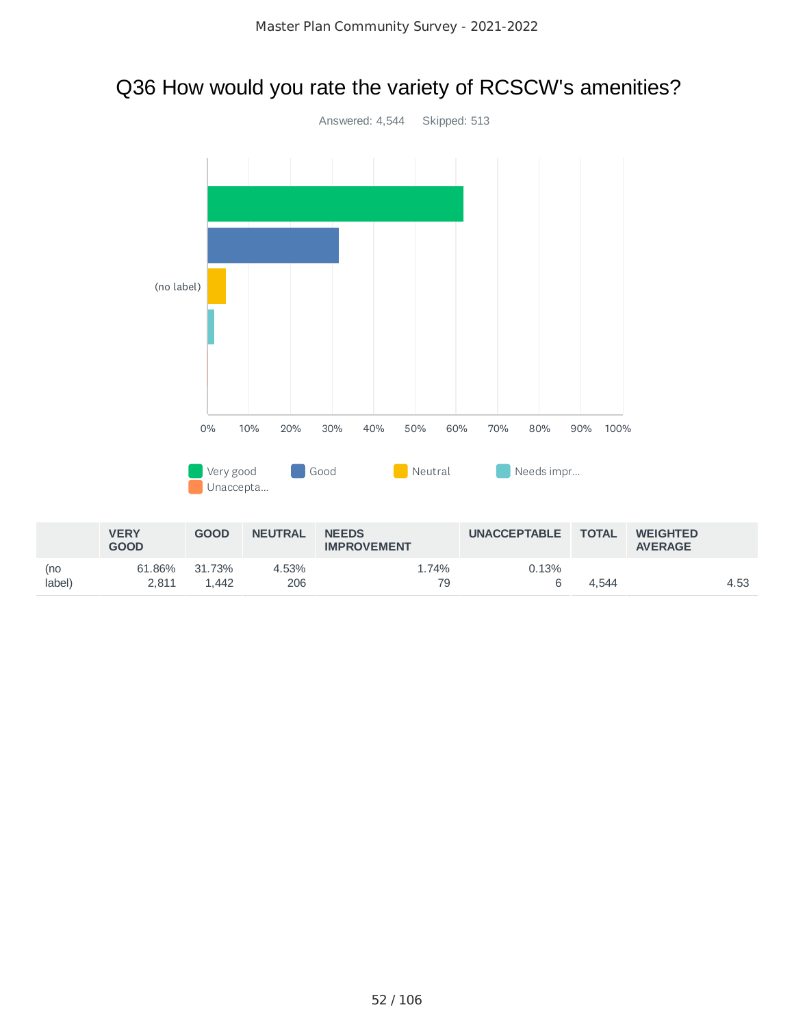# Q36 How would you rate the variety of RCSCW's amenities?

Answered: 4,544    Skipped: 513

(no label)

0% 10% 20% 30% 40% 50% 60% 70% 80% 90% 100%

Very good  Good  Neutral  Needs impr...  Unaccepta...

| | VERY GOOD | GOOD | NEUTRAL | NEEDS IMPROVEMENT | UNACCEPTABLE | TOTAL | WEIGHTED AVERAGE |
|---|---|---|---|---|---|---|---|
| (no label) | 61.86%<br>2,811 | 31.73%<br>1,442 | 4.53%<br>206 | 1.74%<br>79 | 0.13%<br>6 | 4,544 | 4.53 |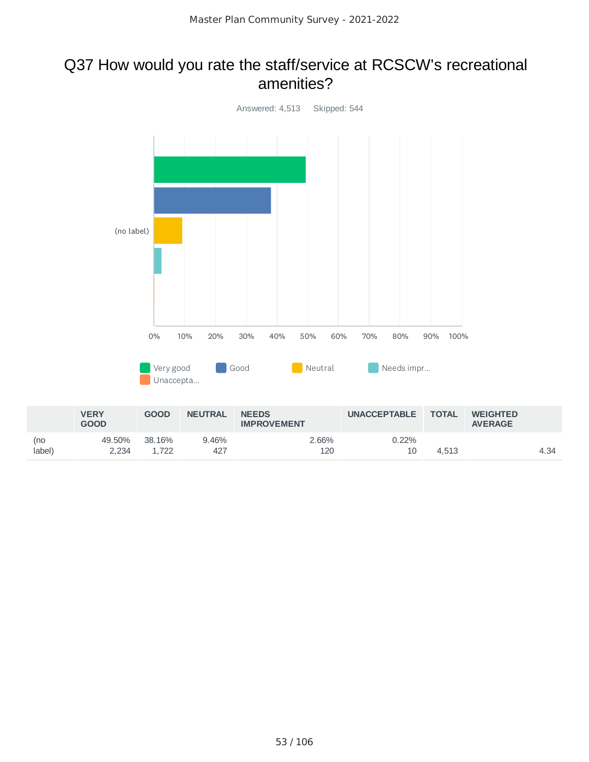# Q37 How would you rate the staff/service at RCSCW's recreational amenities?

Answered: 4,513 Skipped: 544

(no label)

0% 10% 20% 30% 40% 50% 60% 70% 80% 90% 100%

Very good
Good
Neutral
Needs impr...
Unaccepta...

| | VERY GOOD | GOOD | NEUTRAL | NEEDS IMPROVEMENT | UNACCEPTABLE | TOTAL | WEIGHTED AVERAGE |
|---|---|---|---|---|---|---|---|
| (no label) | 49.50% 2,234 | 38.16% 1,722 | 9.46% 427 | 2.66% 120 | 0.22% 10 | 4,513 | 4.34 |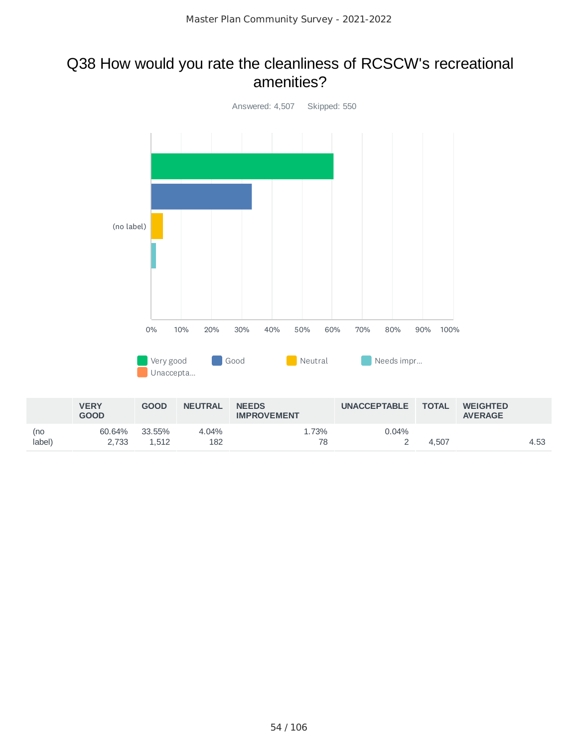# Q38 How would you rate the cleanliness of RCSCW's recreational amenities?

Answered: 4,507    Skipped: 550

(no label)

0% 10% 20% 30% 40% 50% 60% 70% 80% 90% 100%

Very good
Good
Neutral
Needs impr...
Unaccepta...

| | VERY GOOD | GOOD | NEUTRAL | NEEDS IMPROVEMENT | UNACCEPTABLE | TOTAL | WEIGHTED AVERAGE |
|---|---|---|---|---|---|---|---|
| (no label) | 60.64%<br>2,733 | 33.55%<br>1,512 | 4.04%<br>182 | 1.73%<br>78 | 0.04%<br>2 | 4,507 | 4.53 |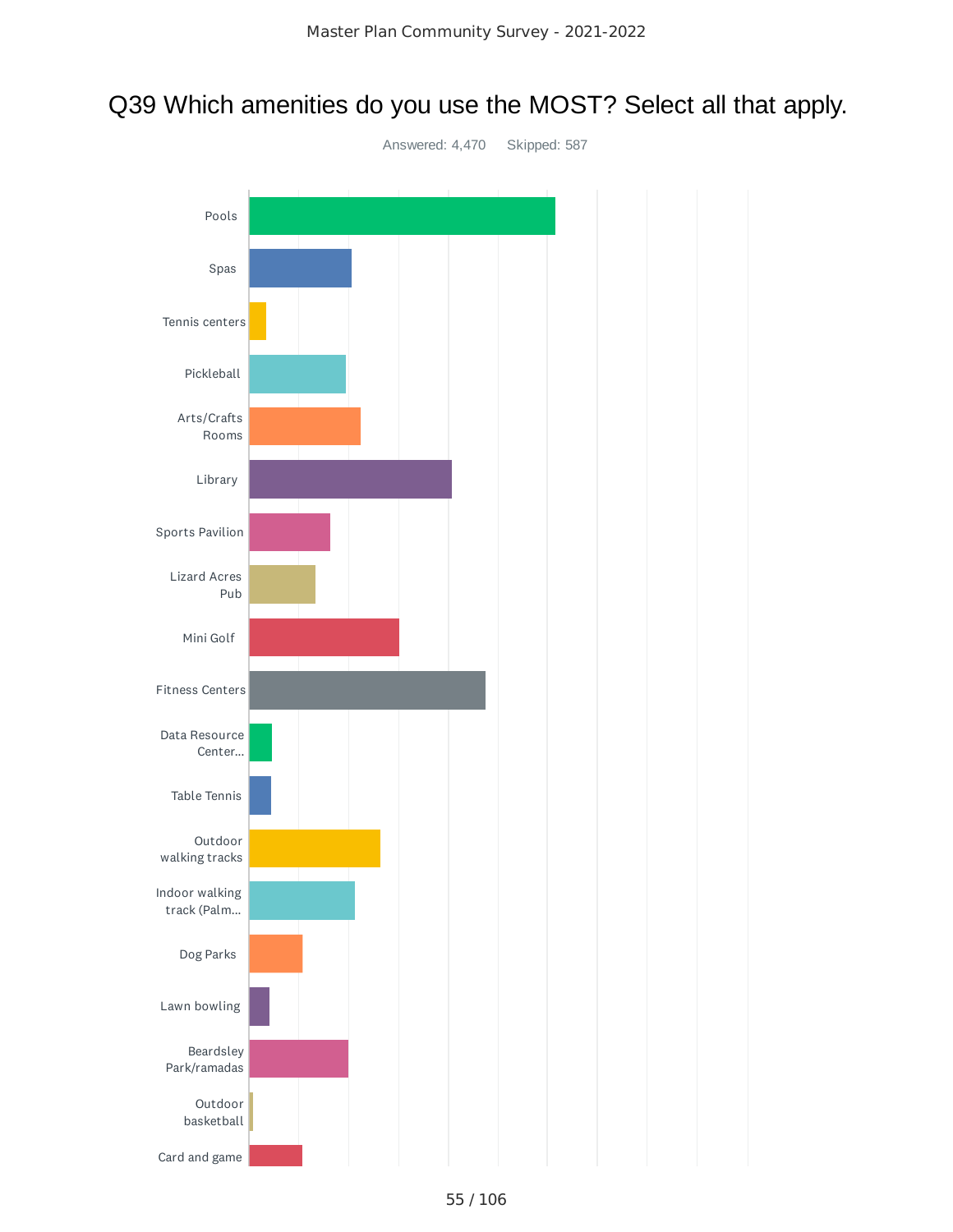# Q39 Which amenities do you use the MOST? Select all that apply.

Answered: 4,470 Skipped: 587

Pools

Spas

Tennis centers

Pickleball

Arts/Crafts Rooms

Library

Sports Pavilion

Lizard Acres Pub

Mini Golf

Fitness Centers

Data Resource Center...

Table Tennis

Outdoor walking tracks

Indoor walking track (Palm...

Dog Parks

Lawn bowling

Beardsley Park/ramadas

Outdoor basketball

Card and game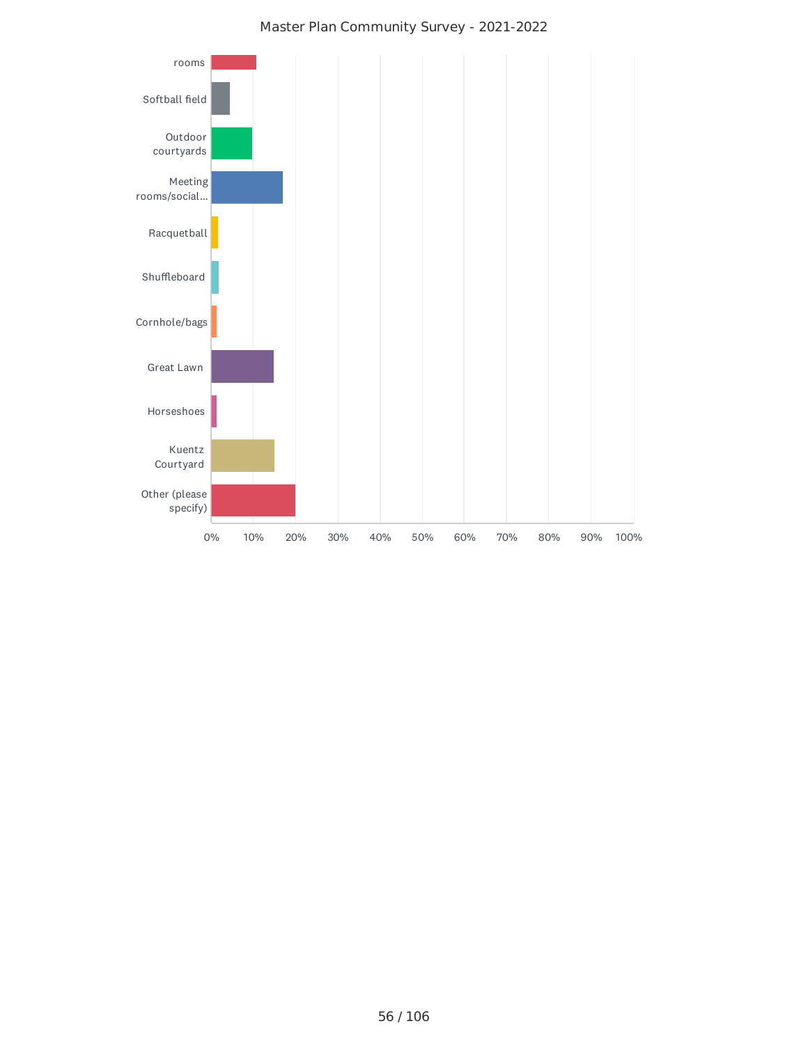Master Plan Community Survey - 2021-2022

rooms

Softball field

Outdoor courtyards

Meeting rooms/social...

Racquetball

Shuffleboard

Cornhole/bags

Great Lawn

Horseshoes

Kuentz Courtyard

Other (please specify)

0% 10% 20% 30% 40% 50% 60% 70% 80% 90% 100%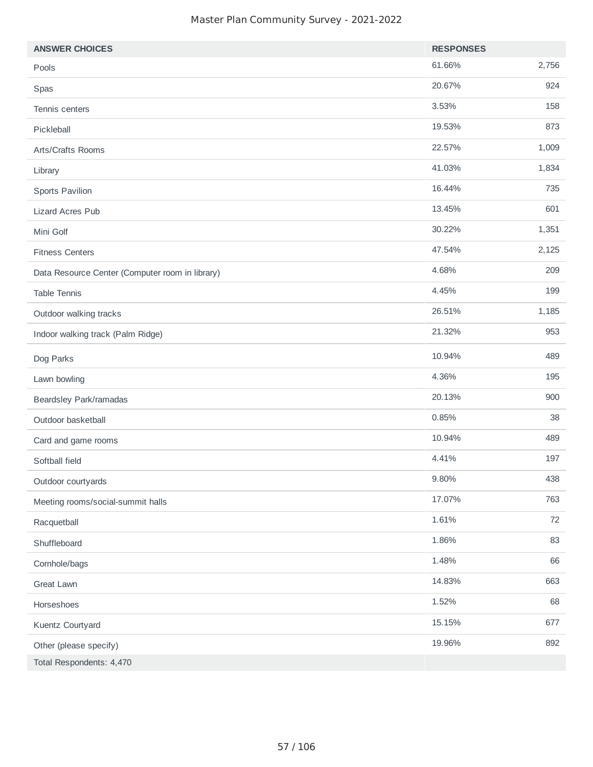Master Plan Community Survey - 2021-2022

| ANSWER CHOICES | RESPONSES | |
|---|---|---|
| Pools | 61.66% | 2,756 |
| Spas | 20.67% | 924 |
| Tennis centers | 3.53% | 158 |
| Pickleball | 19.53% | 873 |
| Arts/Crafts Rooms | 22.57% | 1,009 |
| Library | 41.03% | 1,834 |
| Sports Pavilion | 16.44% | 735 |
| Lizard Acres Pub | 13.45% | 601 |
| Mini Golf | 30.22% | 1,351 |
| Fitness Centers | 47.54% | 2,125 |
| Data Resource Center (Computer room in library) | 4.68% | 209 |
| Table Tennis | 4.45% | 199 |
| Outdoor walking tracks | 26.51% | 1,185 |
| Indoor walking track (Palm Ridge) | 21.32% | 953 |
| Dog Parks | 10.94% | 489 |
| Lawn bowling | 4.36% | 195 |
| Beardsley Park/ramadas | 20.13% | 900 |
| Outdoor basketball | 0.85% | 38 |
| Card and game rooms | 10.94% | 489 |
| Softball field | 4.41% | 197 |
| Outdoor courtyards | 9.80% | 438 |
| Meeting rooms/social-summit halls | 17.07% | 763 |
| Racquetball | 1.61% | 72 |
| Shuffleboard | 1.86% | 83 |
| Cornhole/bags | 1.48% | 66 |
| Great Lawn | 14.83% | 663 |
| Horseshoes | 1.52% | 68 |
| Kuentz Courtyard | 15.15% | 677 |
| Other (please specify) | 19.96% | 892 |
| Total Respondents: 4,470 | | |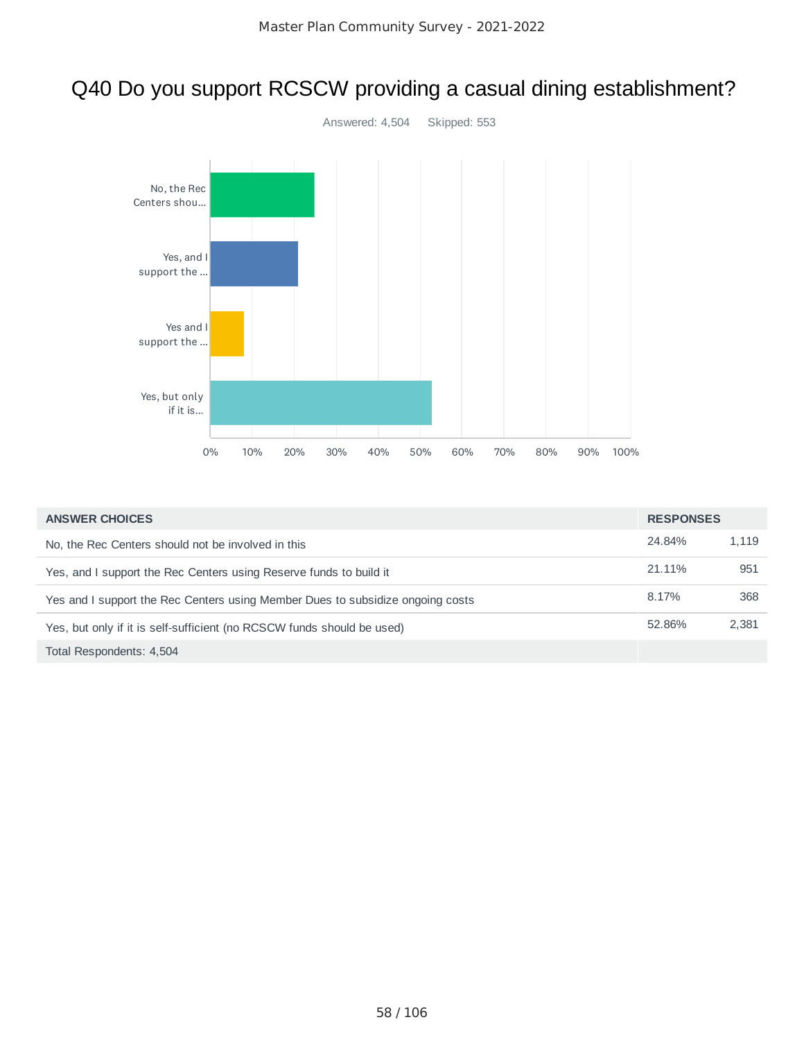# Q40 Do you support RCSCW providing a casual dining establishment?

Answered: 4,504 Skipped: 553

No, the Rec Centers shou...

Yes, and I support the ...

Yes and I support the ...

Yes, but only if it is...

0% 10% 20% 30% 40% 50% 60% 70% 80% 90% 100%

| ANSWER CHOICES | RESPONSES | |
|---|---|---|
| No, the Rec Centers should not be involved in this | 24.84% | 1,119 |
| Yes, and I support the Rec Centers using Reserve funds to build it | 21.11% | 951 |
| Yes and I support the Rec Centers using Member Dues to subsidize ongoing costs | 8.17% | 368 |
| Yes, but only if it is self-sufficient (no RCSCW funds should be used) | 52.86% | 2,381 |
| Total Respondents: 4,504 | | |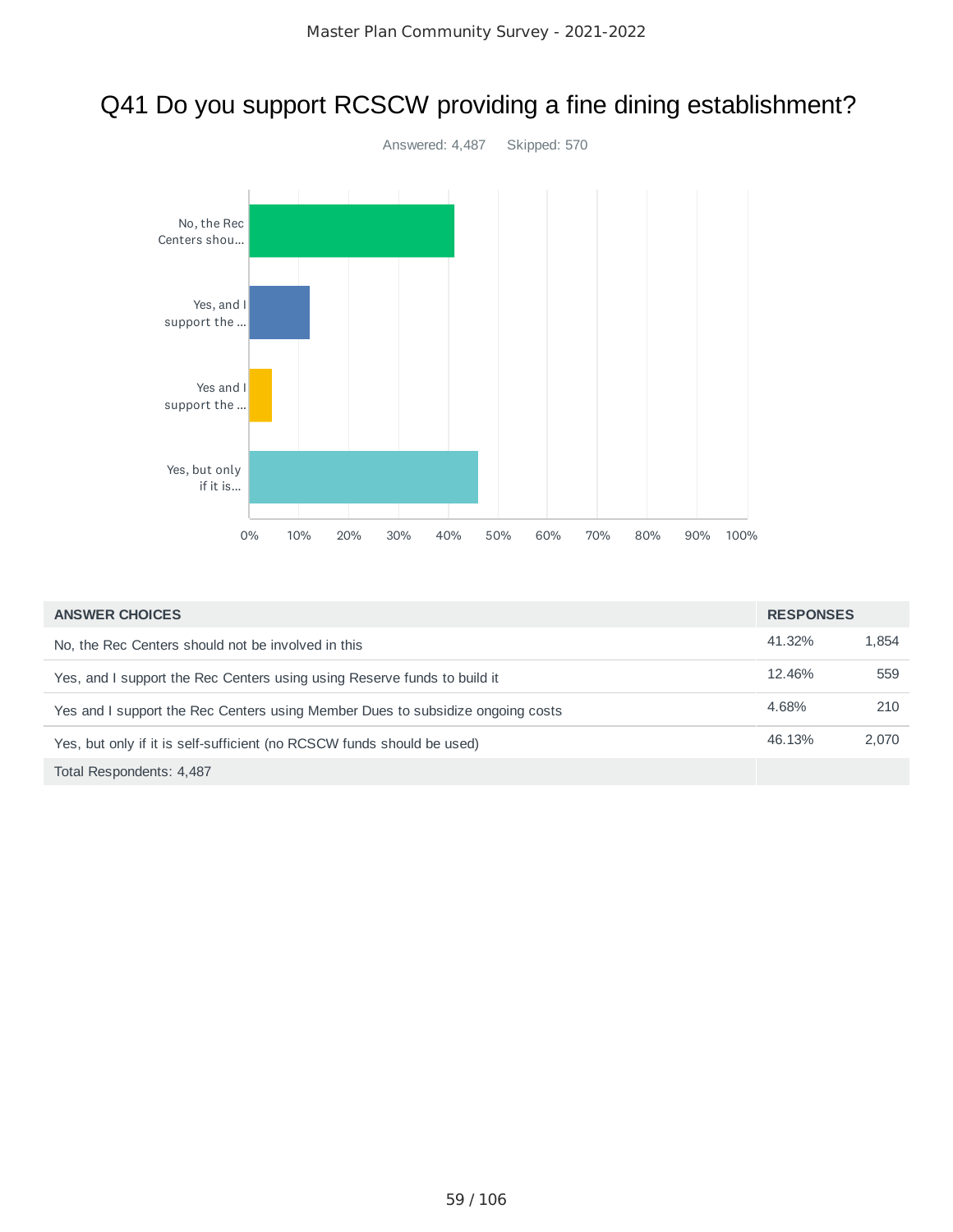# Q41 Do you support RCSCW providing a fine dining establishment?

Answered: 4,487 Skipped: 570

No, the Rec Centers shou...

Yes, and I support the ...

Yes and I support the ...

Yes, but only if it is...

0% 10% 20% 30% 40% 50% 60% 70% 80% 90% 100%

| ANSWER CHOICES | RESPONSES | |
|---|---|---|
| No, the Rec Centers should not be involved in this | 41.32% | 1,854 |
| Yes, and I support the Rec Centers using using Reserve funds to build it | 12.46% | 559 |
| Yes and I support the Rec Centers using Member Dues to subsidize ongoing costs | 4.68% | 210 |
| Yes, but only if it is self-sufficient (no RCSCW funds should be used) | 46.13% | 2,070 |
| Total Respondents: 4,487 | | |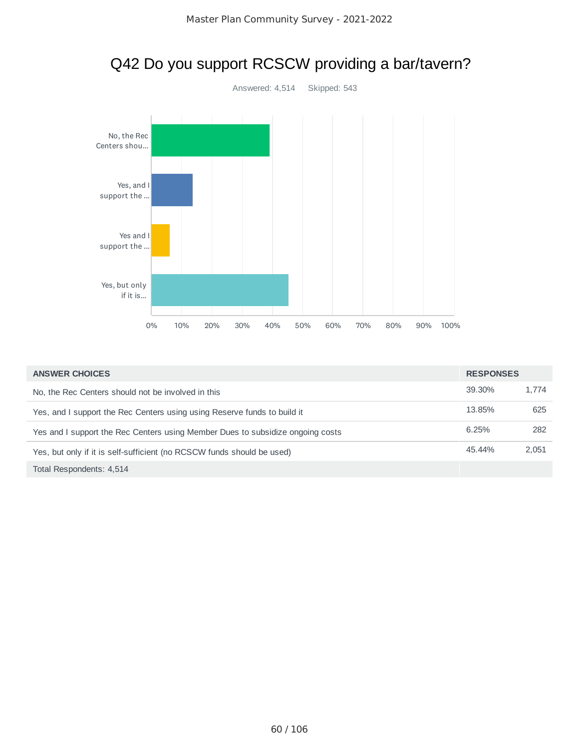# Q42 Do you support RCSCW providing a bar/tavern?

Answered: 4,514    Skipped: 543

No, the Rec Centers shou...

Yes, and I support the ...

Yes and I support the ...

Yes, but only if it is...

0% 10% 20% 30% 40% 50% 60% 70% 80% 90% 100%

| ANSWER CHOICES | RESPONSES | |
|---|---|---|
| No, the Rec Centers should not be involved in this | 39.30% | 1,774 |
| Yes, and I support the Rec Centers using using Reserve funds to build it | 13.85% | 625 |
| Yes and I support the Rec Centers using Member Dues to subsidize ongoing costs | 6.25% | 282 |
| Yes, but only if it is self-sufficient (no RCSCW funds should be used) | 45.44% | 2,051 |
| Total Respondents: 4,514 | | |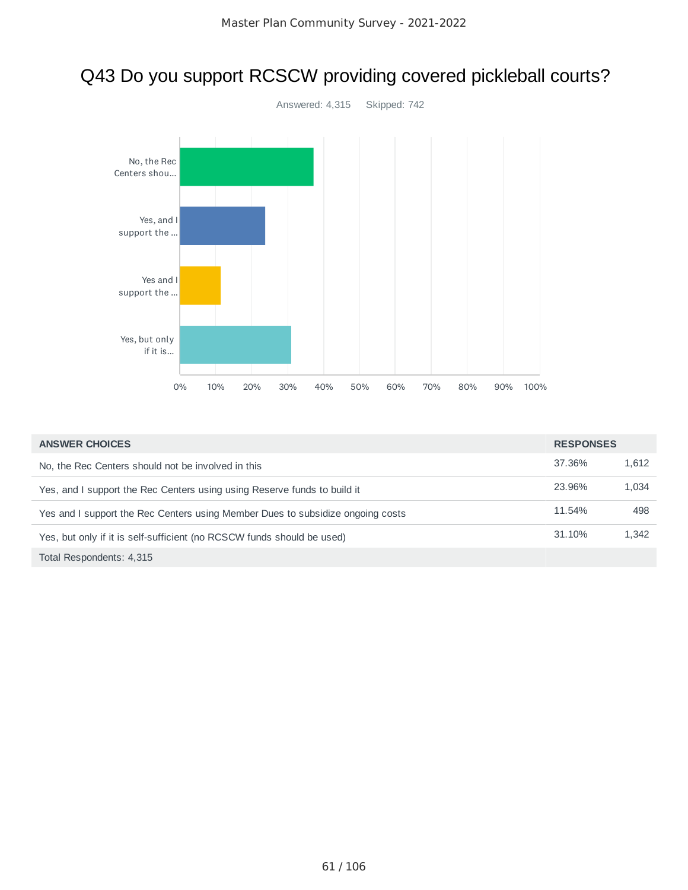# Q43 Do you support RCSCW providing covered pickleball courts?

Answered: 4,315 Skipped: 742

No, the Rec Centers shou...

Yes, and I support the ...

Yes and I support the ...

Yes, but only if it is...

0% 10% 20% 30% 40% 50% 60% 70% 80% 90% 100%

| ANSWER CHOICES | RESPONSES | |
|---|---|---|
| No, the Rec Centers should not be involved in this | 37.36% | 1,612 |
| Yes, and I support the Rec Centers using using Reserve funds to build it | 23.96% | 1,034 |
| Yes and I support the Rec Centers using Member Dues to subsidize ongoing costs | 11.54% | 498 |
| Yes, but only if it is self-sufficient (no RCSCW funds should be used) | 31.10% | 1,342 |
| Total Respondents: 4,315 | | |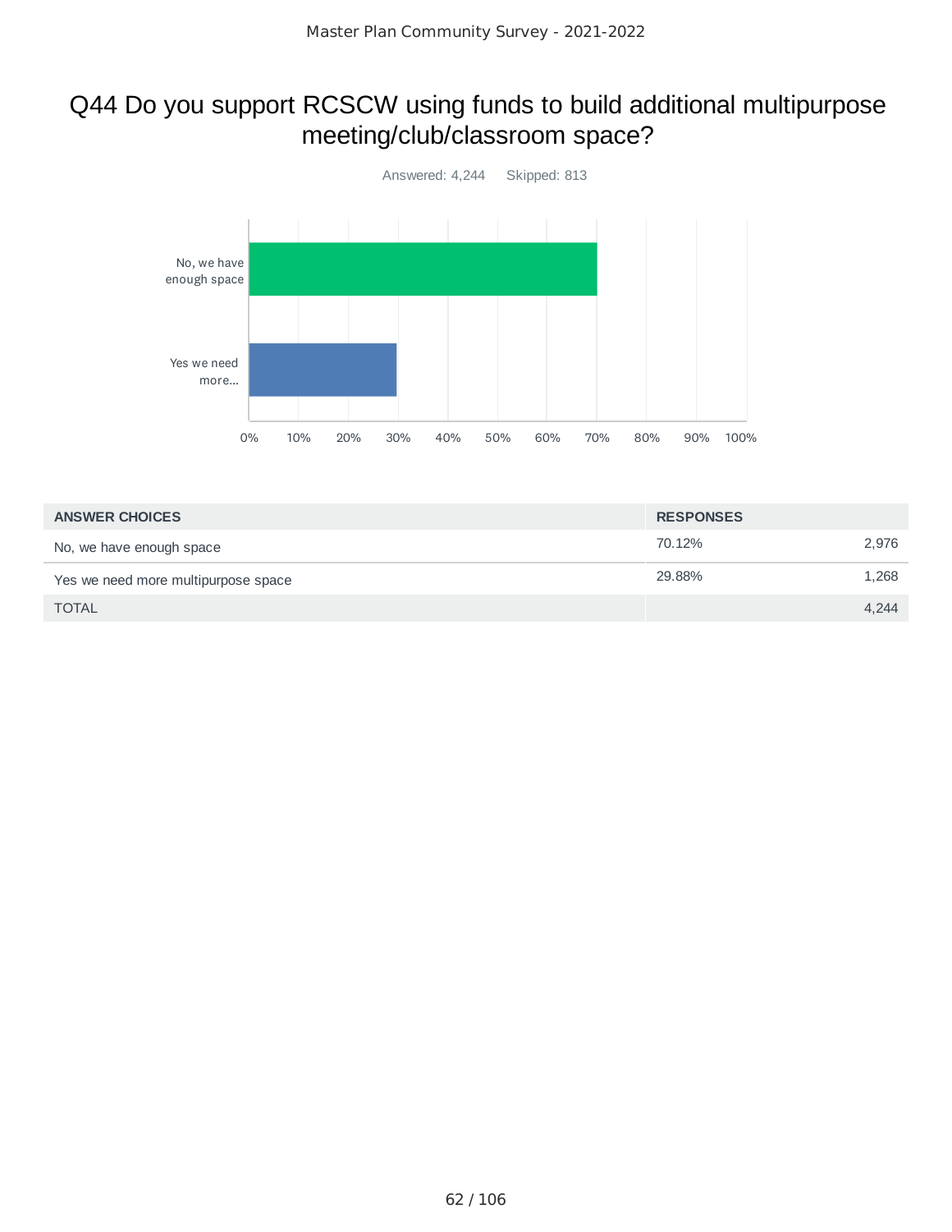# Q44 Do you support RCSCW using funds to build additional multipurpose meeting/club/classroom space?

Answered: 4,244 Skipped: 813

No, we have enough space

Yes we need more...

0% 10% 20% 30% 40% 50% 60% 70% 80% 90% 100%

| ANSWER CHOICES | RESPONSES | |
|---|---|---|
| No, we have enough space | 70.12% | 2,976 |
| Yes we need more multipurpose space | 29.88% | 1,268 |
| TOTAL | | 4,244 |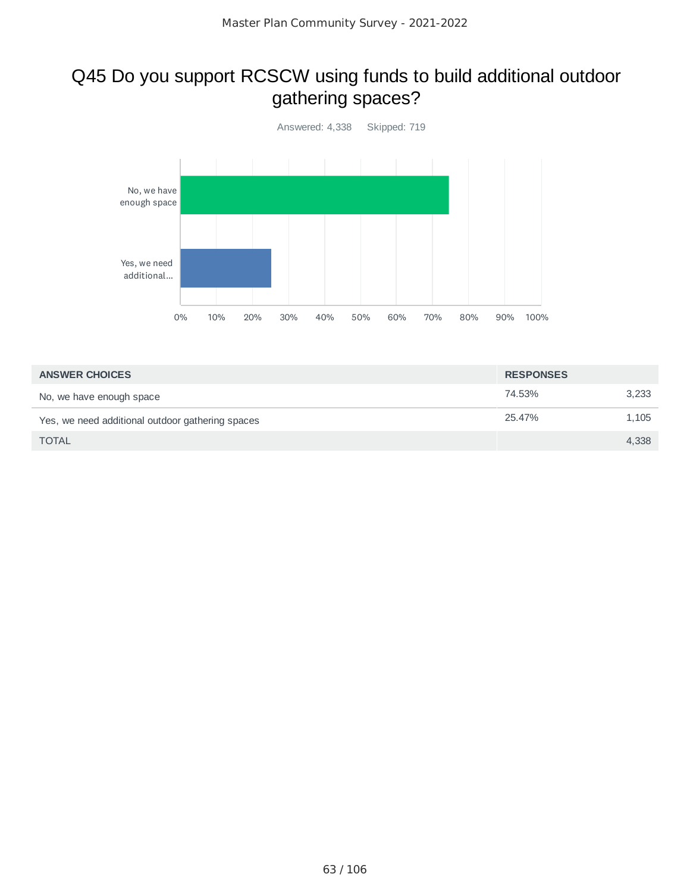# Q45 Do you support RCSCW using funds to build additional outdoor gathering spaces?

Answered: 4,338 Skipped: 719

No, we have enough space

Yes, we need additional...

0% 10% 20% 30% 40% 50% 60% 70% 80% 90% 100%

| ANSWER CHOICES | RESPONSES | |
|---|---|---|
| No, we have enough space | 74.53% | 3,233 |
| Yes, we need additional outdoor gathering spaces | 25.47% | 1,105 |
| TOTAL | | 4,338 |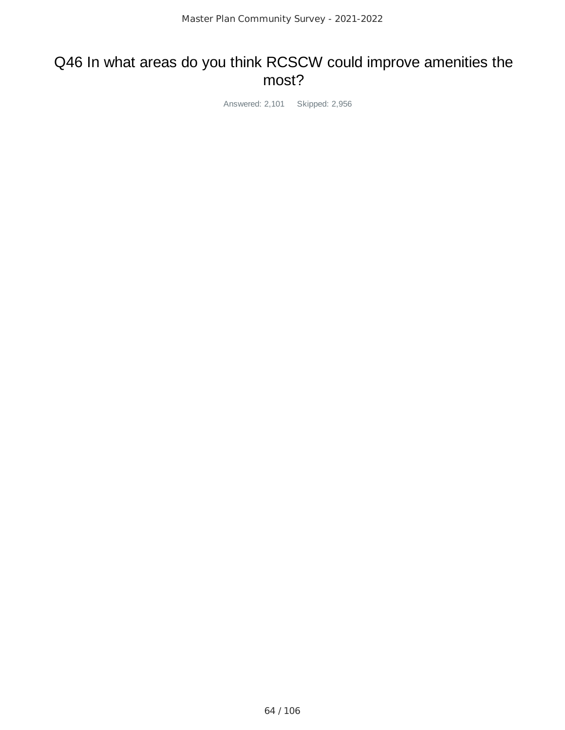# Q46 In what areas do you think RCSCW could improve amenities the most?

Answered: 2,101 Skipped: 2,956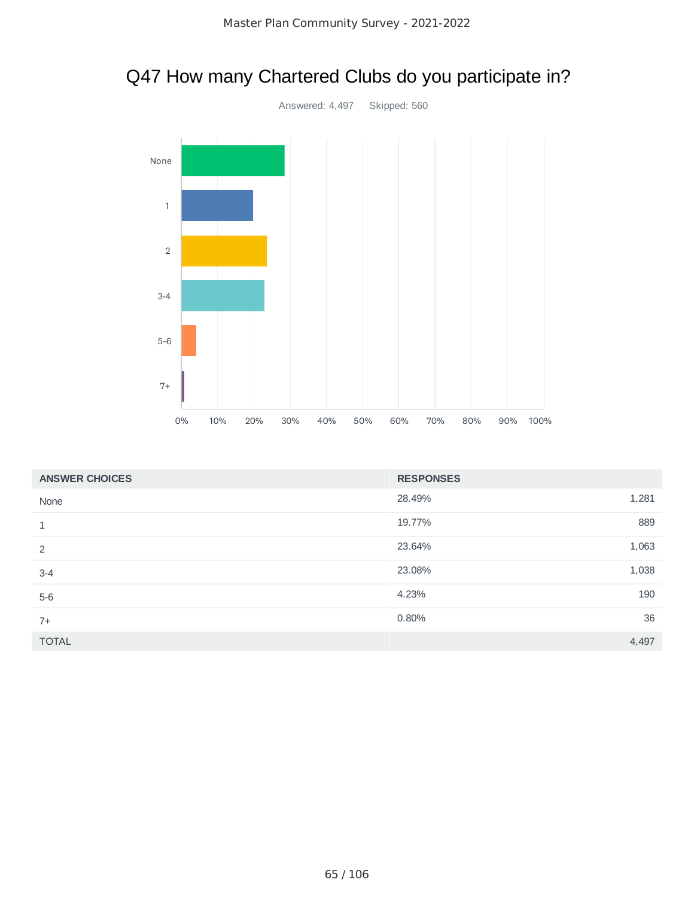# Q47 How many Chartered Clubs do you participate in?

Answered: 4,497    Skipped: 560

None

1

2

3-4

5-6

7+

0% 10% 20% 30% 40% 50% 60% 70% 80% 90% 100%

| ANSWER CHOICES | RESPONSES | |
|---|---|---|
| None | 28.49% | 1,281 |
| 1 | 19.77% | 889 |
| 2 | 23.64% | 1,063 |
| 3-4 | 23.08% | 1,038 |
| 5-6 | 4.23% | 190 |
| 7+ | 0.80% | 36 |
| TOTAL | | 4,497 |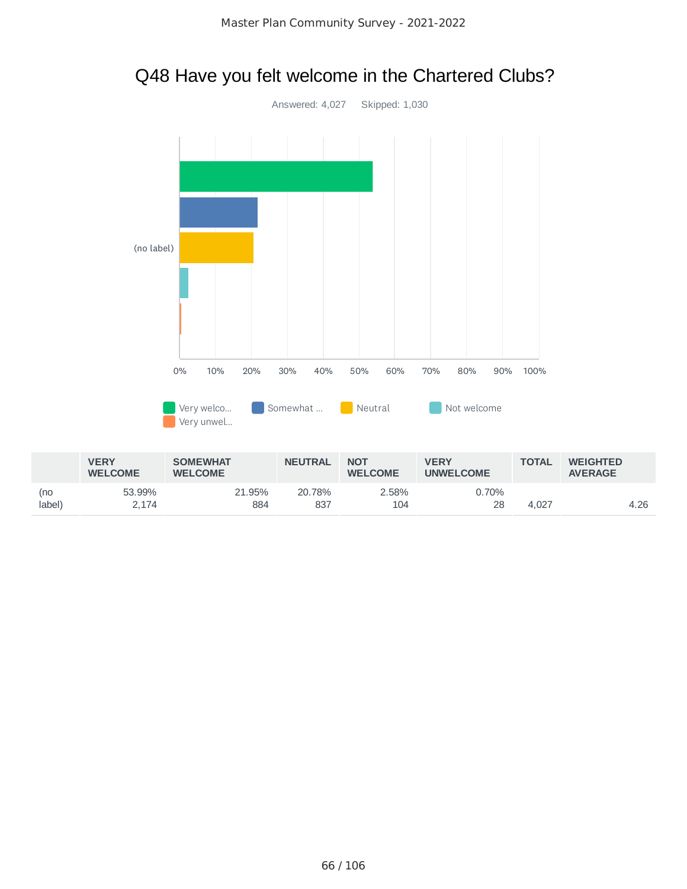## Q48 Have you felt welcome in the Chartered Clubs?

Answered: 4,027 Skipped: 1,030

(no label)

0% 10% 20% 30% 40% 50% 60% 70% 80% 90% 100%

Very welco... Somewhat ... Neutral Not welcome Very unwel...

| | VERY WELCOME | SOMEWHAT WELCOME | NEUTRAL | NOT WELCOME | VERY UNWELCOME | TOTAL | WEIGHTED AVERAGE |
|---|---|---|---|---|---|---|---|
| (no label) | 53.99% 2,174 | 21.95% 884 | 20.78% 837 | 2.58% 104 | 0.70% 28 | 4,027 | 4.26 |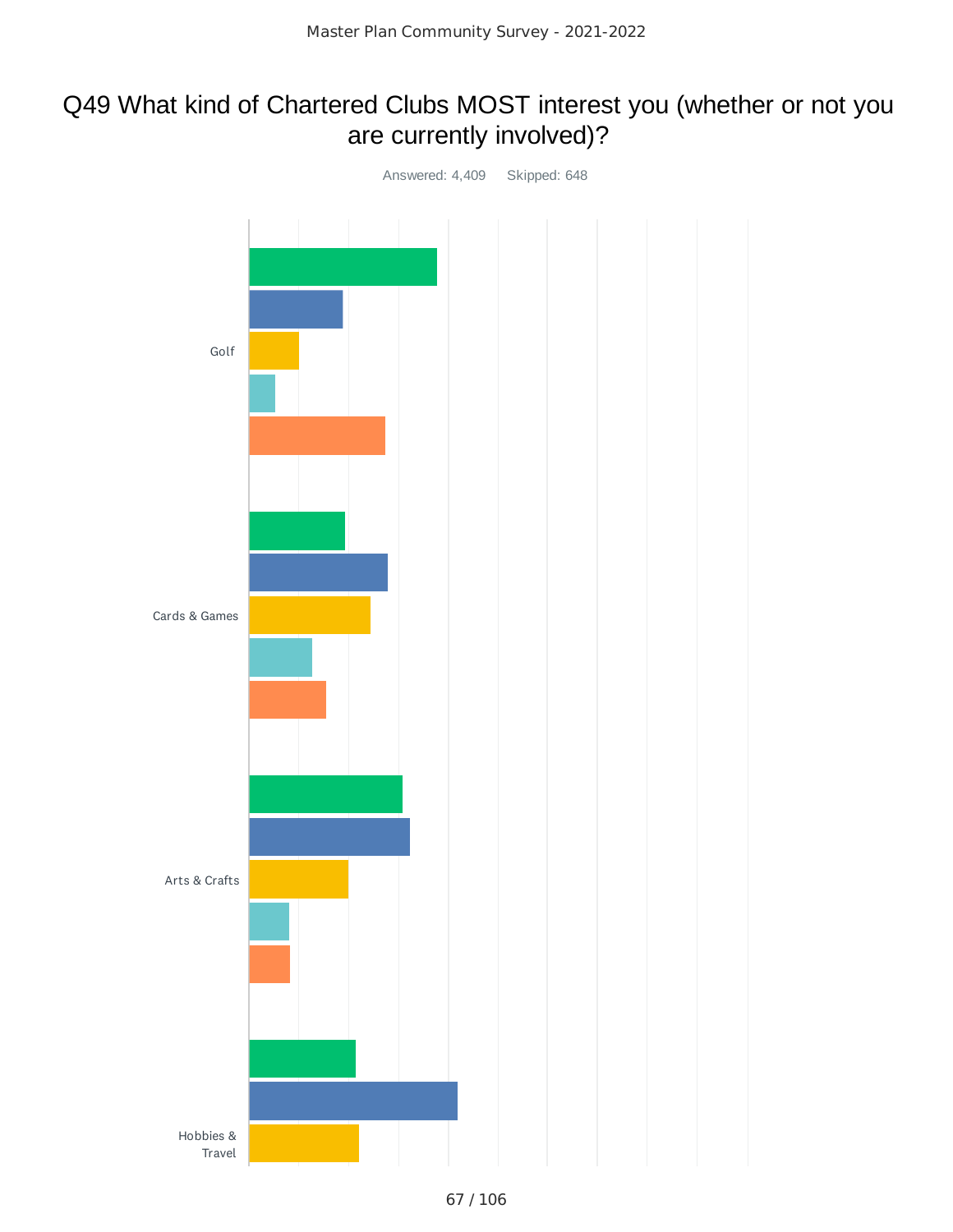# Q49 What kind of Chartered Clubs MOST interest you (whether or not you are currently involved)?

Answered: 4,409 Skipped: 648

Golf

Cards & Games

Arts & Crafts

Hobbies & Travel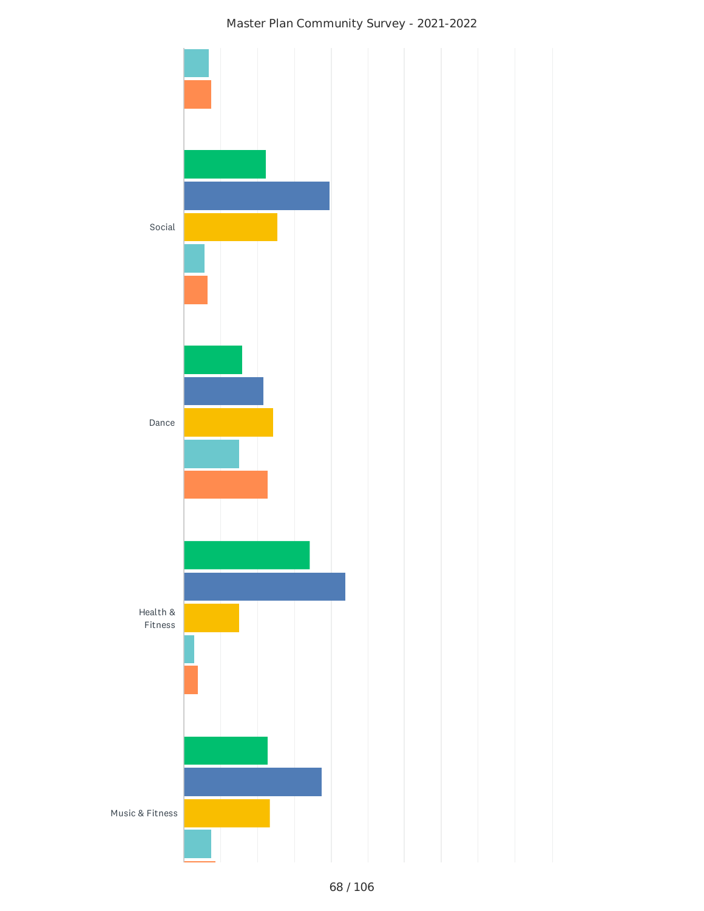Master Plan Community Survey - 2021-2022

Social

Dance

Health &
Fitness

Music & Fitness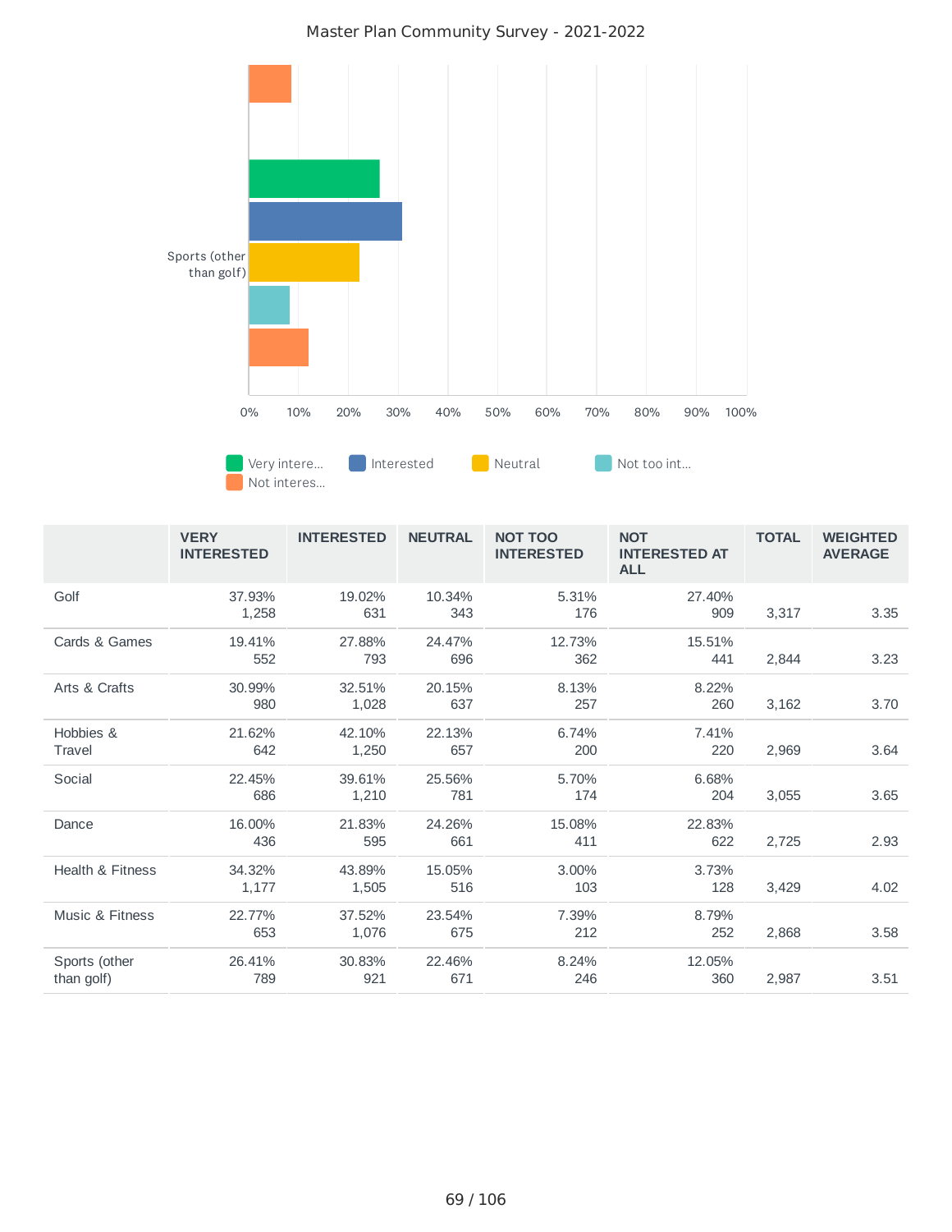Master Plan Community Survey - 2021-2022

Sports (other than golf)

0% 10% 20% 30% 40% 50% 60% 70% 80% 90% 100%

Very intere... Interested Neutral Not too int... Not interes...

| | VERY INTERESTED | INTERESTED | NEUTRAL | NOT TOO INTERESTED | NOT INTERESTED AT ALL | TOTAL | WEIGHTED AVERAGE |
|---|---|---|---|---|---|---|---|
| Golf | 37.93% 1,258 | 19.02% 631 | 10.34% 343 | 5.31% 176 | 27.40% 909 | 3,317 | 3.35 |
| Cards & Games | 19.41% 552 | 27.88% 793 | 24.47% 696 | 12.73% 362 | 15.51% 441 | 2,844 | 3.23 |
| Arts & Crafts | 30.99% 980 | 32.51% 1,028 | 20.15% 637 | 8.13% 257 | 8.22% 260 | 3,162 | 3.70 |
| Hobbies & Travel | 21.62% 642 | 42.10% 1,250 | 22.13% 657 | 6.74% 200 | 7.41% 220 | 2,969 | 3.64 |
| Social | 22.45% 686 | 39.61% 1,210 | 25.56% 781 | 5.70% 174 | 6.68% 204 | 3,055 | 3.65 |
| Dance | 16.00% 436 | 21.83% 595 | 24.26% 661 | 15.08% 411 | 22.83% 622 | 2,725 | 2.93 |
| Health & Fitness | 34.32% 1,177 | 43.89% 1,505 | 15.05% 516 | 3.00% 103 | 3.73% 128 | 3,429 | 4.02 |
| Music & Fitness | 22.77% 653 | 37.52% 1,076 | 23.54% 675 | 7.39% 212 | 8.79% 252 | 2,868 | 3.58 |
| Sports (other than golf) | 26.41% 789 | 30.83% 921 | 22.46% 671 | 8.24% 246 | 12.05% 360 | 2,987 | 3.51 |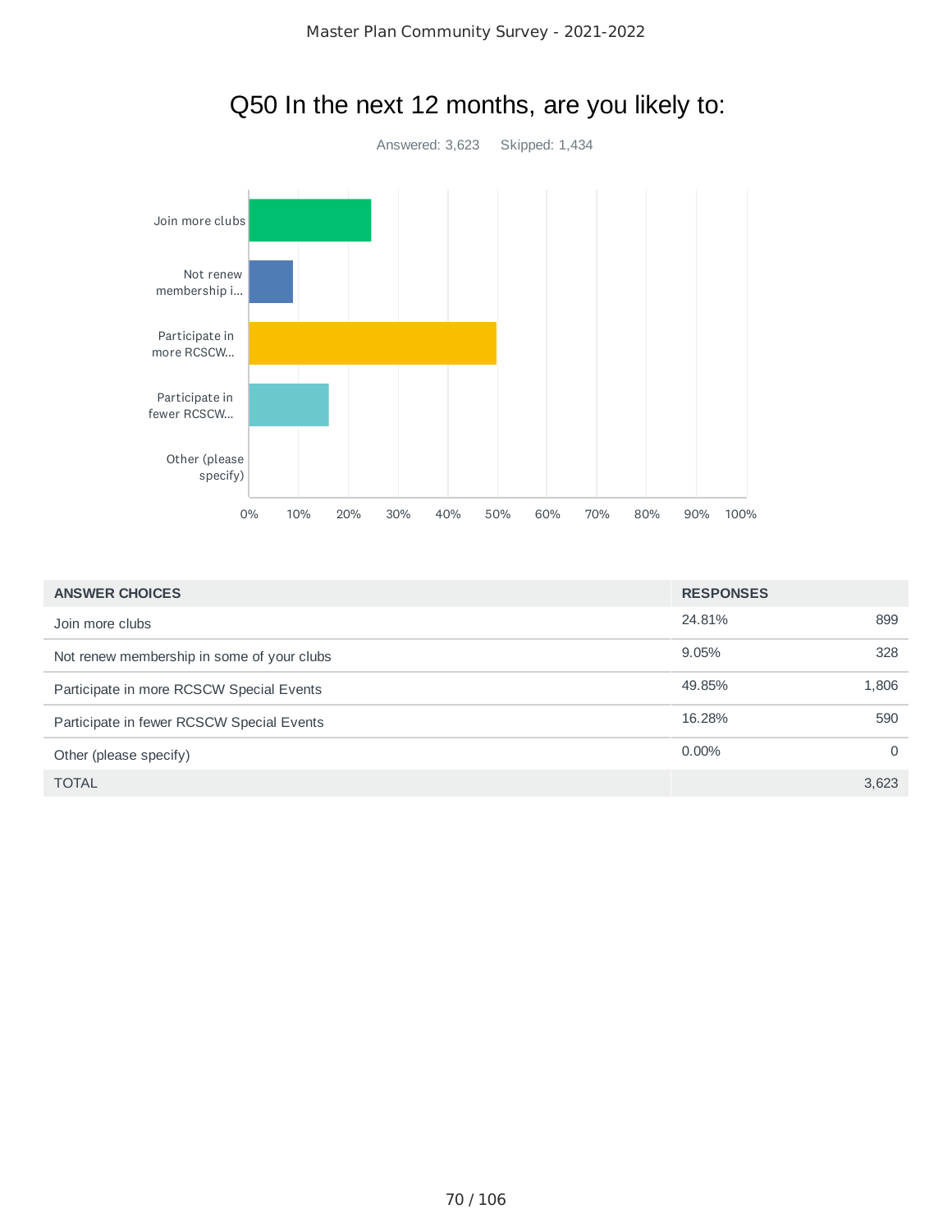# Q50 In the next 12 months, are you likely to:

Answered: 3,623 Skipped: 1,434

Join more clubs

Not renew membership i...

Participate in more RCSCW...

Participate in fewer RCSCW...

Other (please specify)

0% 10% 20% 30% 40% 50% 60% 70% 80% 90% 100%

| ANSWER CHOICES | RESPONSES | |
|---|---|---|
| Join more clubs | 24.81% | 899 |
| Not renew membership in some of your clubs | 9.05% | 328 |
| Participate in more RCSCW Special Events | 49.85% | 1,806 |
| Participate in fewer RCSCW Special Events | 16.28% | 590 |
| Other (please specify) | 0.00% | 0 |
| TOTAL | | 3,623 |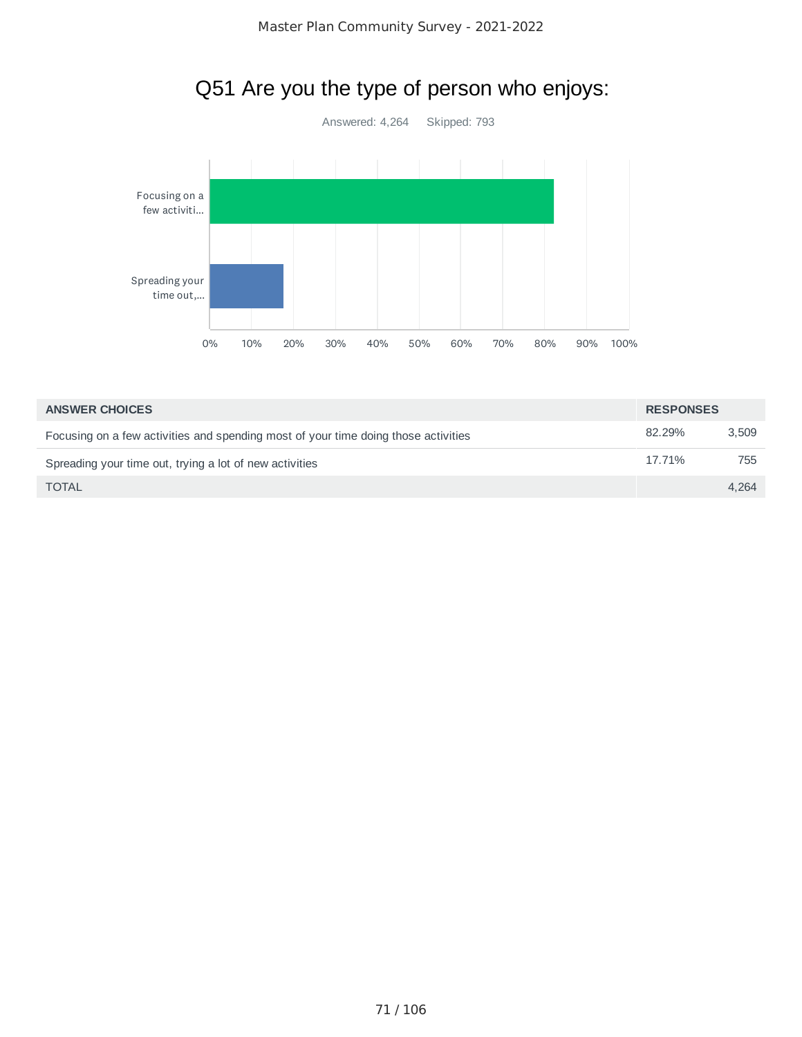# Q51 Are you the type of person who enjoys:

Answered: 4,264 Skipped: 793

Focusing on a few activiti...

Spreading your time out,...

0% 10% 20% 30% 40% 50% 60% 70% 80% 90% 100%

| ANSWER CHOICES | RESPONSES | |
|---|---|---|
| Focusing on a few activities and spending most of your time doing those activities | 82.29% | 3,509 |
| Spreading your time out, trying a lot of new activities | 17.71% | 755 |
| TOTAL | | 4,264 |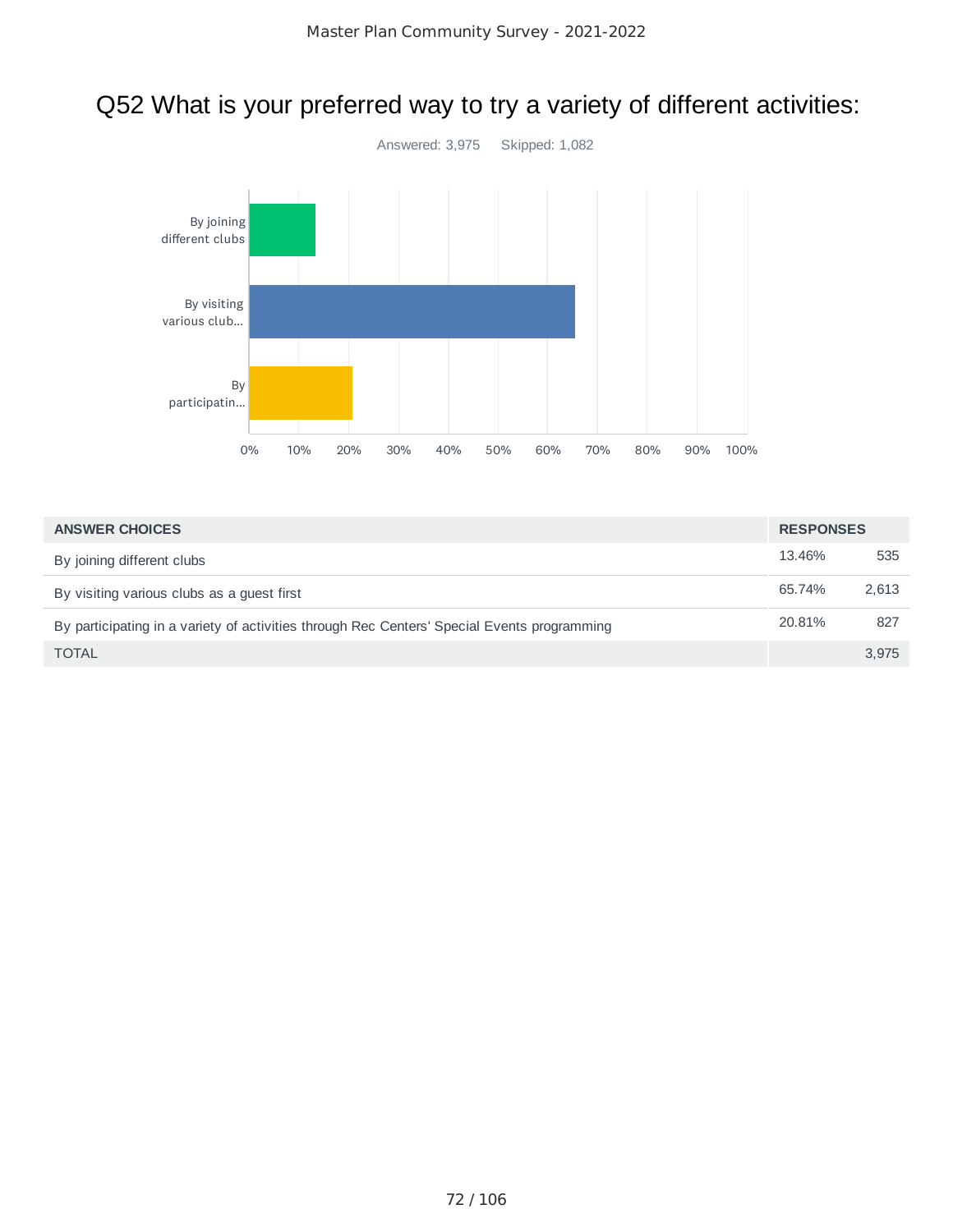# Q52 What is your preferred way to try a variety of different activities:

Answered: 3,975 Skipped: 1,082

By joining different clubs

By visiting various club...

By participatin...

0% 10% 20% 30% 40% 50% 60% 70% 80% 90% 100%

| ANSWER CHOICES | RESPONSES | |
| --- | --- | --- |
| By joining different clubs | 13.46% | 535 |
| By visiting various clubs as a guest first | 65.74% | 2,613 |
| By participating in a variety of activities through Rec Centers' Special Events programming | 20.81% | 827 |
| TOTAL | | 3,975 |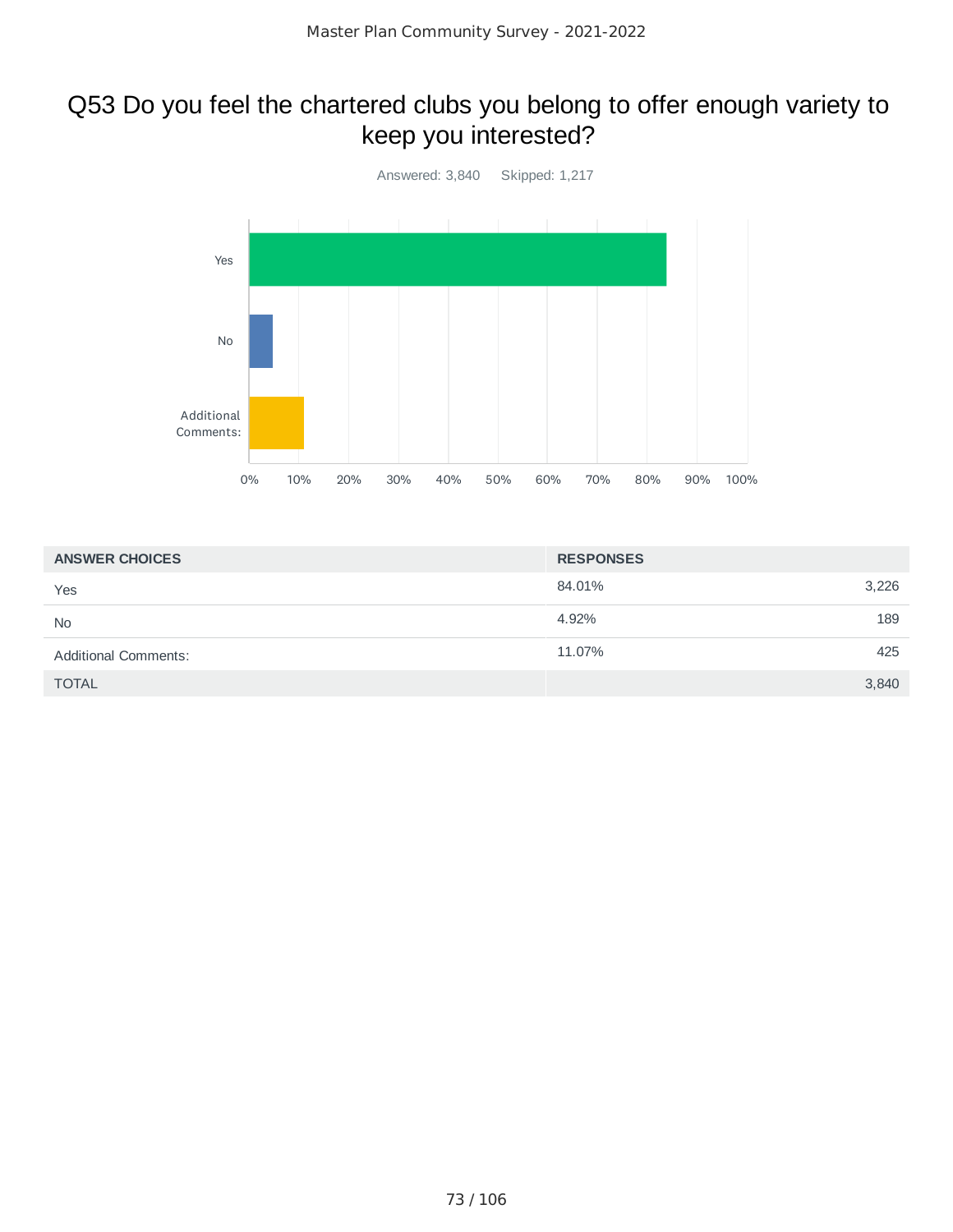# Q53 Do you feel the chartered clubs you belong to offer enough variety to keep you interested?

Answered: 3,840 Skipped: 1,217

| ANSWER CHOICES | RESPONSES | |
|---|---|---|
| Yes | 84.01% | 3,226 |
| No | 4.92% | 189 |
| Additional Comments: | 11.07% | 425 |
| TOTAL | | 3,840 |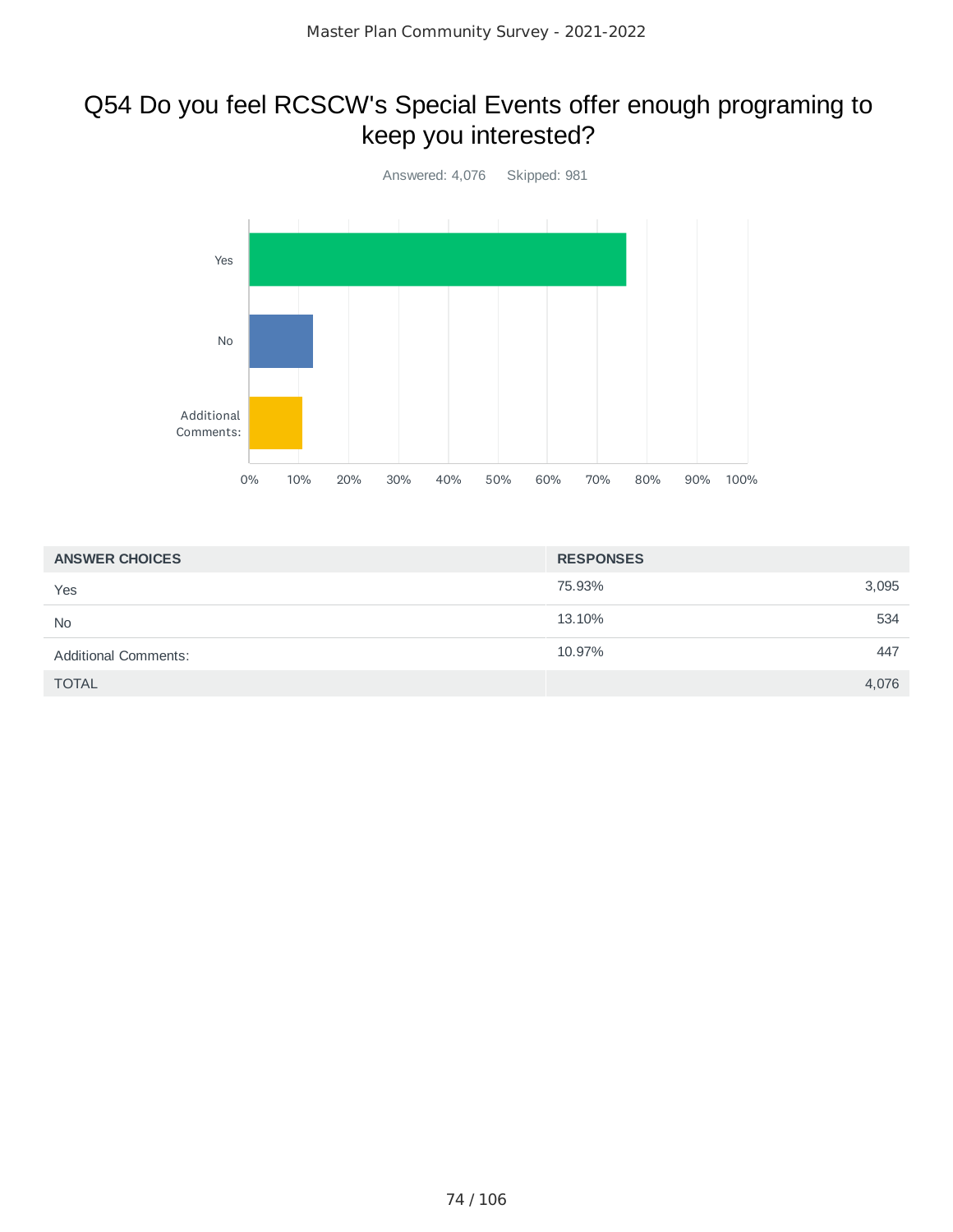# Q54 Do you feel RCSCW's Special Events offer enough programing to keep you interested?

Answered: 4,076 Skipped: 981

Yes

No

Additional Comments:

0% 10% 20% 30% 40% 50% 60% 70% 80% 90% 100%

| ANSWER CHOICES | RESPONSES | |
|---|---|---|
| Yes | 75.93% | 3,095 |
| No | 13.10% | 534 |
| Additional Comments: | 10.97% | 447 |
| TOTAL | | 4,076 |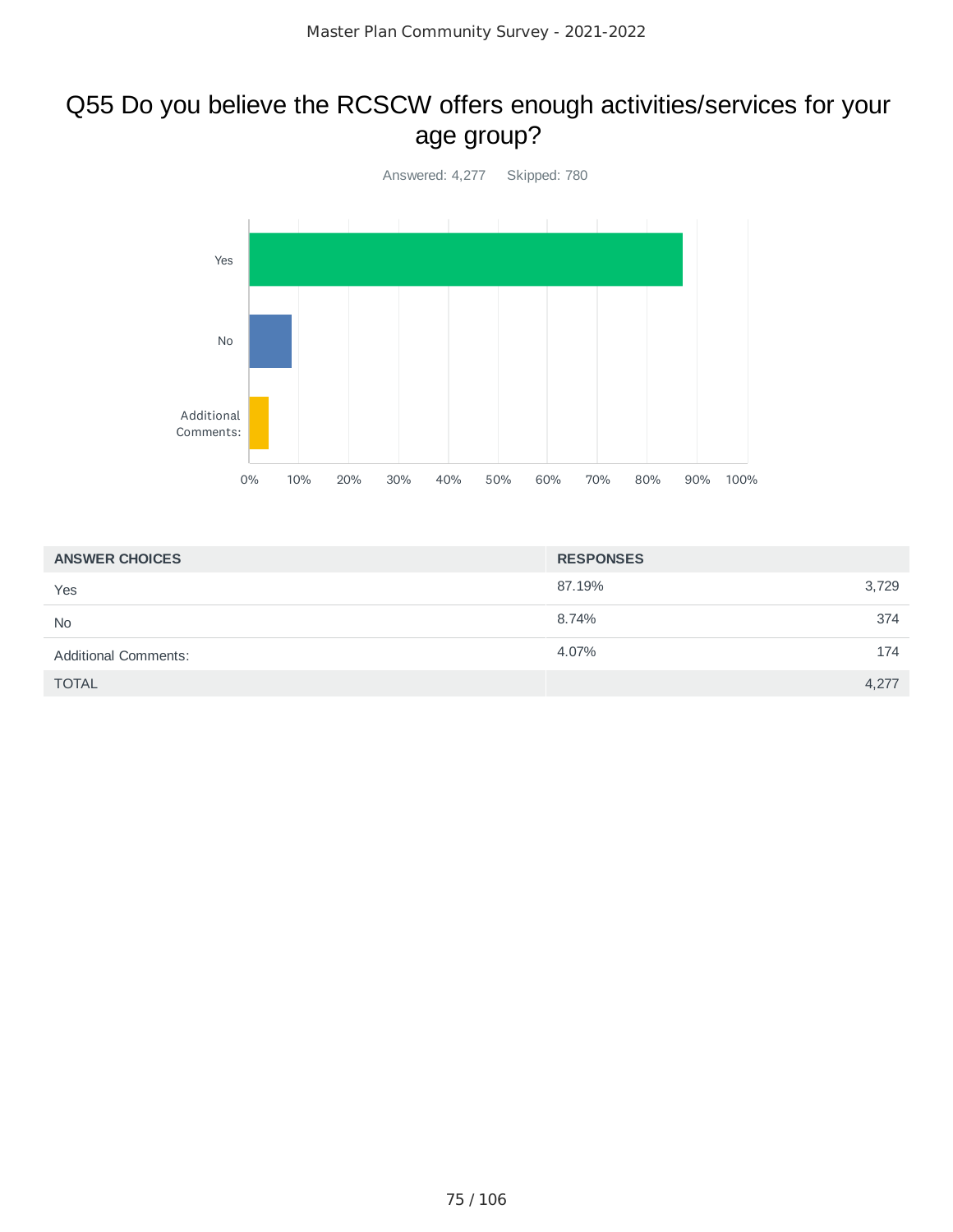# Q55 Do you believe the RCSCW offers enough activities/services for your age group?

Answered: 4,277 Skipped: 780

Yes

No

Additional Comments:

0% 10% 20% 30% 40% 50% 60% 70% 80% 90% 100%

| ANSWER CHOICES | RESPONSES | |
|---|---|---|
| Yes | 87.19% | 3,729 |
| No | 8.74% | 374 |
| Additional Comments: | 4.07% | 174 |
| TOTAL | | 4,277 |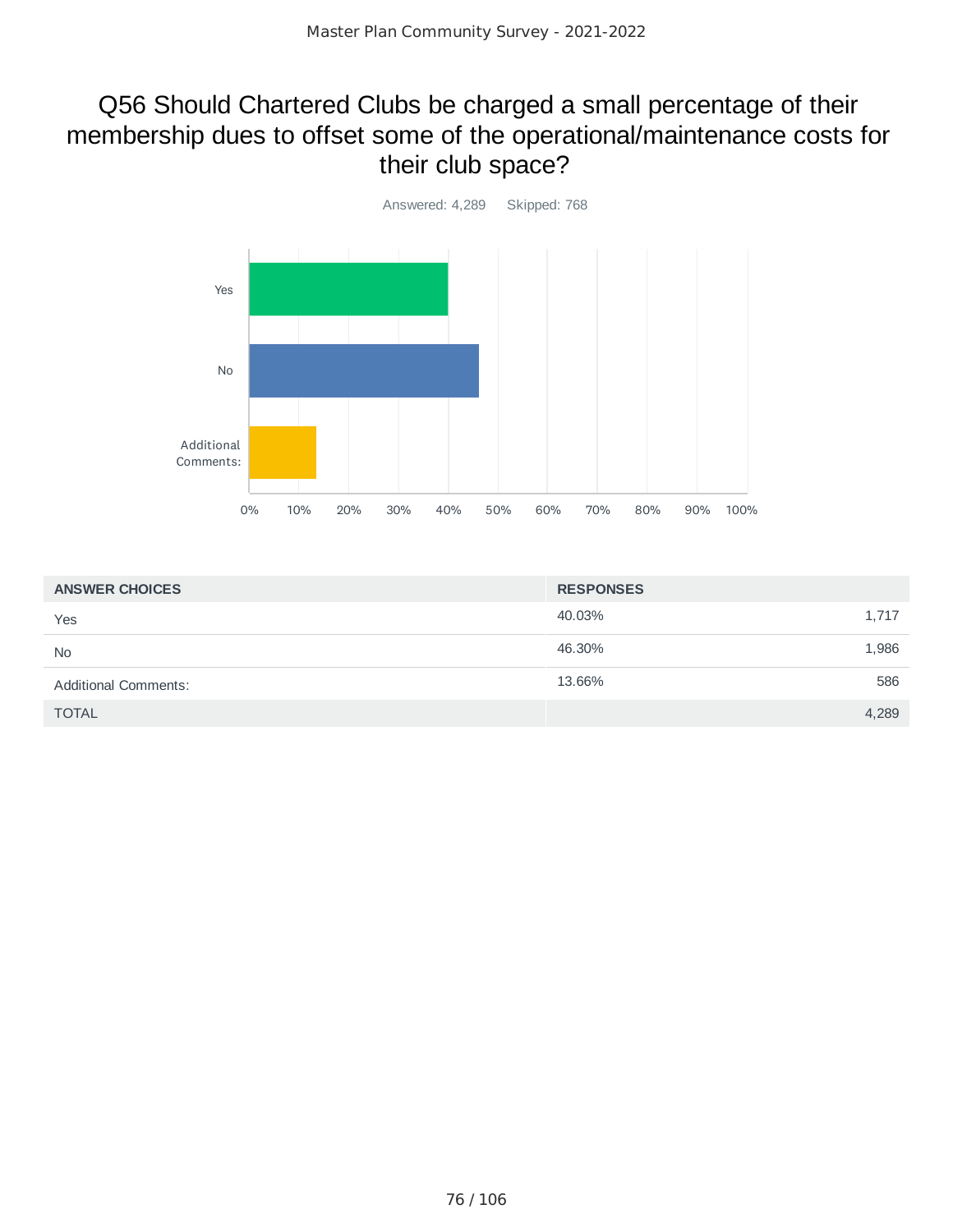# Q56 Should Chartered Clubs be charged a small percentage of their membership dues to offset some of the operational/maintenance costs for their club space?

Answered: 4,289 Skipped: 768

Yes

No

Additional Comments:

0% 10% 20% 30% 40% 50% 60% 70% 80% 90% 100%

| ANSWER CHOICES | RESPONSES | |
|---|---|---|
| Yes | 40.03% | 1,717 |
| No | 46.30% | 1,986 |
| Additional Comments: | 13.66% | 586 |
| TOTAL | | 4,289 |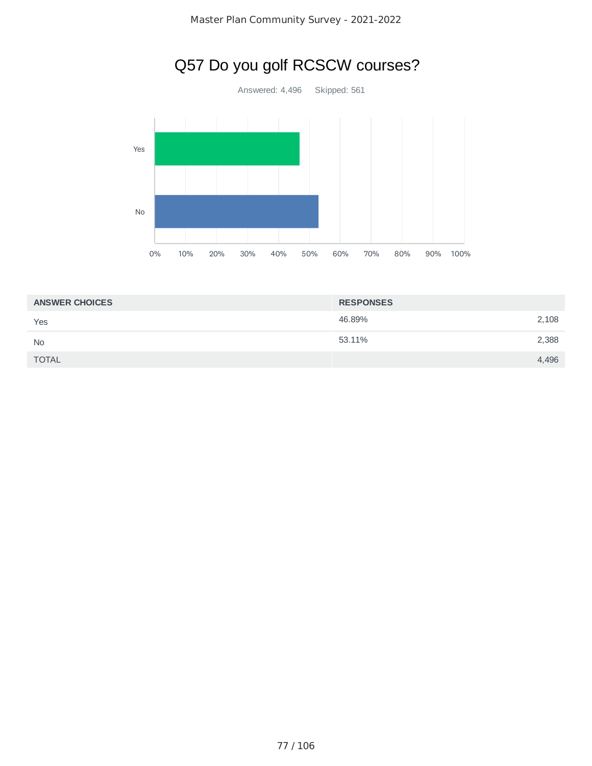# Q57 Do you golf RCSCW courses?

Answered: 4,496 Skipped: 561

| ANSWER CHOICES | RESPONSES | |
|---|---|---|
| Yes | 46.89% | 2,108 |
| No | 53.11% | 2,388 |
| TOTAL | | 4,496 |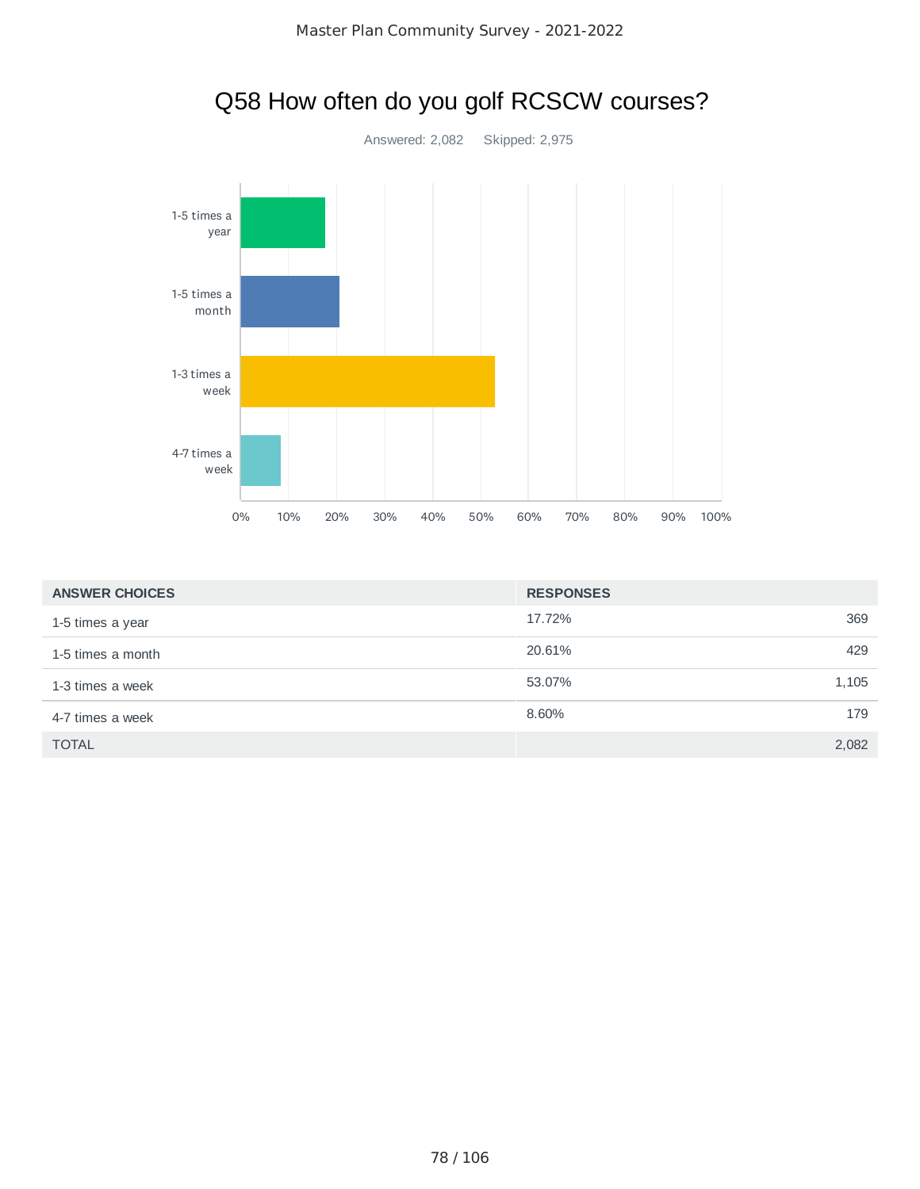## Q58 How often do you golf RCSCW courses?

Answered: 2,082 Skipped: 2,975

1-5 times a year
1-5 times a month
1-3 times a week
4-7 times a week

0% 10% 20% 30% 40% 50% 60% 70% 80% 90% 100%

| ANSWER CHOICES | RESPONSES | |
|---|---|---|
| 1-5 times a year | 17.72% | 369 |
| 1-5 times a month | 20.61% | 429 |
| 1-3 times a week | 53.07% | 1,105 |
| 4-7 times a week | 8.60% | 179 |
| TOTAL | | 2,082 |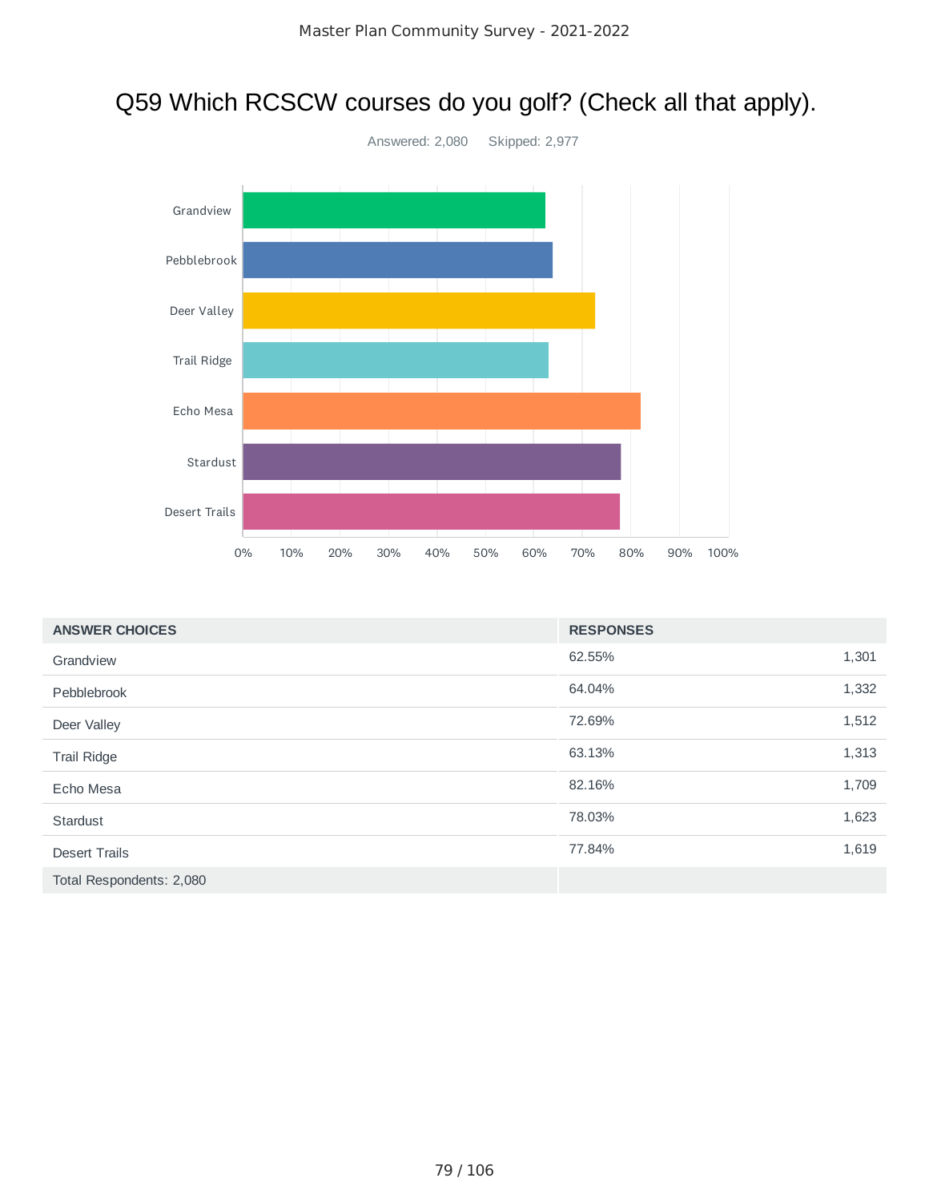# Q59 Which RCSCW courses do you golf? (Check all that apply).

Answered: 2,080 Skipped: 2,977

Grandview
Pebblebrook
Deer Valley
Trail Ridge
Echo Mesa
Stardust
Desert Trails

0% 10% 20% 30% 40% 50% 60% 70% 80% 90% 100%

| ANSWER CHOICES | RESPONSES | |
|---|---|---|
| Grandview | 62.55% | 1,301 |
| Pebblebrook | 64.04% | 1,332 |
| Deer Valley | 72.69% | 1,512 |
| Trail Ridge | 63.13% | 1,313 |
| Echo Mesa | 82.16% | 1,709 |
| Stardust | 78.03% | 1,623 |
| Desert Trails | 77.84% | 1,619 |
| Total Respondents: 2,080 | | |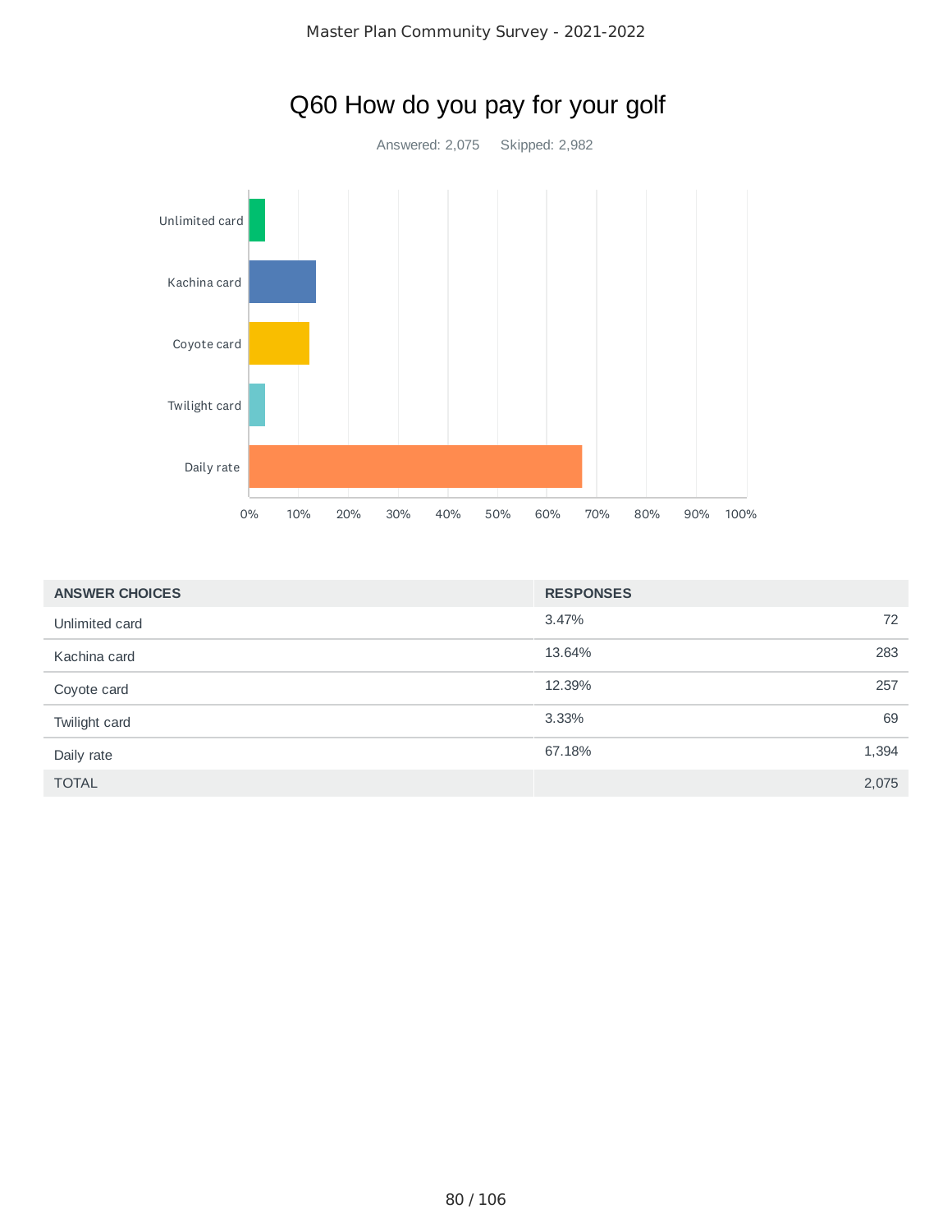# Q60 How do you pay for your golf

Answered: 2,075 Skipped: 2,982

Unlimited card
Kachina card
Coyote card
Twilight card
Daily rate

0% 10% 20% 30% 40% 50% 60% 70% 80% 90% 100%

| ANSWER CHOICES | RESPONSES | |
|---|---|---|
| Unlimited card | 3.47% | 72 |
| Kachina card | 13.64% | 283 |
| Coyote card | 12.39% | 257 |
| Twilight card | 3.33% | 69 |
| Daily rate | 67.18% | 1,394 |
| TOTAL | | 2,075 |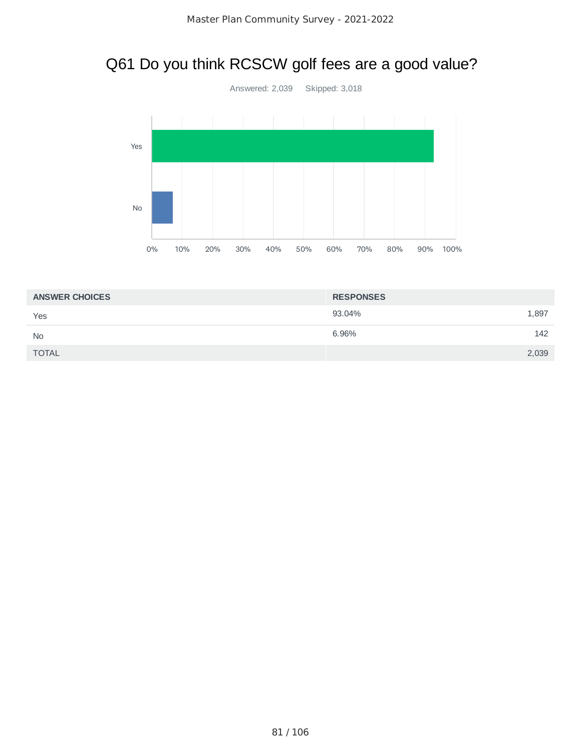# Q61 Do you think RCSCW golf fees are a good value?

Answered: 2,039 Skipped: 3,018

Yes

No

0% 10% 20% 30% 40% 50% 60% 70% 80% 90% 100%

| ANSWER CHOICES | RESPONSES | |
|---|---|---|
| Yes | 93.04% | 1,897 |
| No | 6.96% | 142 |
| TOTAL | | 2,039 |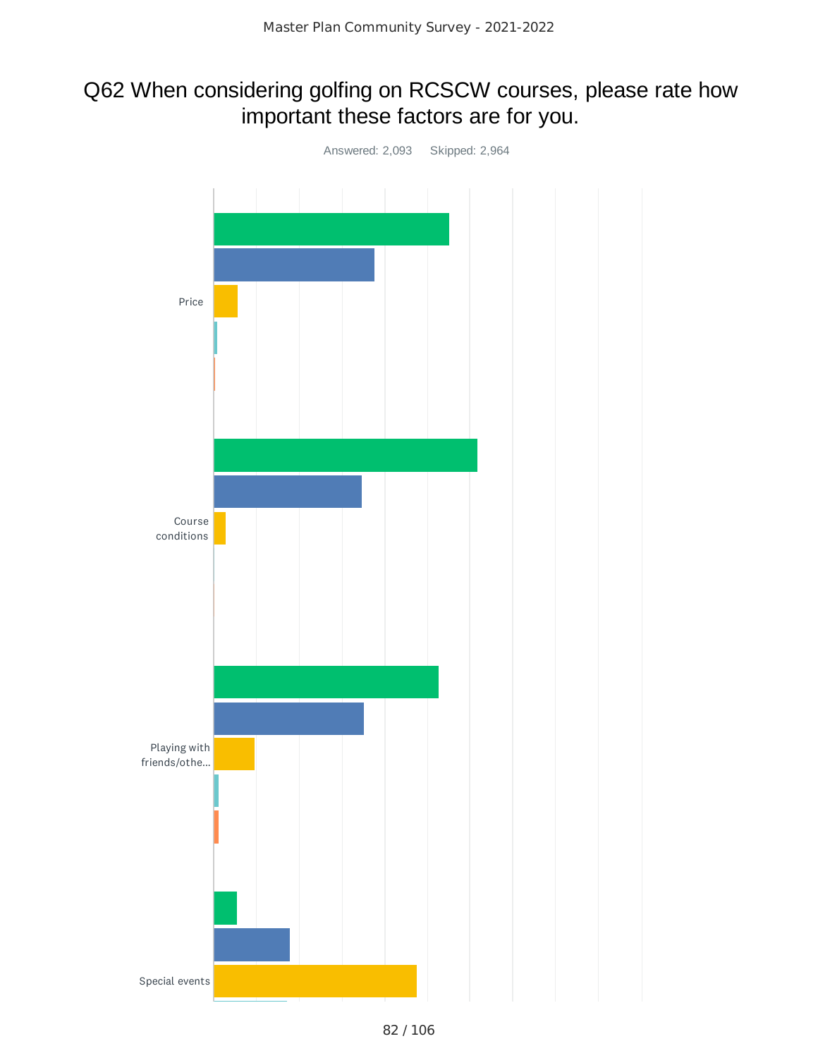# Q62 When considering golfing on RCSCW courses, please rate how important these factors are for you.

Answered: 2,093 Skipped: 2,964

Price

Course conditions

Playing with friends/othe...

Special events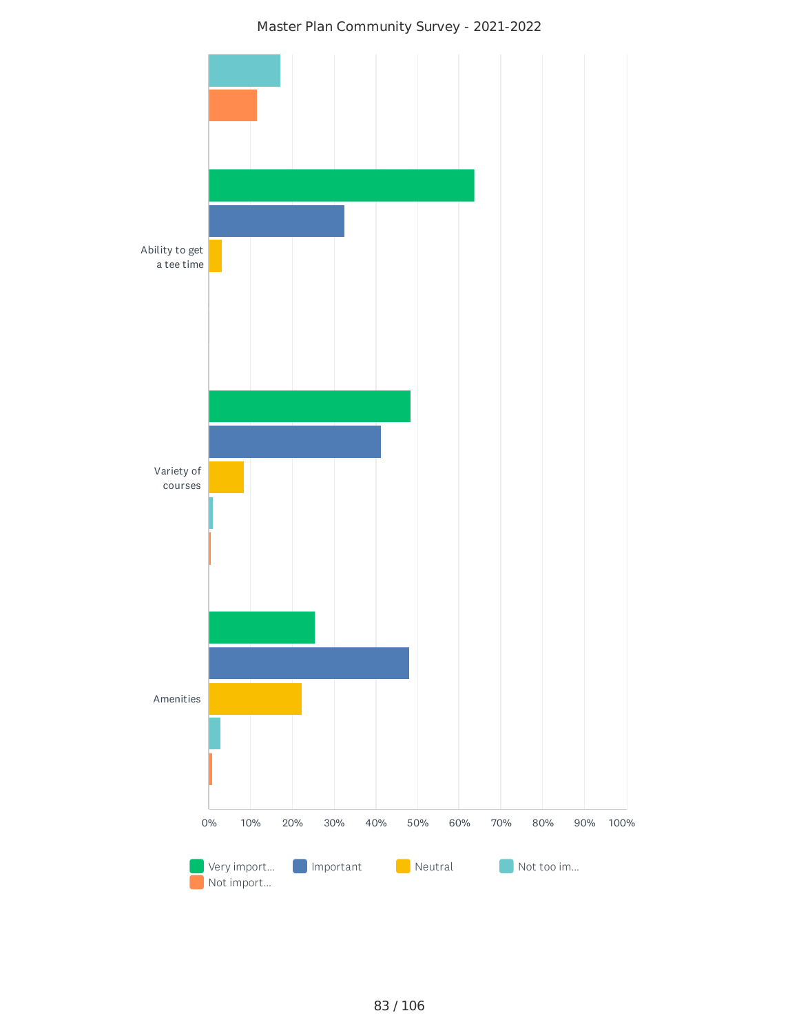Master Plan Community Survey - 2021-2022

Ability to get a tee time

Variety of courses

Amenities

0% 10% 20% 30% 40% 50% 60% 70% 80% 90% 100%

Very import... Important Neutral Not too im... Not import...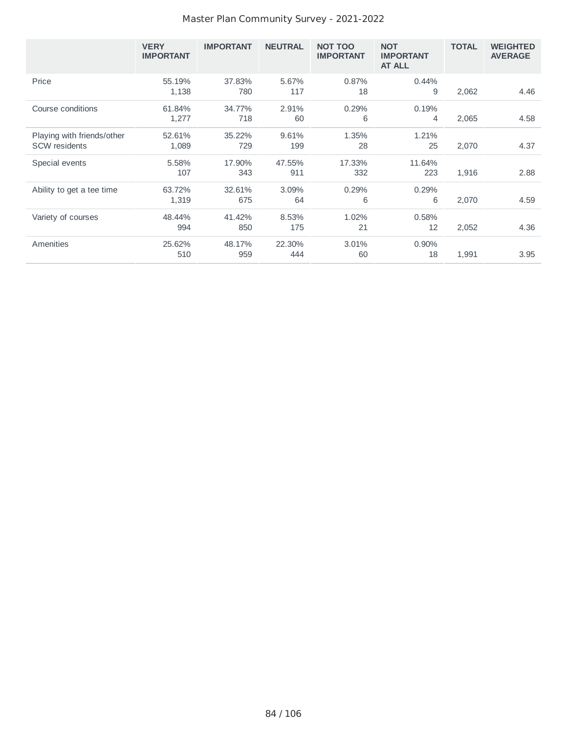| | VERY IMPORTANT | IMPORTANT | NEUTRAL | NOT TOO IMPORTANT | NOT IMPORTANT AT ALL | TOTAL | WEIGHTED AVERAGE |
|---|---|---|---|---|---|---|---|
| Price | 55.19% 1,138 | 37.83% 780 | 5.67% 117 | 0.87% 18 | 0.44% 9 | 2,062 | 4.46 |
| Course conditions | 61.84% 1,277 | 34.77% 718 | 2.91% 60 | 0.29% 6 | 0.19% 4 | 2,065 | 4.58 |
| Playing with friends/other SCW residents | 52.61% 1,089 | 35.22% 729 | 9.61% 199 | 1.35% 28 | 1.21% 25 | 2,070 | 4.37 |
| Special events | 5.58% 107 | 17.90% 343 | 47.55% 911 | 17.33% 332 | 11.64% 223 | 1,916 | 2.88 |
| Ability to get a tee time | 63.72% 1,319 | 32.61% 675 | 3.09% 64 | 0.29% 6 | 0.29% 6 | 2,070 | 4.59 |
| Variety of courses | 48.44% 994 | 41.42% 850 | 8.53% 175 | 1.02% 21 | 0.58% 12 | 2,052 | 4.36 |
| Amenities | 25.62% 510 | 48.17% 959 | 22.30% 444 | 3.01% 60 | 0.90% 18 | 1,991 | 3.95 |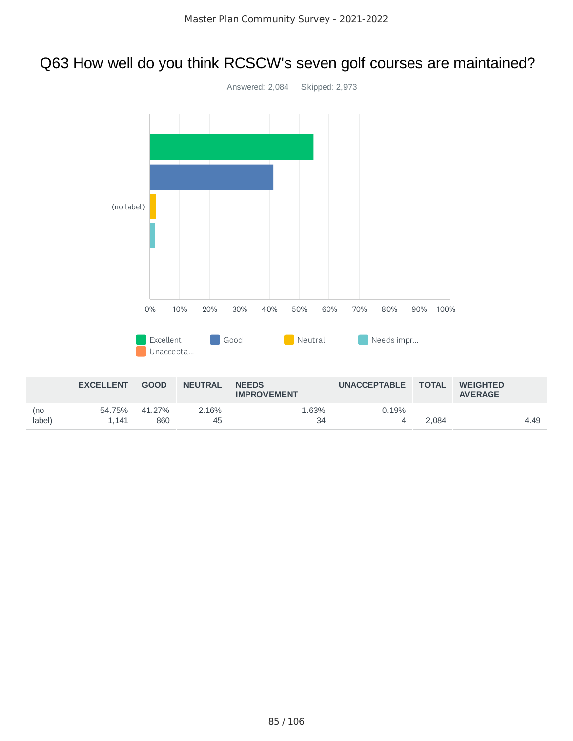# Q63 How well do you think RCSCW's seven golf courses are maintained?

Answered: 2,084 Skipped: 2,973

(no label)

0% 10% 20% 30% 40% 50% 60% 70% 80% 90% 100%

Excellent Good Neutral Needs impr... Unaccepta...

| | EXCELLENT | GOOD | NEUTRAL | NEEDS IMPROVEMENT | UNACCEPTABLE | TOTAL | WEIGHTED AVERAGE |
|---|---|---|---|---|---|---|---|
| (no label) | 54.75% 1,141 | 41.27% 860 | 2.16% 45 | 1.63% 34 | 0.19% 4 | 2,084 | 4.49 |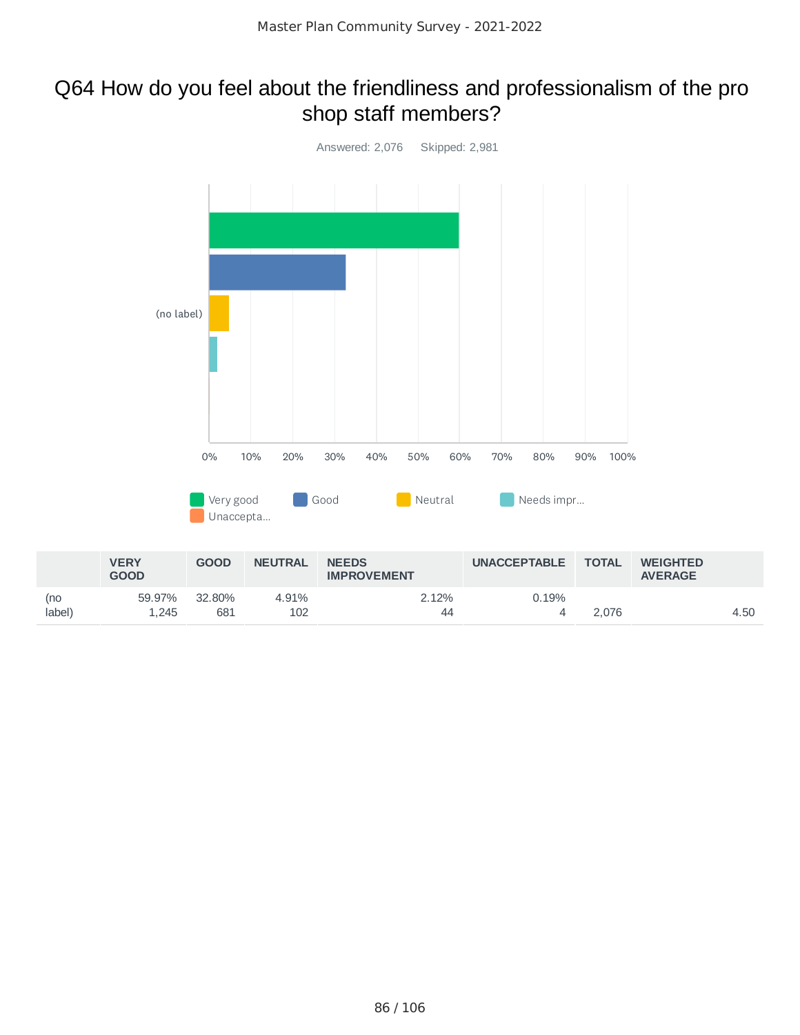## Q64 How do you feel about the friendliness and professionalism of the pro shop staff members?

Answered: 2,076 Skipped: 2,981

(no label)

0% 10% 20% 30% 40% 50% 60% 70% 80% 90% 100%

Very good Good Neutral Needs impr... Unaccepta...

| | VERY GOOD | GOOD | NEUTRAL | NEEDS IMPROVEMENT | UNACCEPTABLE | TOTAL | WEIGHTED AVERAGE |
|---|---|---|---|---|---|---|---|
| (no label) | 59.97% 1,245 | 32.80% 681 | 4.91% 102 | 2.12% 44 | 0.19% 4 | 2,076 | 4.50 |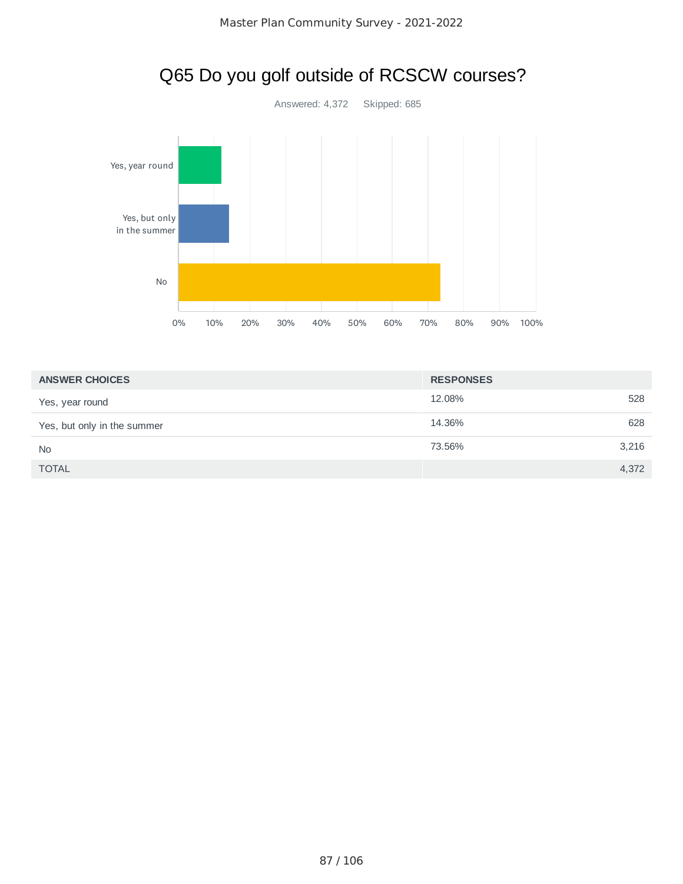## Q65 Do you golf outside of RCSCW courses?

Answered: 4,372    Skipped: 685

Yes, year round

Yes, but only in the summer

No

0% 10% 20% 30% 40% 50% 60% 70% 80% 90% 100%

| ANSWER CHOICES | RESPONSES | |
|---|---|---|
| Yes, year round | 12.08% | 528 |
| Yes, but only in the summer | 14.36% | 628 |
| No | 73.56% | 3,216 |
| TOTAL | | 4,372 |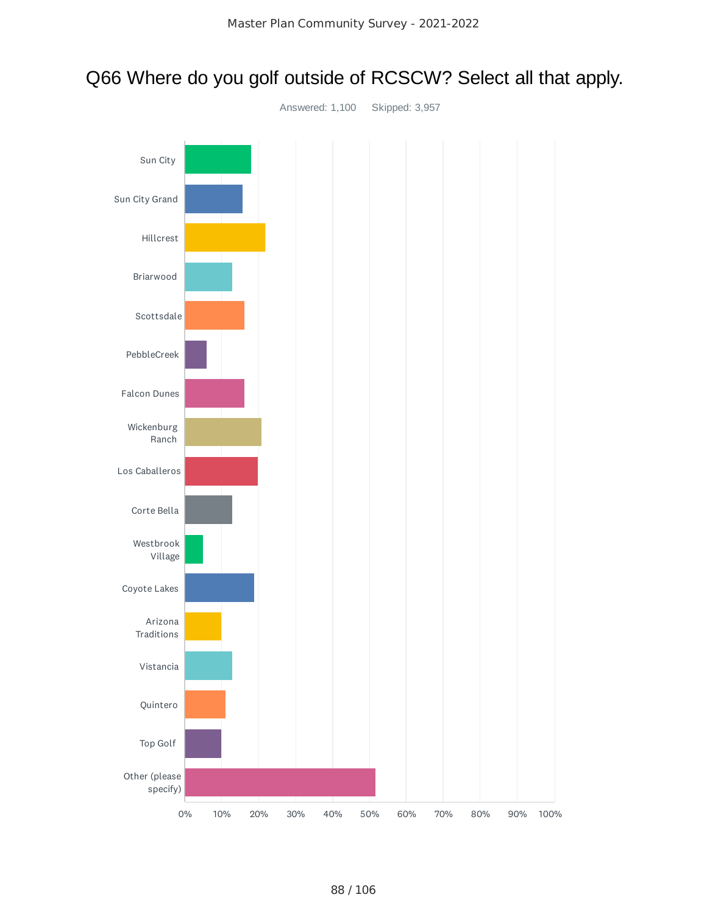# Q66 Where do you golf outside of RCSCW? Select all that apply.

Answered: 1,100 Skipped: 3,957

Sun City

Sun City Grand

Hillcrest

Briarwood

Scottsdale

PebbleCreek

Falcon Dunes

Wickenburg Ranch

Los Caballeros

Corte Bella

Westbrook Village

Coyote Lakes

Arizona Traditions

Vistancia

Quintero

Top Golf

Other (please specify)

0% 10% 20% 30% 40% 50% 60% 70% 80% 90% 100%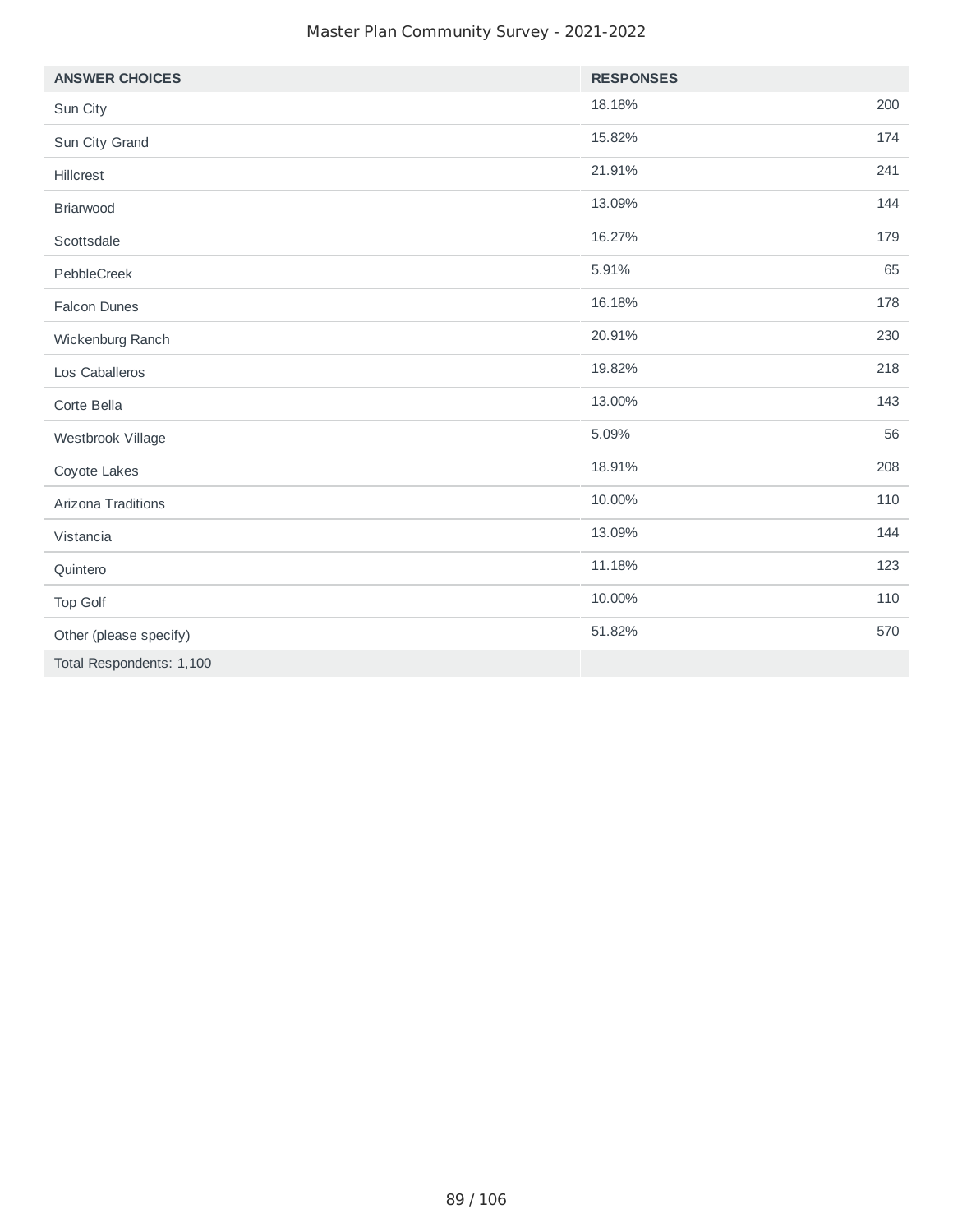| ANSWER CHOICES | RESPONSES | |
|---|---|---|
| Sun City | 18.18% | 200 |
| Sun City Grand | 15.82% | 174 |
| Hillcrest | 21.91% | 241 |
| Briarwood | 13.09% | 144 |
| Scottsdale | 16.27% | 179 |
| PebbleCreek | 5.91% | 65 |
| Falcon Dunes | 16.18% | 178 |
| Wickenburg Ranch | 20.91% | 230 |
| Los Caballeros | 19.82% | 218 |
| Corte Bella | 13.00% | 143 |
| Westbrook Village | 5.09% | 56 |
| Coyote Lakes | 18.91% | 208 |
| Arizona Traditions | 10.00% | 110 |
| Vistancia | 13.09% | 144 |
| Quintero | 11.18% | 123 |
| Top Golf | 10.00% | 110 |
| Other (please specify) | 51.82% | 570 |
| Total Respondents: 1,100 | | |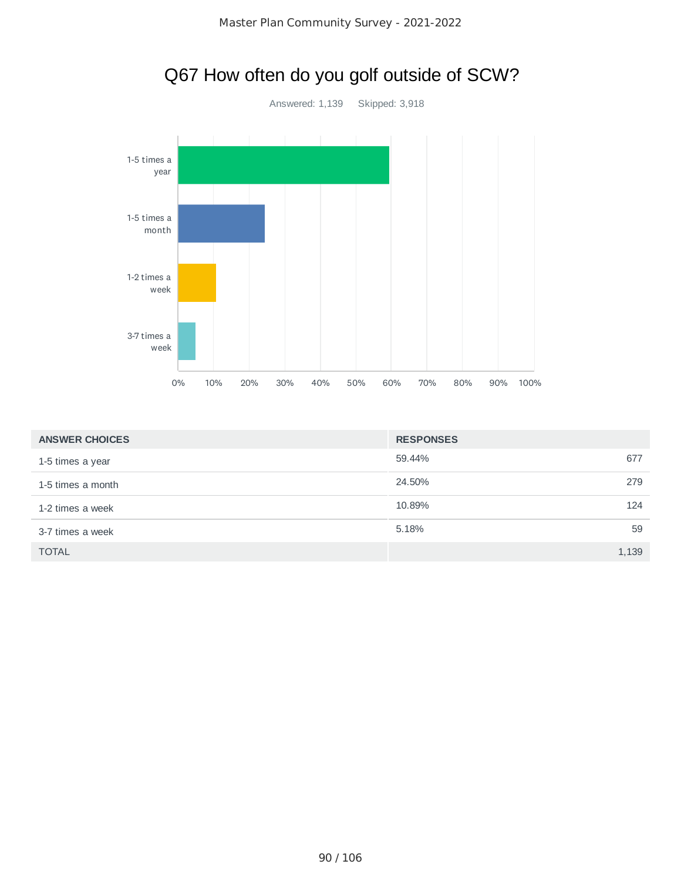## Q67 How often do you golf outside of SCW?

Answered: 1,139 Skipped: 3,918

1-5 times a year
1-5 times a month
1-2 times a week
3-7 times a week

0% 10% 20% 30% 40% 50% 60% 70% 80% 90% 100%

| ANSWER CHOICES | RESPONSES | |
|---|---|---|
| 1-5 times a year | 59.44% | 677 |
| 1-5 times a month | 24.50% | 279 |
| 1-2 times a week | 10.89% | 124 |
| 3-7 times a week | 5.18% | 59 |
| TOTAL | | 1,139 |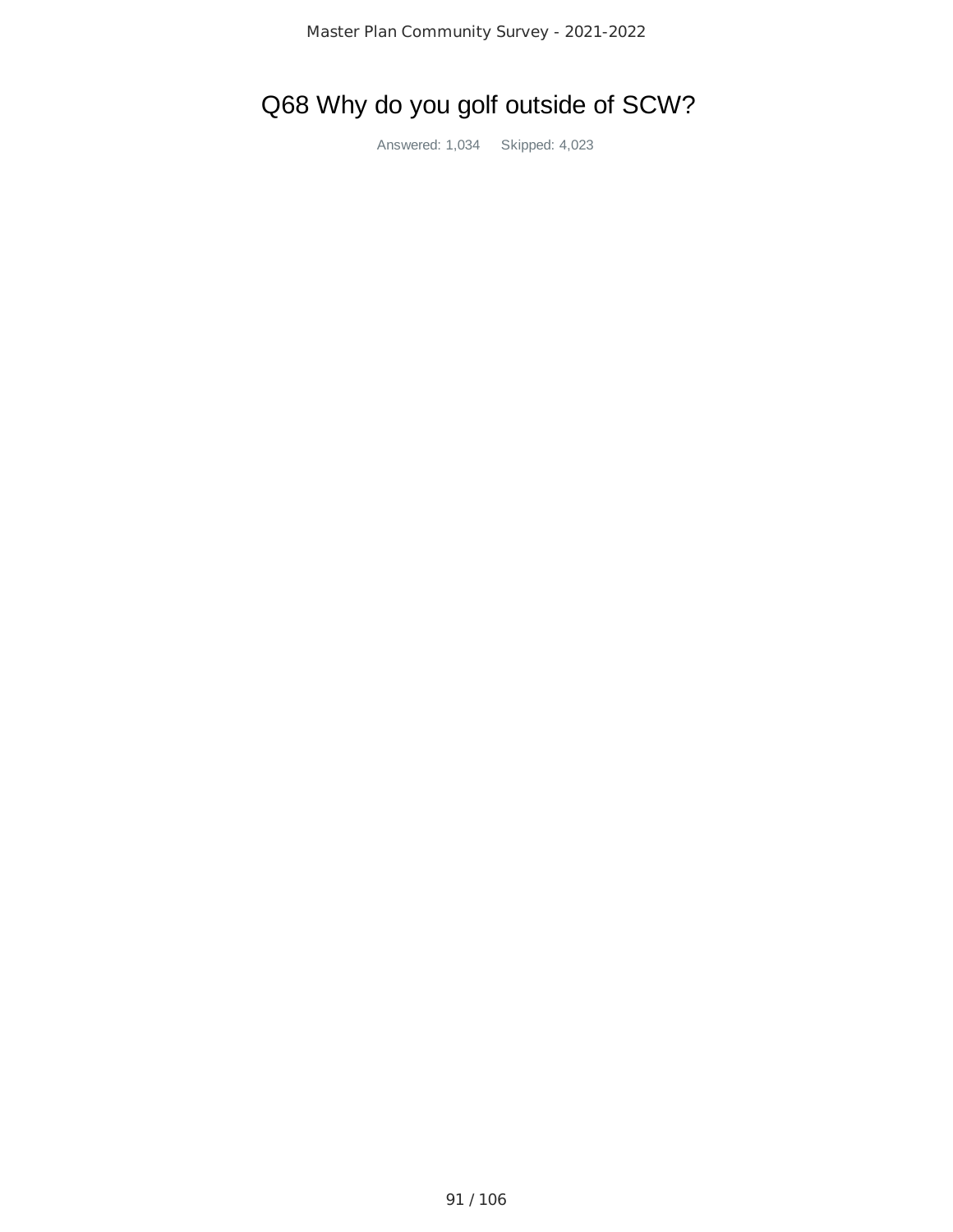# Q68 Why do you golf outside of SCW?

Answered: 1,034 Skipped: 4,023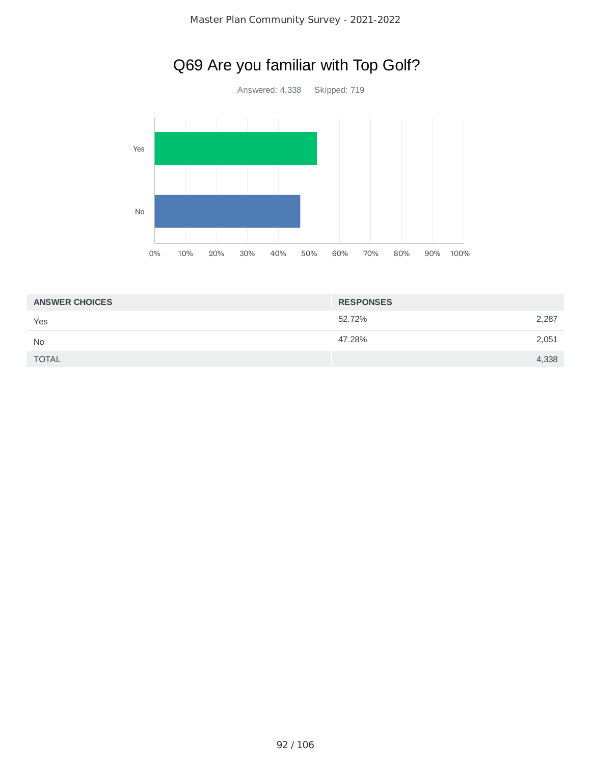# Q69 Are you familiar with Top Golf?

Answered: 4,338    Skipped: 719

Yes

No

0% 10% 20% 30% 40% 50% 60% 70% 80% 90% 100%

| ANSWER CHOICES | RESPONSES | |
|---|---|---|
| Yes | 52.72% | 2,287 |
| No | 47.28% | 2,051 |
| TOTAL | | 4,338 |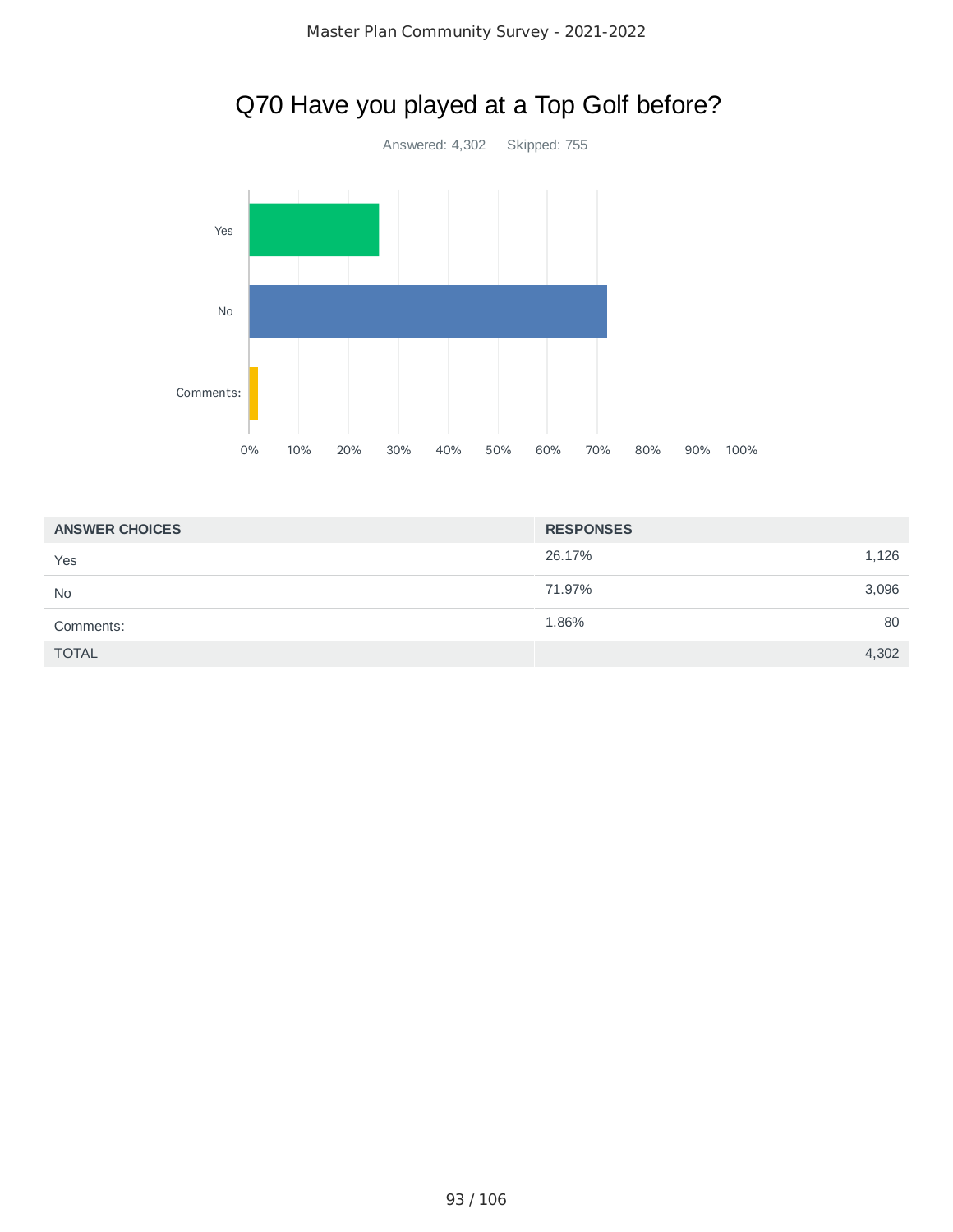# Q70 Have you played at a Top Golf before?

Answered: 4,302 Skipped: 755

Yes

No

Comments:

0% 10% 20% 30% 40% 50% 60% 70% 80% 90% 100%

| ANSWER CHOICES | RESPONSES | |
|---|---|---|
| Yes | 26.17% | 1,126 |
| No | 71.97% | 3,096 |
| Comments: | 1.86% | 80 |
| TOTAL | | 4,302 |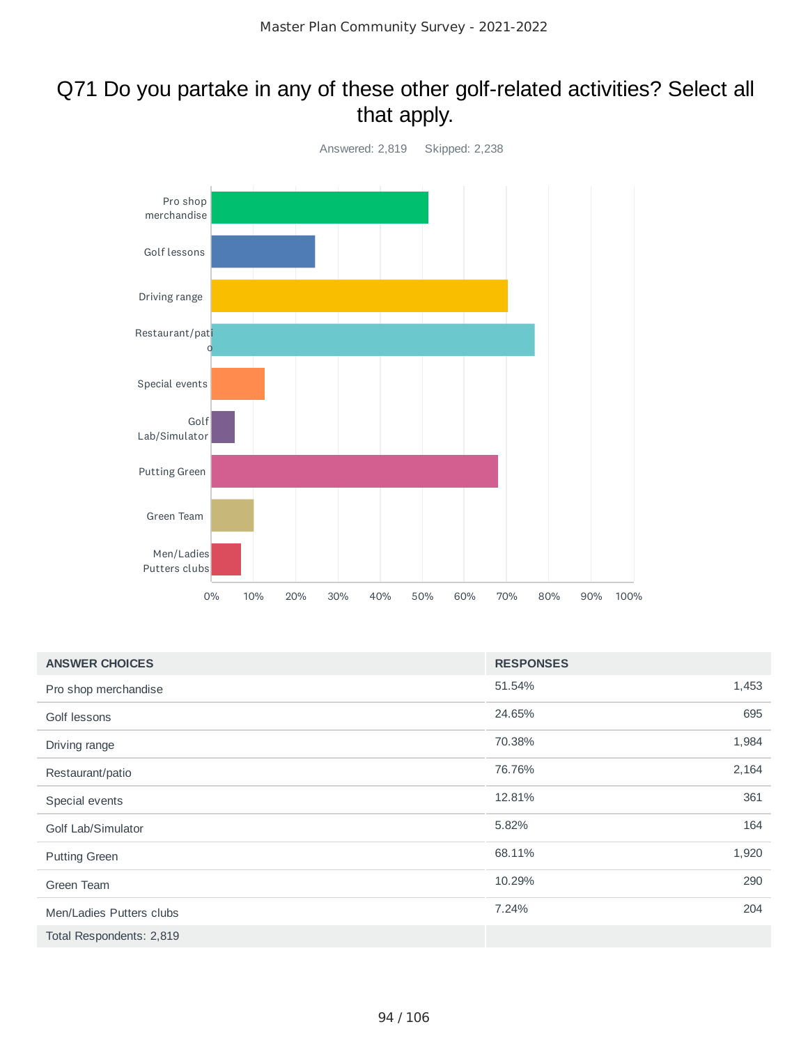## Q71 Do you partake in any of these other golf-related activities? Select all that apply.

Answered: 2,819    Skipped: 2,238

Pro shop merchandise
Golf lessons
Driving range
Restaurant/patio
Special events
Golf Lab/Simulator
Putting Green
Green Team
Men/Ladies Putters clubs

0% 10% 20% 30% 40% 50% 60% 70% 80% 90% 100%

| ANSWER CHOICES | RESPONSES | |
|---|---|---|
| Pro shop merchandise | 51.54% | 1,453 |
| Golf lessons | 24.65% | 695 |
| Driving range | 70.38% | 1,984 |
| Restaurant/patio | 76.76% | 2,164 |
| Special events | 12.81% | 361 |
| Golf Lab/Simulator | 5.82% | 164 |
| Putting Green | 68.11% | 1,920 |
| Green Team | 10.29% | 290 |
| Men/Ladies Putters clubs | 7.24% | 204 |
| Total Respondents: 2,819 | | |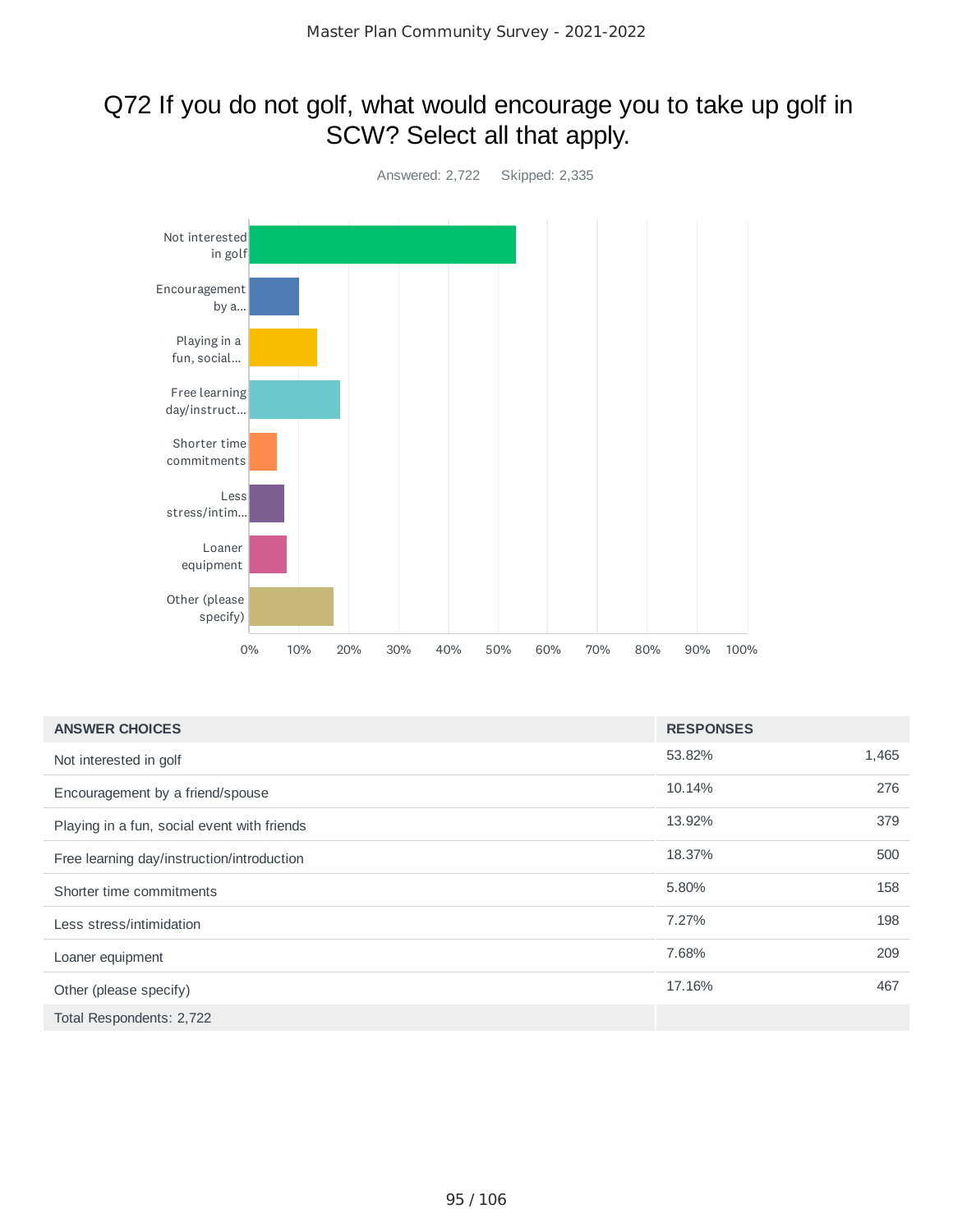# Q72 If you do not golf, what would encourage you to take up golf in SCW? Select all that apply.

Answered: 2,722 Skipped: 2,335

Not interested in golf
Encouragement by a...
Playing in a fun, social...
Free learning day/instruct...
Shorter time commitments
Less stress/intim...
Loaner equipment
Other (please specify)

0% 10% 20% 30% 40% 50% 60% 70% 80% 90% 100%

| ANSWER CHOICES | RESPONSES | |
|---|---|---|
| Not interested in golf | 53.82% | 1,465 |
| Encouragement by a friend/spouse | 10.14% | 276 |
| Playing in a fun, social event with friends | 13.92% | 379 |
| Free learning day/instruction/introduction | 18.37% | 500 |
| Shorter time commitments | 5.80% | 158 |
| Less stress/intimidation | 7.27% | 198 |
| Loaner equipment | 7.68% | 209 |
| Other (please specify) | 17.16% | 467 |
| Total Respondents: 2,722 | | |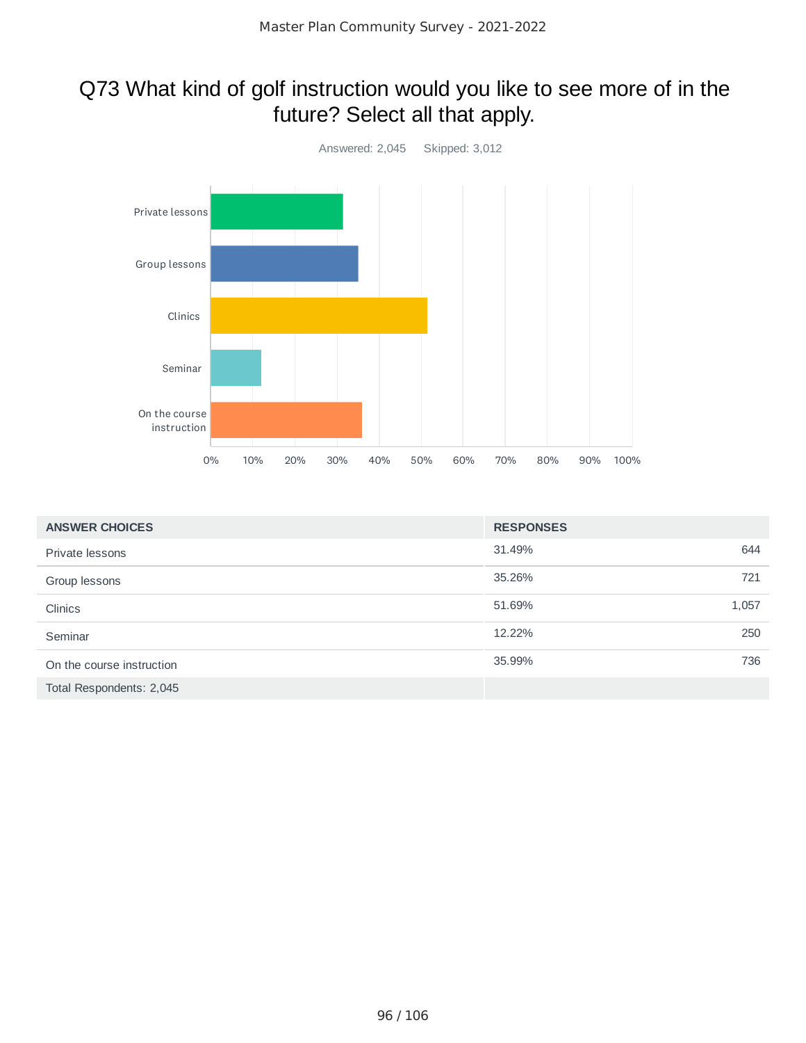## Q73 What kind of golf instruction would you like to see more of in the future? Select all that apply.

Answered: 2,045 Skipped: 3,012

Private lessons
Group lessons
Clinics
Seminar
On the course instruction

0% 10% 20% 30% 40% 50% 60% 70% 80% 90% 100%

| ANSWER CHOICES | RESPONSES | |
|---|---|---|
| Private lessons | 31.49% | 644 |
| Group lessons | 35.26% | 721 |
| Clinics | 51.69% | 1,057 |
| Seminar | 12.22% | 250 |
| On the course instruction | 35.99% | 736 |
| Total Respondents: 2,045 | | |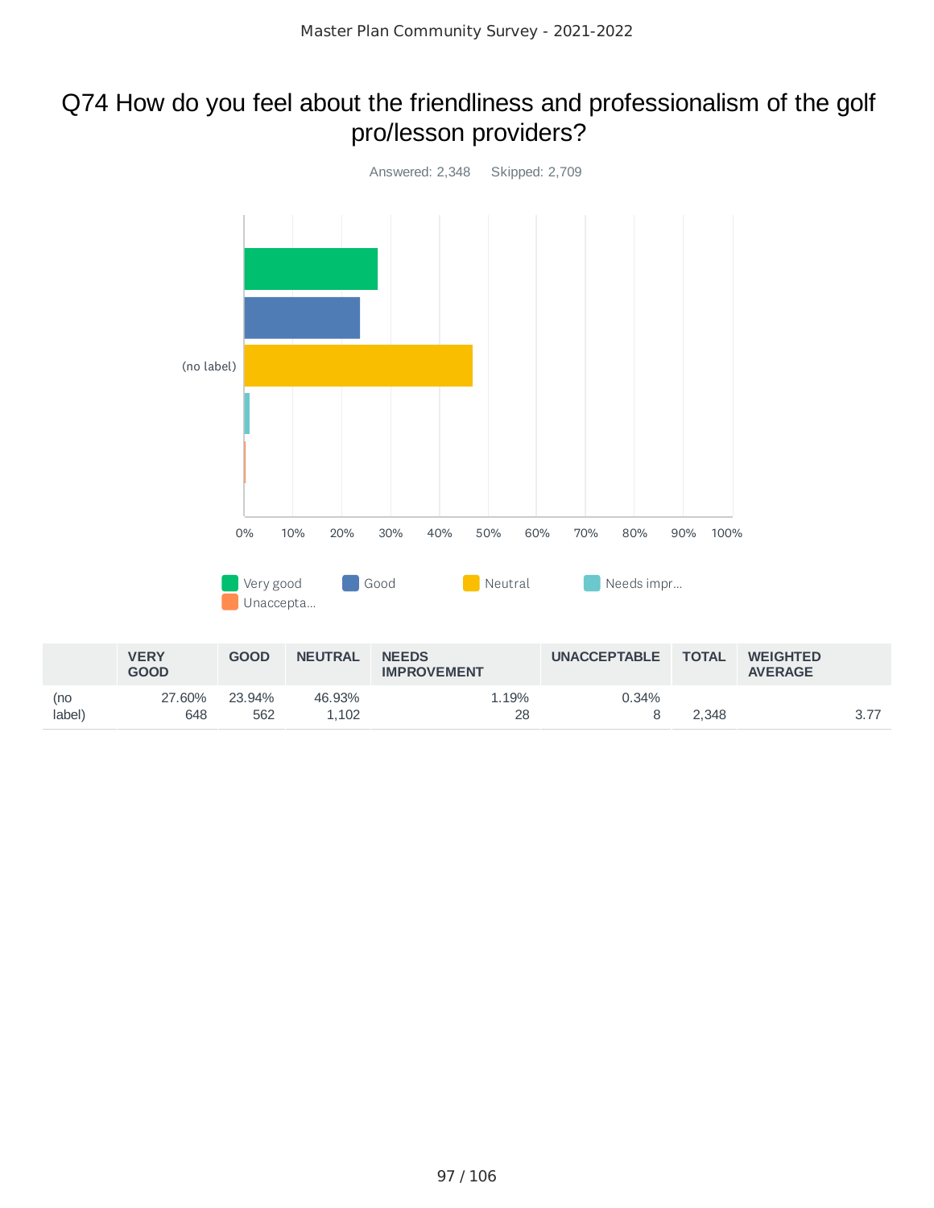# Q74 How do you feel about the friendliness and professionalism of the golf pro/lesson providers?

Answered: 2,348 Skipped: 2,709

(no label)

0% 10% 20% 30% 40% 50% 60% 70% 80% 90% 100%

Very good Good Neutral Needs impr... Unaccepta...

| | VERY GOOD | GOOD | NEUTRAL | NEEDS IMPROVEMENT | UNACCEPTABLE | TOTAL | WEIGHTED AVERAGE |
|---|---|---|---|---|---|---|---|
| (no label) | 27.60%<br>648 | 23.94%<br>562 | 46.93%<br>1,102 | 1.19%<br>28 | 0.34%<br>8 | 2,348 | 3.77 |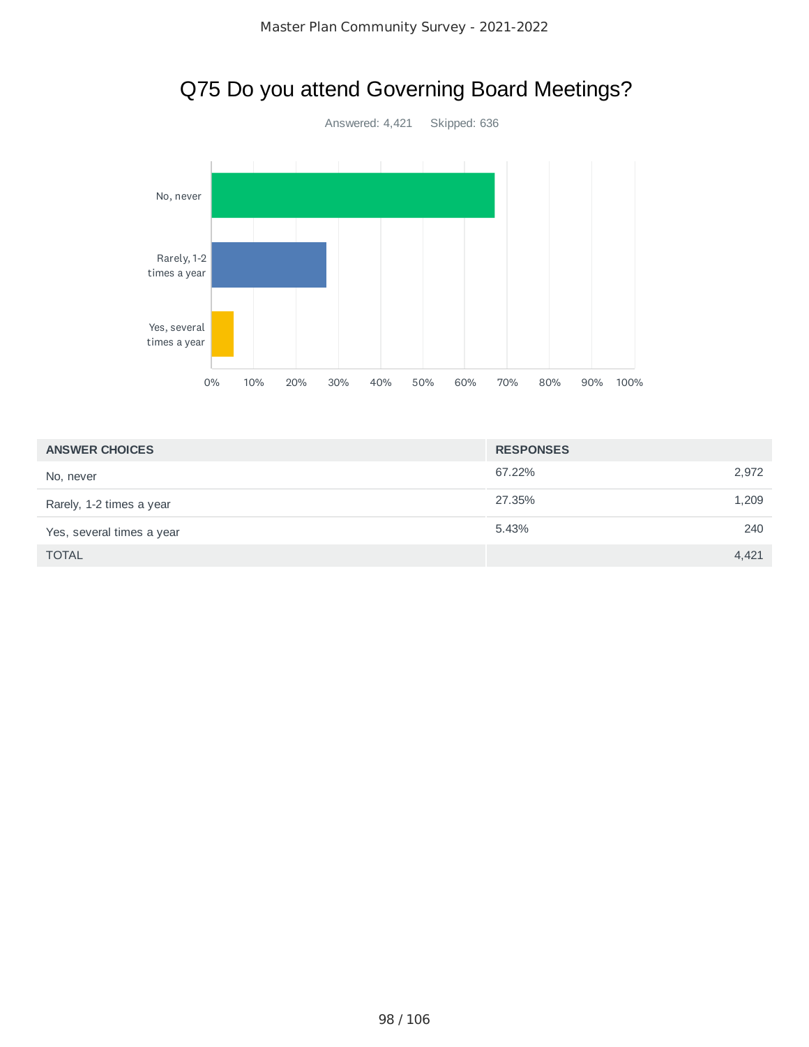## Q75 Do you attend Governing Board Meetings?

Answered: 4,421 Skipped: 636

No, never

Rarely, 1-2 times a year

Yes, several times a year

0% 10% 20% 30% 40% 50% 60% 70% 80% 90% 100%

| ANSWER CHOICES | RESPONSES | |
|---|---|---|
| No, never | 67.22% | 2,972 |
| Rarely, 1-2 times a year | 27.35% | 1,209 |
| Yes, several times a year | 5.43% | 240 |
| TOTAL | | 4,421 |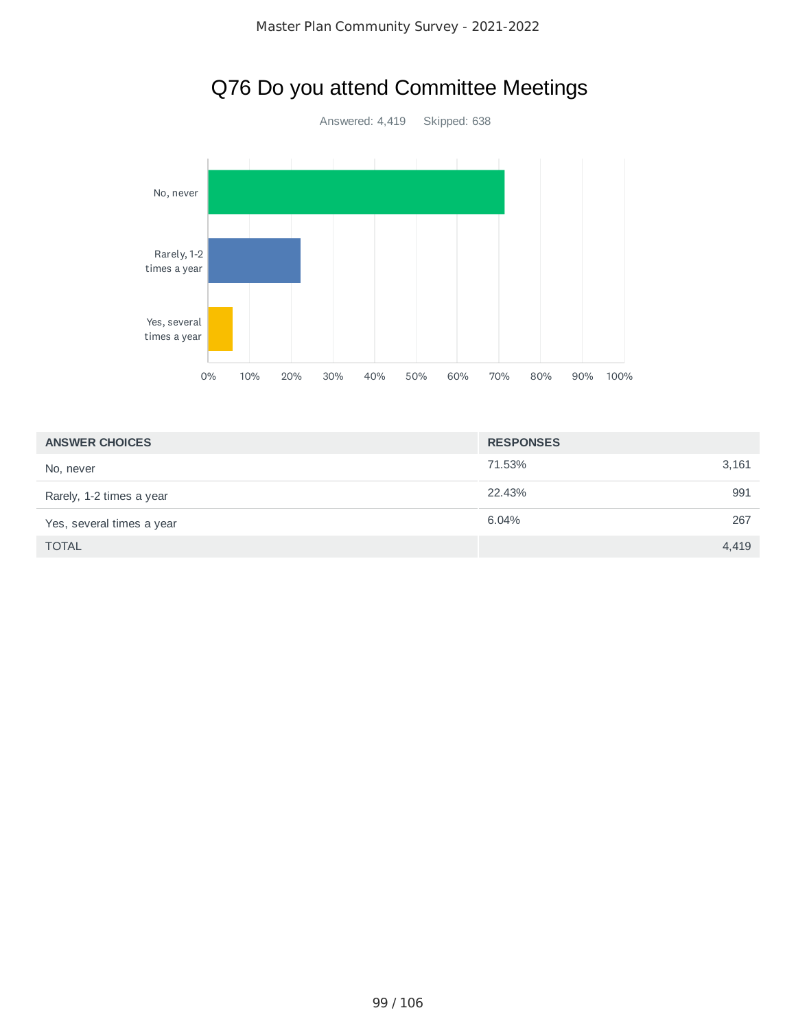# Q76 Do you attend Committee Meetings

Answered: 4,419 Skipped: 638

No, never

Rarely, 1-2 times a year

Yes, several times a year

0% 10% 20% 30% 40% 50% 60% 70% 80% 90% 100%

| ANSWER CHOICES | RESPONSES | |
|---|---|---|
| No, never | 71.53% | 3,161 |
| Rarely, 1-2 times a year | 22.43% | 991 |
| Yes, several times a year | 6.04% | 267 |
| TOTAL | | 4,419 |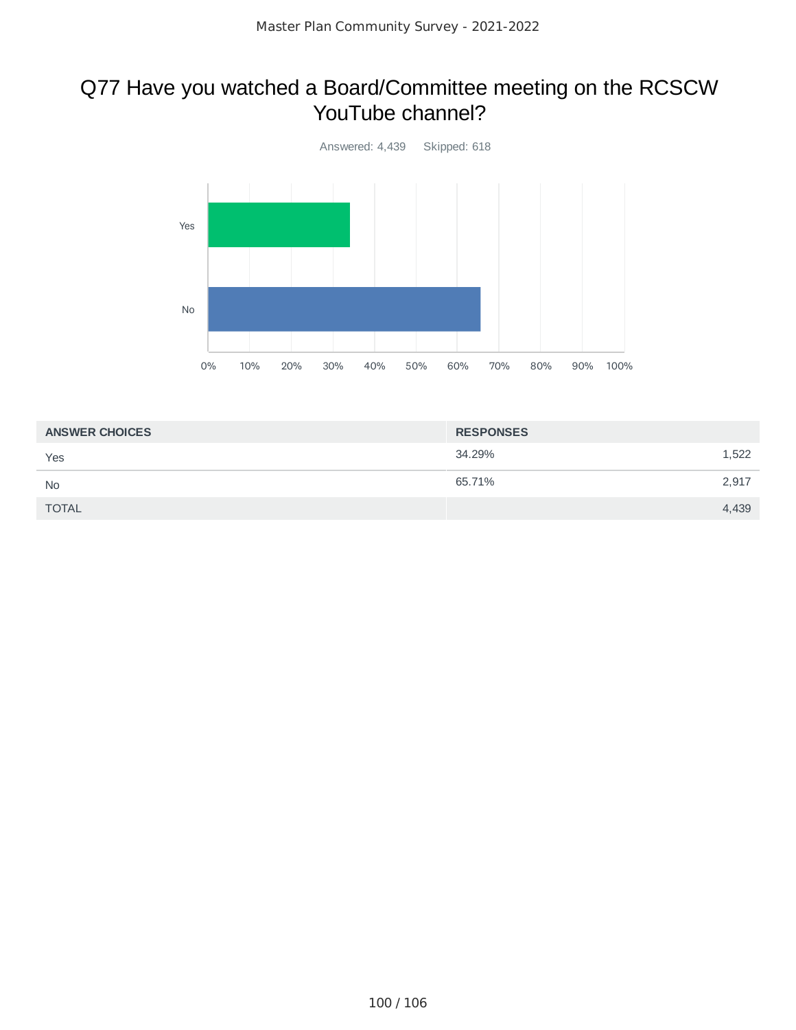# Q77 Have you watched a Board/Committee meeting on the RCSCW YouTube channel?

Answered: 4,439 Skipped: 618

Yes

No

0% 10% 20% 30% 40% 50% 60% 70% 80% 90% 100%

| ANSWER CHOICES | RESPONSES | |
|---|---|---|
| Yes | 34.29% | 1,522 |
| No | 65.71% | 2,917 |
| TOTAL | | 4,439 |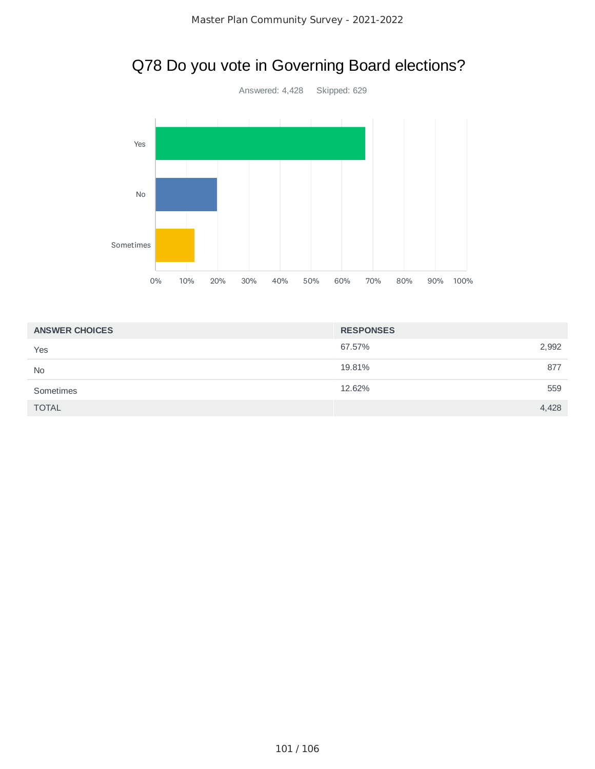# Q78 Do you vote in Governing Board elections?

Answered: 4,428    Skipped: 629

Yes

No

Sometimes

0% 10% 20% 30% 40% 50% 60% 70% 80% 90% 100%

| ANSWER CHOICES | RESPONSES | |
|---|---|---|
| Yes | 67.57% | 2,992 |
| No | 19.81% | 877 |
| Sometimes | 12.62% | 559 |
| TOTAL | | 4,428 |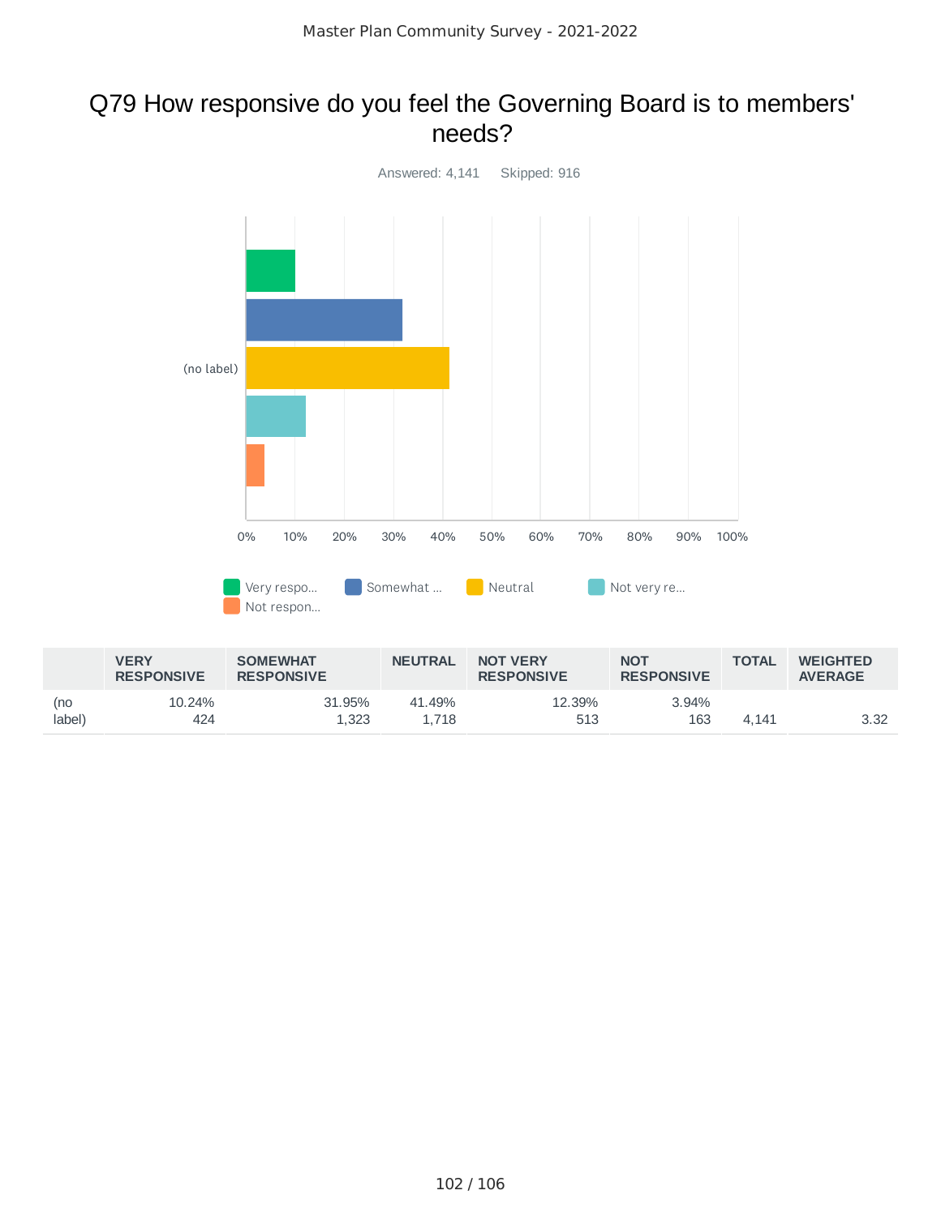# Q79 How responsive do you feel the Governing Board is to members' needs?

Answered: 4,141 Skipped: 916

(no label)

0% 10% 20% 30% 40% 50% 60% 70% 80% 90% 100%

Very respo... Somewhat ... Neutral Not very re... Not respon...

| | VERY RESPONSIVE | SOMEWHAT RESPONSIVE | NEUTRAL | NOT VERY RESPONSIVE | NOT RESPONSIVE | TOTAL | WEIGHTED AVERAGE |
|---|---|---|---|---|---|---|---|
| (no label) | 10.24%<br>424 | 31.95%<br>1,323 | 41.49%<br>1,718 | 12.39%<br>513 | 3.94%<br>163 | 4,141 | 3.32 |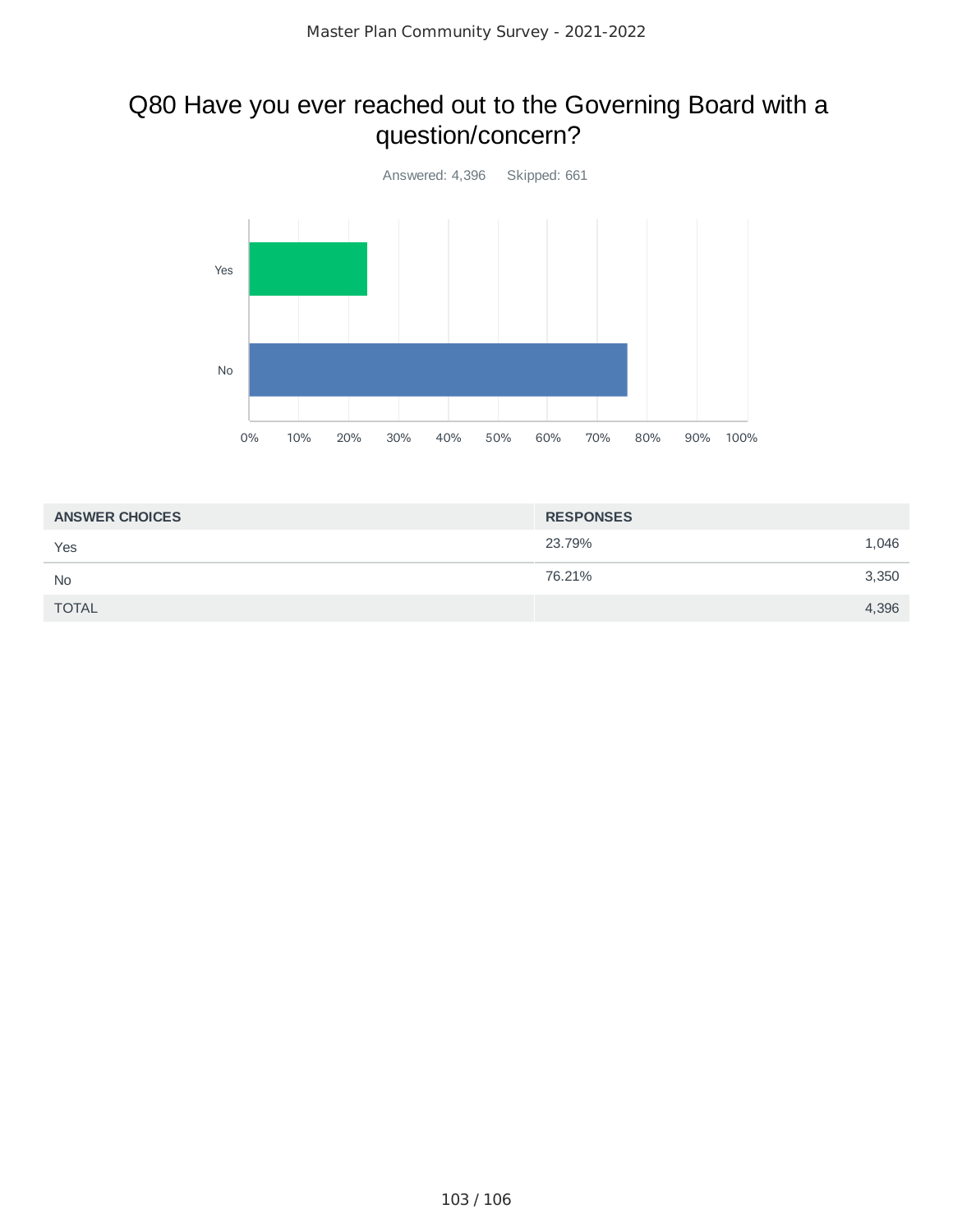## Q80 Have you ever reached out to the Governing Board with a question/concern?

Answered: 4,396    Skipped: 661

Yes

No

0% 10% 20% 30% 40% 50% 60% 70% 80% 90% 100%

| ANSWER CHOICES | RESPONSES | |
|---|---|---|
| Yes | 23.79% | 1,046 |
| No | 76.21% | 3,350 |
| TOTAL | | 4,396 |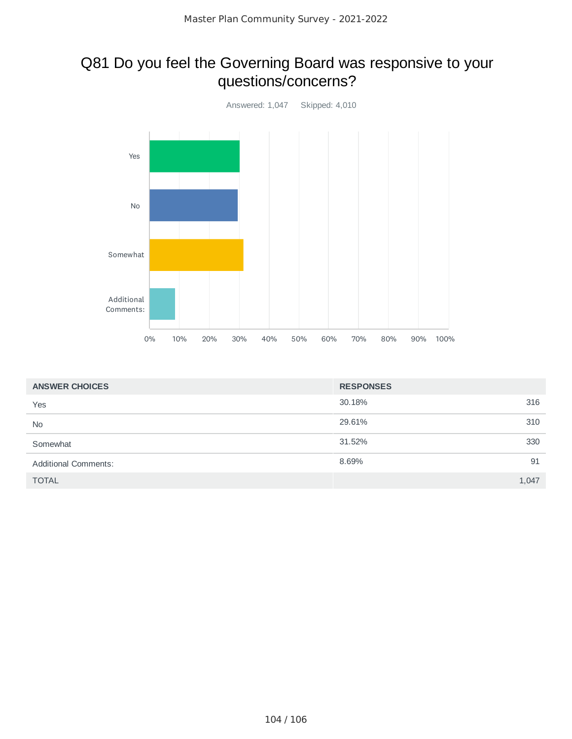# Q81 Do you feel the Governing Board was responsive to your questions/concerns?

Answered: 1,047 Skipped: 4,010

Yes

No

Somewhat

Additional Comments:

0% 10% 20% 30% 40% 50% 60% 70% 80% 90% 100%

| ANSWER CHOICES | RESPONSES | |
|---|---|---|
| Yes | 30.18% | 316 |
| No | 29.61% | 310 |
| Somewhat | 31.52% | 330 |
| Additional Comments: | 8.69% | 91 |
| TOTAL | | 1,047 |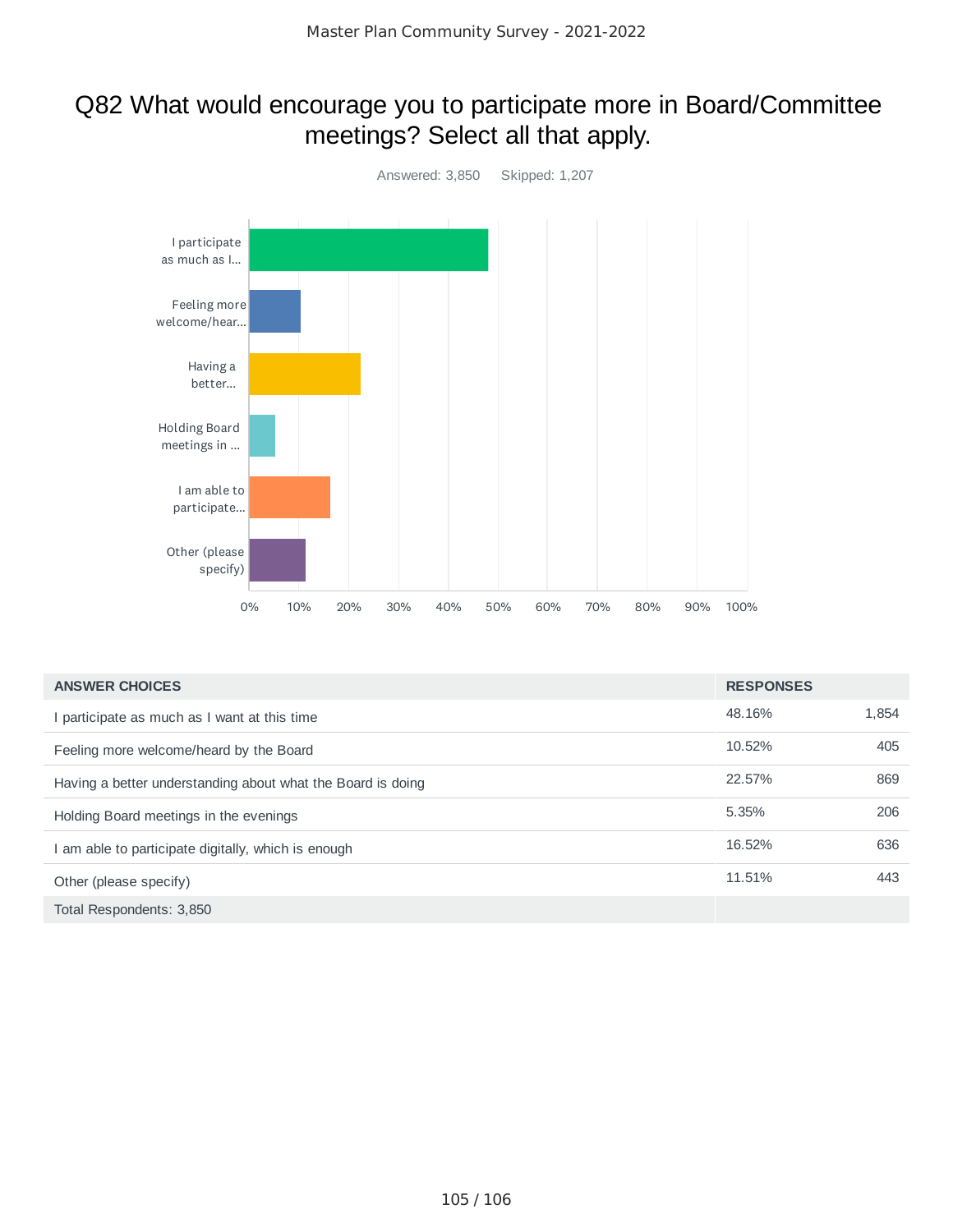# Q82 What would encourage you to participate more in Board/Committee meetings? Select all that apply.

Answered: 3,850 Skipped: 1,207

I participate as much as I...
Feeling more welcome/hear...
Having a better...
Holding Board meetings in ...
I am able to participate...
Other (please specify)

0% 10% 20% 30% 40% 50% 60% 70% 80% 90% 100%

| ANSWER CHOICES | RESPONSES | |
|---|---|---|
| I participate as much as I want at this time | 48.16% | 1,854 |
| Feeling more welcome/heard by the Board | 10.52% | 405 |
| Having a better understanding about what the Board is doing | 22.57% | 869 |
| Holding Board meetings in the evenings | 5.35% | 206 |
| I am able to participate digitally, which is enough | 16.52% | 636 |
| Other (please specify) | 11.51% | 443 |
| Total Respondents: 3,850 | | |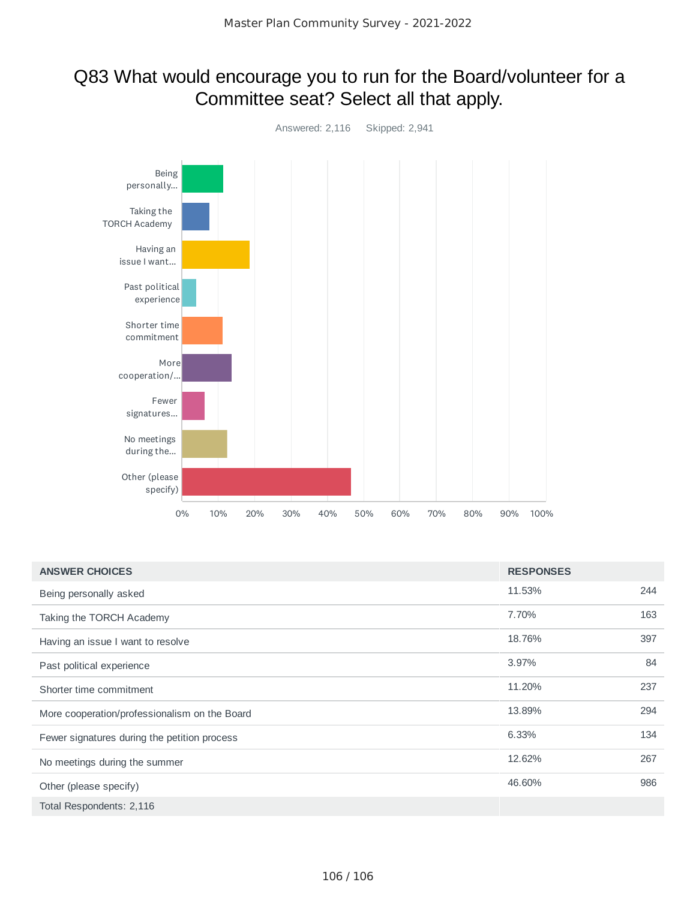# Q83 What would encourage you to run for the Board/volunteer for a Committee seat? Select all that apply.

Answered: 2,116 Skipped: 2,941

Being personally...

Taking the TORCH Academy

Having an issue I want...

Past political experience

Shorter time commitment

More cooperation/...

Fewer signatures...

No meetings during the...

Other (please specify)

0% 10% 20% 30% 40% 50% 60% 70% 80% 90% 100%

| ANSWER CHOICES | RESPONSES | |
|---|---|---|
| Being personally asked | 11.53% | 244 |
| Taking the TORCH Academy | 7.70% | 163 |
| Having an issue I want to resolve | 18.76% | 397 |
| Past political experience | 3.97% | 84 |
| Shorter time commitment | 11.20% | 237 |
| More cooperation/professionalism on the Board | 13.89% | 294 |
| Fewer signatures during the petition process | 6.33% | 134 |
| No meetings during the summer | 12.62% | 267 |
| Other (please specify) | 46.60% | 986 |
| Total Respondents: 2,116 | | |